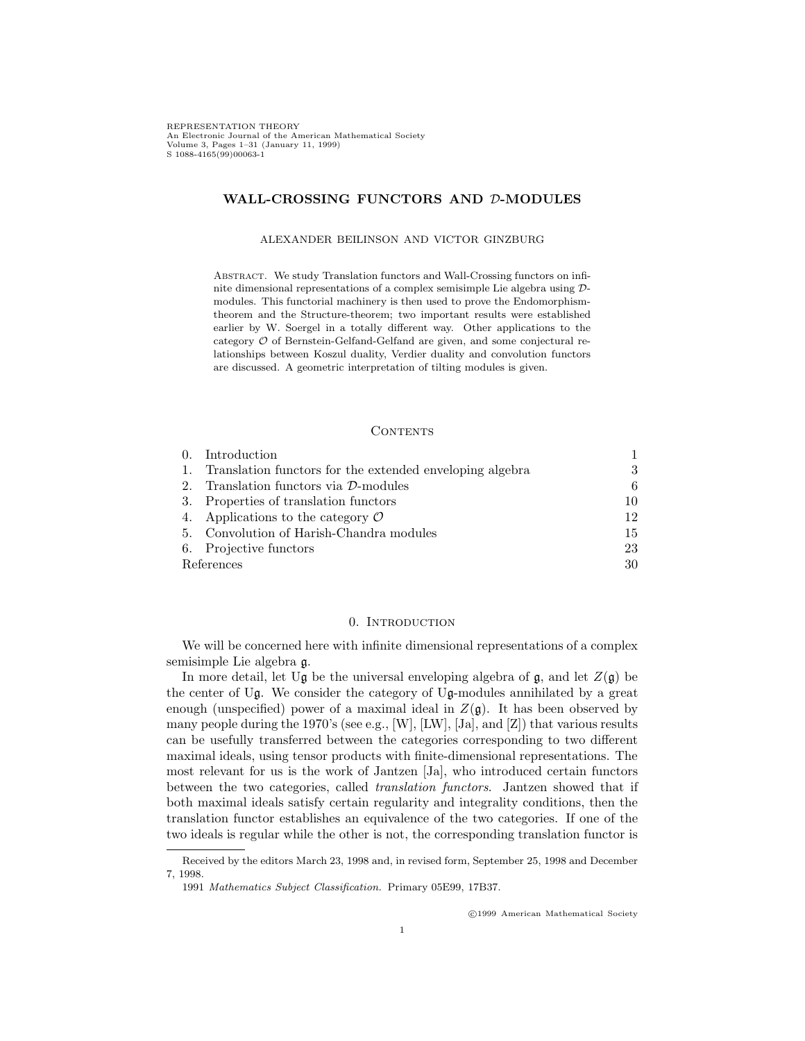REPRESENTATION THEORY
An Electronic Journal of the American Mathematical Society
Volume 3, Pages 1–31 (January 11, 1999)
S 1088-4165(99)00063-1

# WALL-CROSSING FUNCTORS AND $\mathcal{D}$-MODULES

ALEXANDER BEILINSON AND VICTOR GINZBURG

Abstract. We study Translation functors and Wall-Crossing functors on infinite dimensional representations of a complex semisimple Lie algebra using $\mathcal{D}$-modules. This functorial machinery is then used to prove the Endomorphism-theorem and the Structure-theorem; two important results were established earlier by W. Soergel in a totally different way. Other applications to the category $\mathcal{O}$ of Bernstein-Gelfand-Gelfand are given, and some conjectural relationships between Koszul duality, Verdier duality and convolution functors are discussed. A geometric interpretation of tilting modules is given.

## Contents

| | | |
|---|---|---|
| 0. | Introduction | 1 |
| 1. | Translation functors for the extended enveloping algebra | 3 |
| 2. | Translation functors via $\mathcal{D}$-modules | 6 |
| 3. | Properties of translation functors | 10 |
| 4. | Applications to the category $\mathcal{O}$ | 12 |
| 5. | Convolution of Harish-Chandra modules | 15 |
| 6. | Projective functors | 23 |
| | References | 30 |

## 0. Introduction

We will be concerned here with infinite dimensional representations of a complex semisimple Lie algebra $\mathfrak{g}$.

In more detail, let $\mathrm{U}\mathfrak{g}$ be the universal enveloping algebra of $\mathfrak{g}$, and let $Z(\mathfrak{g})$ be the center of $\mathrm{U}\mathfrak{g}$. We consider the category of $\mathrm{U}\mathfrak{g}$-modules annihilated by a great enough (unspecified) power of a maximal ideal in $Z(\mathfrak{g})$. It has been observed by many people during the 1970's (see e.g., [W], [LW], [Ja], and [Z]) that various results can be usefully transferred between the categories corresponding to two different maximal ideals, using tensor products with finite-dimensional representations. The most relevant for us is the work of Jantzen [Ja], who introduced certain functors between the two categories, called *translation functors*. Jantzen showed that if both maximal ideals satisfy certain regularity and integrality conditions, then the translation functor establishes an equivalence of the two categories. If one of the two ideals is regular while the other is not, the corresponding translation functor is

---

Received by the editors March 23, 1998 and, in revised form, September 25, 1998 and December 7, 1998.

1991 *Mathematics Subject Classification.* Primary 05E99, 17B37.

©1999 American Mathematical Society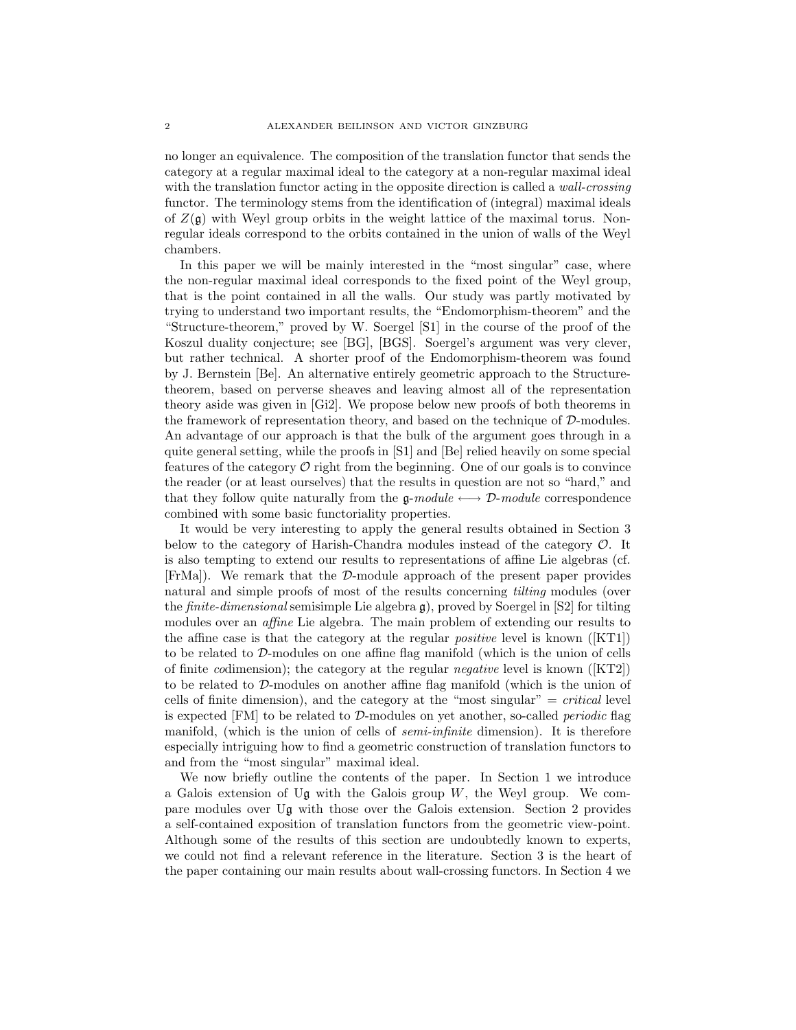no longer an equivalence. The composition of the translation functor that sends the category at a regular maximal ideal to the category at a non-regular maximal ideal with the translation functor acting in the opposite direction is called a *wall-crossing* functor. The terminology stems from the identification of (integral) maximal ideals of $Z(\mathfrak{g})$ with Weyl group orbits in the weight lattice of the maximal torus. Non-regular ideals correspond to the orbits contained in the union of walls of the Weyl chambers.

In this paper we will be mainly interested in the "most singular" case, where the non-regular maximal ideal corresponds to the fixed point of the Weyl group, that is the point contained in all the walls. Our study was partly motivated by trying to understand two important results, the "Endomorphism-theorem" and the "Structure-theorem," proved by W. Soergel [S1] in the course of the proof of the Koszul duality conjecture; see [BG], [BGS]. Soergel's argument was very clever, but rather technical. A shorter proof of the Endomorphism-theorem was found by J. Bernstein [Be]. An alternative entirely geometric approach to the Structure-theorem, based on perverse sheaves and leaving almost all of the representation theory aside was given in [Gi2]. We propose below new proofs of both theorems in the framework of representation theory, and based on the technique of $\mathcal{D}$-modules. An advantage of our approach is that the bulk of the argument goes through in a quite general setting, while the proofs in [S1] and [Be] relied heavily on some special features of the category $\mathcal{O}$ right from the beginning. One of our goals is to convince the reader (or at least ourselves) that the results in question are not so "hard," and that they follow quite naturally from the $\mathfrak{g}$-*module* $\longleftrightarrow$ $\mathcal{D}$-*module* correspondence combined with some basic functoriality properties.

It would be very interesting to apply the general results obtained in Section 3 below to the category of Harish-Chandra modules instead of the category $\mathcal{O}$. It is also tempting to extend our results to representations of affine Lie algebras (cf. [FrMa]). We remark that the $\mathcal{D}$-module approach of the present paper provides natural and simple proofs of most of the results concerning *tilting* modules (over the *finite-dimensional* semisimple Lie algebra $\mathfrak{g}$), proved by Soergel in [S2] for tilting modules over an *affine* Lie algebra. The main problem of extending our results to the affine case is that the category at the regular *positive* level is known ([KT1]) to be related to $\mathcal{D}$-modules on one affine flag manifold (which is the union of cells of finite *co*dimension); the category at the regular *negative* level is known ([KT2]) to be related to $\mathcal{D}$-modules on another affine flag manifold (which is the union of cells of finite dimension), and the category at the "most singular" = *critical* level is expected [FM] to be related to $\mathcal{D}$-modules on yet another, so-called *periodic* flag manifold, (which is the union of cells of *semi-infinite* dimension). It is therefore especially intriguing how to find a geometric construction of translation functors to and from the "most singular" maximal ideal.

We now briefly outline the contents of the paper. In Section 1 we introduce a Galois extension of $\mathrm{U}\mathfrak{g}$ with the Galois group $W$, the Weyl group. We compare modules over $\mathrm{U}\mathfrak{g}$ with those over the Galois extension. Section 2 provides a self-contained exposition of translation functors from the geometric view-point. Although some of the results of this section are undoubtedly known to experts, we could not find a relevant reference in the literature. Section 3 is the heart of the paper containing our main results about wall-crossing functors. In Section 4 we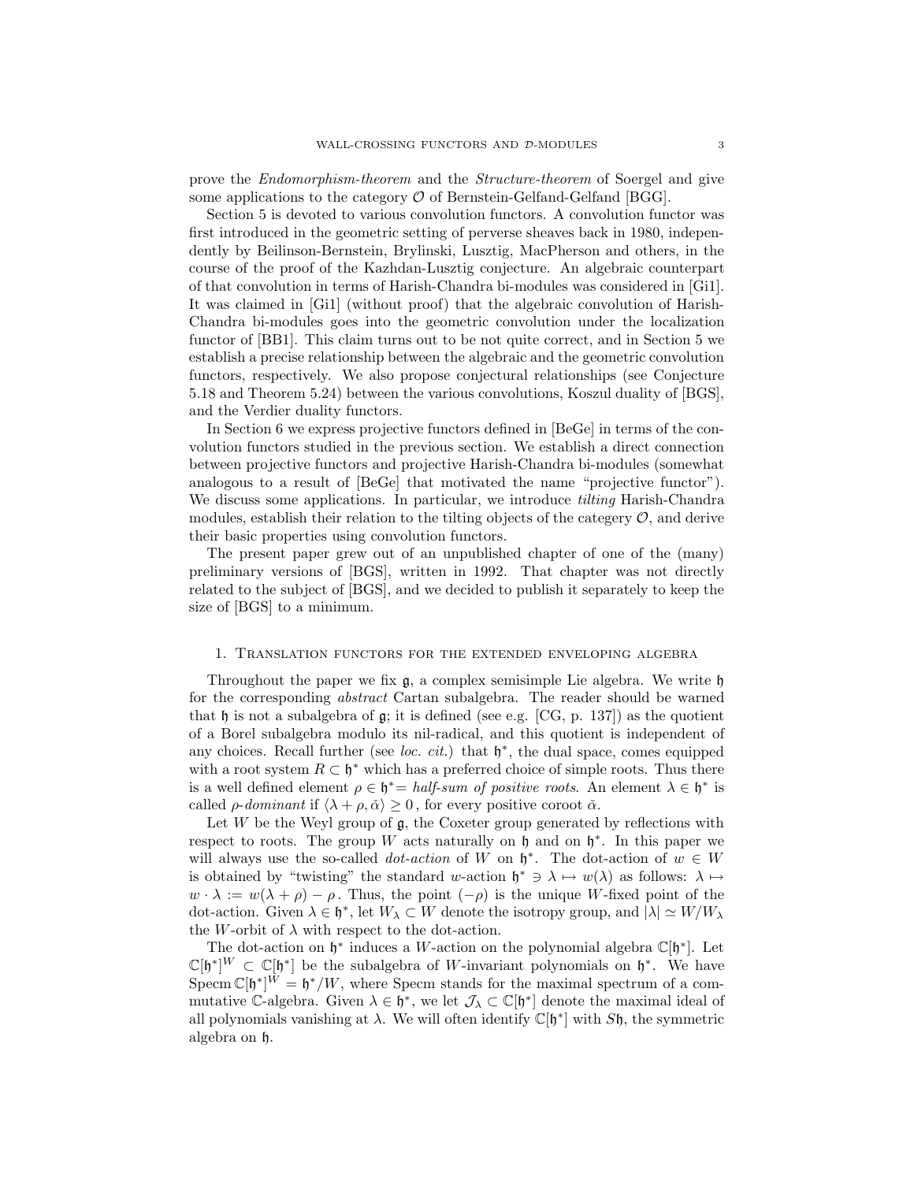prove the *Endomorphism-theorem* and the *Structure-theorem* of Soergel and give some applications to the category $\mathcal{O}$ of Bernstein-Gelfand-Gelfand [BGG].

Section 5 is devoted to various convolution functors. A convolution functor was first introduced in the geometric setting of perverse sheaves back in 1980, independently by Beilinson-Bernstein, Brylinski, Lusztig, MacPherson and others, in the course of the proof of the Kazhdan-Lusztig conjecture. An algebraic counterpart of that convolution in terms of Harish-Chandra bi-modules was considered in [Gi1]. It was claimed in [Gi1] (without proof) that the algebraic convolution of Harish-Chandra bi-modules goes into the geometric convolution under the localization functor of [BB1]. This claim turns out to be not quite correct, and in Section 5 we establish a precise relationship between the algebraic and the geometric convolution functors, respectively. We also propose conjectural relationships (see Conjecture 5.18 and Theorem 5.24) between the various convolutions, Koszul duality of [BGS], and the Verdier duality functors.

In Section 6 we express projective functors defined in [BeGe] in terms of the convolution functors studied in the previous section. We establish a direct connection between projective functors and projective Harish-Chandra bi-modules (somewhat analogous to a result of [BeGe] that motivated the name "projective functor"). We discuss some applications. In particular, we introduce *tilting* Harish-Chandra modules, establish their relation to the tilting objects of the category $\mathcal{O}$, and derive their basic properties using convolution functors.

The present paper grew out of an unpublished chapter of one of the (many) preliminary versions of [BGS], written in 1992. That chapter was not directly related to the subject of [BGS], and we decided to publish it separately to keep the size of [BGS] to a minimum.

## 1. Translation functors for the extended enveloping algebra

Throughout the paper we fix $\mathfrak{g}$, a complex semisimple Lie algebra. We write $\mathfrak{h}$ for the corresponding *abstract* Cartan subalgebra. The reader should be warned that $\mathfrak{h}$ is not a subalgebra of $\mathfrak{g}$; it is defined (see e.g. [CG, p. 137]) as the quotient of a Borel subalgebra modulo its nil-radical, and this quotient is independent of any choices. Recall further (see *loc. cit.*) that $\mathfrak{h}^*$, the dual space, comes equipped with a root system $R \subset \mathfrak{h}^*$ which has a preferred choice of simple roots. Thus there is a well defined element $\rho \in \mathfrak{h}^*=$ *half-sum of positive roots*. An element $\lambda \in \mathfrak{h}^*$ is called *$\rho$-dominant* if $\langle \lambda + \rho, \check{\alpha}\rangle \geq 0$, for every positive coroot $\check{\alpha}$.

Let $W$ be the Weyl group of $\mathfrak{g}$, the Coxeter group generated by reflections with respect to roots. The group $W$ acts naturally on $\mathfrak{h}$ and on $\mathfrak{h}^*$. In this paper we will always use the so-called *dot-action* of $W$ on $\mathfrak{h}^*$. The dot-action of $w \in W$ is obtained by "twisting" the standard $w$-action $\mathfrak{h}^* \ni \lambda \mapsto w(\lambda)$ as follows: $\lambda \mapsto w \cdot \lambda := w(\lambda + \rho) - \rho$. Thus, the point $(-\rho)$ is the unique $W$-fixed point of the dot-action. Given $\lambda \in \mathfrak{h}^*$, let $W_\lambda \subset W$ denote the isotropy group, and $|\lambda| \simeq W/W_\lambda$ the $W$-orbit of $\lambda$ with respect to the dot-action.

The dot-action on $\mathfrak{h}^*$ induces a $W$-action on the polynomial algebra $\mathbb{C}[\mathfrak{h}^*]$. Let $\mathbb{C}[\mathfrak{h}^*]^W \subset \mathbb{C}[\mathfrak{h}^*]$ be the subalgebra of $W$-invariant polynomials on $\mathfrak{h}^*$. We have $\operatorname{Specm} \mathbb{C}[\mathfrak{h}^*]^W = \mathfrak{h}^*/W$, where Specm stands for the maximal spectrum of a commutative $\mathbb{C}$-algebra. Given $\lambda \in \mathfrak{h}^*$, we let $\mathcal{J}_\lambda \subset \mathbb{C}[\mathfrak{h}^*]$ denote the maximal ideal of all polynomials vanishing at $\lambda$. We will often identify $\mathbb{C}[\mathfrak{h}^*]$ with $S\mathfrak{h}$, the symmetric algebra on $\mathfrak{h}$.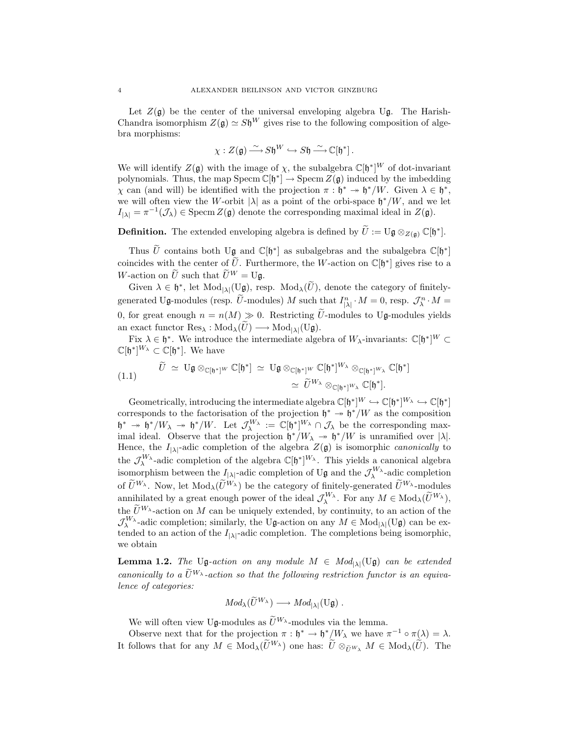Let $Z(\mathfrak{g})$ be the center of the universal enveloping algebra $\mathrm{U}\mathfrak{g}$. The Harish-Chandra isomorphism $Z(\mathfrak{g}) \simeq S\mathfrak{h}^W$ gives rise to the following composition of algebra morphisms:

$$\chi : Z(\mathfrak{g}) \xrightarrow{\sim} S\mathfrak{h}^W \hookrightarrow S\mathfrak{h} \xrightarrow{\sim} \mathbb{C}[\mathfrak{h}^*] .$$

We will identify $Z(\mathfrak{g})$ with the image of $\chi$, the subalgebra $\mathbb{C}[\mathfrak{h}^*]^W$ of dot-invariant polynomials. Thus, the map $\operatorname{Specm} \mathbb{C}[\mathfrak{h}^*] \to \operatorname{Specm} Z(\mathfrak{g})$ induced by the imbedding $\chi$ can (and will) be identified with the projection $\pi : \mathfrak{h}^* \twoheadrightarrow \mathfrak{h}^*/W$. Given $\lambda \in \mathfrak{h}^*$, we will often view the $W$-orbit $|\lambda|$ as a point of the orbi-space $\mathfrak{h}^*/W$, and we let $I_{|\lambda|} = \pi^{-1}(\mathcal{J}_\lambda) \in \operatorname{Specm} Z(\mathfrak{g})$ denote the corresponding maximal ideal in $Z(\mathfrak{g})$.

**Definition.** The extended enveloping algebra is defined by $\widetilde{U} := \mathrm{U}\mathfrak{g} \otimes_{Z(\mathfrak{g})} \mathbb{C}[\mathfrak{h}^*]$.

Thus $\widetilde{U}$ contains both $\mathrm{U}\mathfrak{g}$ and $\mathbb{C}[\mathfrak{h}^*]$ as subalgebras and the subalgebra $\mathbb{C}[\mathfrak{h}^*]$ coincides with the center of $\widetilde{U}$. Furthermore, the $W$-action on $\mathbb{C}[\mathfrak{h}^*]$ gives rise to a $W$-action on $\widetilde{U}$ such that $\widetilde{U}^W = \mathrm{U}\mathfrak{g}$.

Given $\lambda \in \mathfrak{h}^*$, let $\operatorname{Mod}_{|\lambda|}(\mathrm{U}\mathfrak{g})$, resp. $\operatorname{Mod}_\lambda(\widetilde{U})$, denote the category of finitely-generated $\mathrm{U}\mathfrak{g}$-modules (resp. $\widetilde{U}$-modules) $M$ such that $I_{|\lambda|}^n \cdot M = 0$, resp. $\mathcal{J}_\lambda^n \cdot M = 0$, for great enough $n = n(M) \gg 0$. Restricting $\widetilde{U}$-modules to $\mathrm{U}\mathfrak{g}$-modules yields an exact functor $\operatorname{Res}_\lambda : \operatorname{Mod}_\lambda(\widetilde{U}) \longrightarrow \operatorname{Mod}_{|\lambda|}(\mathrm{U}\mathfrak{g})$.

Fix $\lambda \in \mathfrak{h}^*$. We introduce the intermediate algebra of $W_\lambda$-invariants: $\mathbb{C}[\mathfrak{h}^*]^W \subset \mathbb{C}[\mathfrak{h}^*]^{W_\lambda} \subset \mathbb{C}[\mathfrak{h}^*]$. We have

$$\begin{aligned} \widetilde{U} \;\simeq\; \mathrm{U}\mathfrak{g} \otimes_{\mathbb{C}[\mathfrak{h}^*]^W} \mathbb{C}[\mathfrak{h}^*] \;&\simeq\; \mathrm{U}\mathfrak{g} \otimes_{\mathbb{C}[\mathfrak{h}^*]^W} \mathbb{C}[\mathfrak{h}^*]^{W_\lambda} \otimes_{\mathbb{C}[\mathfrak{h}^*]^{W_\lambda}} \mathbb{C}[\mathfrak{h}^*] \\ &\simeq\; \widetilde{U}^{W_\lambda} \otimes_{\mathbb{C}[\mathfrak{h}^*]^{W_\lambda}} \mathbb{C}[\mathfrak{h}^*]. \end{aligned} \tag{1.1}$$

Geometrically, introducing the intermediate algebra $\mathbb{C}[\mathfrak{h}^*]^W \hookrightarrow \mathbb{C}[\mathfrak{h}^*]^{W_\lambda} \hookrightarrow \mathbb{C}[\mathfrak{h}^*]$ corresponds to the factorisation of the projection $\mathfrak{h}^* \twoheadrightarrow \mathfrak{h}^*/W$ as the composition $\mathfrak{h}^* \twoheadrightarrow \mathfrak{h}^*/W_\lambda \twoheadrightarrow \mathfrak{h}^*/W$. Let $\mathcal{J}_\lambda^{W_\lambda} := \mathbb{C}[\mathfrak{h}^*]^{W_\lambda} \cap \mathcal{J}_\lambda$ be the corresponding maximal ideal. Observe that the projection $\mathfrak{h}^*/W_\lambda \twoheadrightarrow \mathfrak{h}^*/W$ is unramified over $|\lambda|$. Hence, the $I_{|\lambda|}$-adic completion of the algebra $Z(\mathfrak{g})$ is isomorphic *canonically* to the $\mathcal{J}_\lambda^{W_\lambda}$-adic completion of the algebra $\mathbb{C}[\mathfrak{h}^*]^{W_\lambda}$. This yields a canonical algebra isomorphism between the $I_{|\lambda|}$-adic completion of $\mathrm{U}\mathfrak{g}$ and the $\mathcal{J}_\lambda^{W_\lambda}$-adic completion of $\widetilde{U}^{W_\lambda}$. Now, let $\operatorname{Mod}_\lambda(\widetilde{U}^{W_\lambda})$ be the category of finitely-generated $\widetilde{U}^{W_\lambda}$-modules annihilated by a great enough power of the ideal $\mathcal{J}_\lambda^{W_\lambda}$. For any $M \in \operatorname{Mod}_\lambda(\widetilde{U}^{W_\lambda})$, the $\widetilde{U}^{W_\lambda}$-action on $M$ can be uniquely extended, by continuity, to an action of the $\mathcal{J}_\lambda^{W_\lambda}$-adic completion; similarly, the $\mathrm{U}\mathfrak{g}$-action on any $M \in \operatorname{Mod}_{|\lambda|}(\mathrm{U}\mathfrak{g})$ can be extended to an action of the $I_{|\lambda|}$-adic completion. The completions being isomorphic, we obtain

**Lemma 1.2.** *The $\mathrm{U}\mathfrak{g}$-action on any module $M \in Mod_{|\lambda|}(\mathrm{U}\mathfrak{g})$ can be extended canonically to a $\widetilde{U}^{W_\lambda}$-action so that the following restriction functor is an equivalence of categories:*

$$Mod_\lambda(\widetilde{U}^{W_\lambda}) \longrightarrow Mod_{|\lambda|}(\mathrm{U}\mathfrak{g}) .$$

We will often view $\mathrm{U}\mathfrak{g}$-modules as $\widetilde{U}^{W_\lambda}$-modules via the lemma.

Observe next that for the projection $\pi : \mathfrak{h}^* \to \mathfrak{h}^*/W_\lambda$ we have $\pi^{-1} \circ \pi(\lambda) = \lambda$. It follows that for any $M \in \operatorname{Mod}_\lambda(\widetilde{U}^{W_\lambda})$ one has: $\widetilde{U} \otimes_{\widetilde{U}^{W_\lambda}} M \in \operatorname{Mod}_\lambda(\widetilde{U})$. The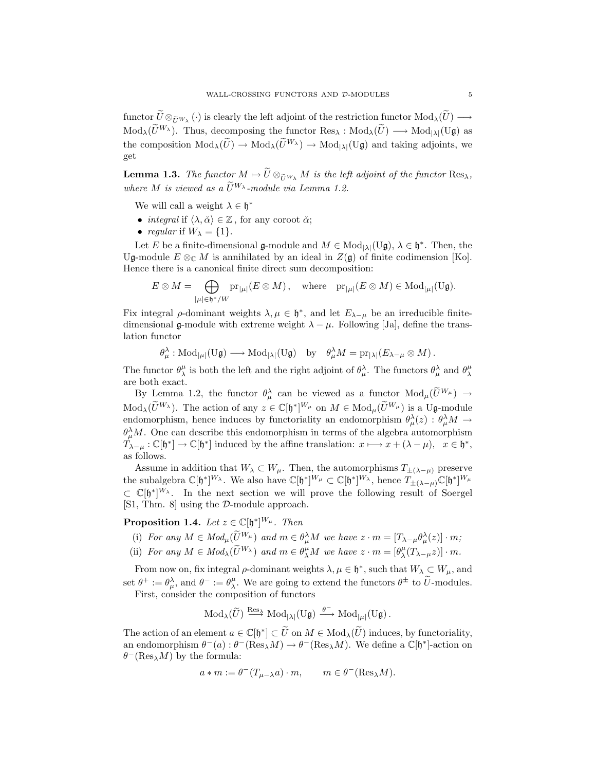functor $\widetilde{U} \otimes_{\widetilde{U}^{W_\lambda}} (\cdot)$ is clearly the left adjoint of the restriction functor $\mathrm{Mod}_\lambda(\widetilde{U}) \longrightarrow \mathrm{Mod}_\lambda(\widetilde{U}^{W_\lambda})$. Thus, decomposing the functor $\mathrm{Res}_\lambda : \mathrm{Mod}_\lambda(\widetilde{U}) \longrightarrow \mathrm{Mod}_{|\lambda|}(\mathrm{U}\mathfrak{g})$ as the composition $\mathrm{Mod}_\lambda(\widetilde{U}) \to \mathrm{Mod}_\lambda(\widetilde{U}^{W_\lambda}) \to \mathrm{Mod}_{|\lambda|}(\mathrm{U}\mathfrak{g})$ and taking adjoints, we get

**Lemma 1.3.** *The functor $M \mapsto \widetilde{U} \otimes_{\widetilde{U}^{W_\lambda}} M$ is the left adjoint of the functor $\mathrm{Res}_\lambda$, where $M$ is viewed as a $\widetilde{U}^{W_\lambda}$-module via Lemma 1.2.*

We will call a weight $\lambda \in \mathfrak{h}^*$

- *integral* if $\langle \lambda, \check{\alpha} \rangle \in \mathbb{Z}$, for any coroot $\check{\alpha}$;
- *regular* if $W_\lambda = \{1\}$.

Let $E$ be a finite-dimensional $\mathfrak{g}$-module and $M \in \mathrm{Mod}_{|\lambda|}(\mathrm{U}\mathfrak{g})$, $\lambda \in \mathfrak{h}^*$. Then, the $\mathrm{U}\mathfrak{g}$-module $E \otimes_{\mathbb{C}} M$ is annihilated by an ideal in $Z(\mathfrak{g})$ of finite codimension [Ko]. Hence there is a canonical finite direct sum decomposition:

$$E \otimes M = \bigoplus_{|\mu| \in \mathfrak{h}^*/W} \mathrm{pr}_{|\mu|}(E \otimes M), \quad \text{where} \quad \mathrm{pr}_{|\mu|}(E \otimes M) \in \mathrm{Mod}_{|\mu|}(\mathrm{U}\mathfrak{g}).$$

Fix integral $\rho$-dominant weights $\lambda, \mu \in \mathfrak{h}^*$, and let $E_{\lambda-\mu}$ be an irreducible finite-dimensional $\mathfrak{g}$-module with extreme weight $\lambda - \mu$. Following [Ja], define the translation functor

$$\theta_\mu^\lambda : \mathrm{Mod}_{|\mu|}(\mathrm{U}\mathfrak{g}) \longrightarrow \mathrm{Mod}_{|\lambda|}(\mathrm{U}\mathfrak{g}) \quad \text{by} \quad \theta_\mu^\lambda M = \mathrm{pr}_{|\lambda|}(E_{\lambda-\mu} \otimes M).$$

The functor $\theta_\lambda^\mu$ is both the left and the right adjoint of $\theta_\mu^\lambda$. The functors $\theta_\mu^\lambda$ and $\theta_\lambda^\mu$ are both exact.

By Lemma 1.2, the functor $\theta_\mu^\lambda$ can be viewed as a functor $\mathrm{Mod}_\mu(\widetilde{U}^{W_\mu}) \to \mathrm{Mod}_\lambda(\widetilde{U}^{W_\lambda})$. The action of any $z \in \mathbb{C}[\mathfrak{h}^*]^{W_\mu}$ on $M \in \mathrm{Mod}_\mu(\widetilde{U}^{W_\mu})$ is a $\mathrm{U}\mathfrak{g}$-module endomorphism, hence induces by functoriality an endomorphism $\theta_\mu^\lambda(z) : \theta_\mu^\lambda M \to \theta_\mu^\lambda M$. One can describe this endomorphism in terms of the algebra automorphism $T_{\lambda-\mu} : \mathbb{C}[\mathfrak{h}^*] \to \mathbb{C}[\mathfrak{h}^*]$ induced by the affine translation: $x \longmapsto x + (\lambda - \mu)$, $x \in \mathfrak{h}^*$, as follows.

Assume in addition that $W_\lambda \subset W_\mu$. Then, the automorphisms $T_{\pm(\lambda-\mu)}$ preserve the subalgebra $\mathbb{C}[\mathfrak{h}^*]^{W_\lambda}$. We also have $\mathbb{C}[\mathfrak{h}^*]^{W_\mu} \subset \mathbb{C}[\mathfrak{h}^*]^{W_\lambda}$, hence $T_{\pm(\lambda-\mu)}\mathbb{C}[\mathfrak{h}^*]^{W_\mu} \subset \mathbb{C}[\mathfrak{h}^*]^{W_\lambda}$. In the next section we will prove the following result of Soergel [S1, Thm. 8] using the $\mathcal{D}$-module approach.

**Proposition 1.4.** *Let $z \in \mathbb{C}[\mathfrak{h}^*]^{W_\mu}$. Then*

(i) *For any $M \in Mod_\mu(\widetilde{U}^{W_\mu})$ and $m \in \theta_\mu^\lambda M$ we have $z \cdot m = [T_{\lambda-\mu}\theta_\mu^\lambda(z)] \cdot m$;*

(ii) *For any $M \in Mod_\lambda(\widetilde{U}^{W_\lambda})$ and $m \in \theta_\lambda^\mu M$ we have $z \cdot m = [\theta_\lambda^\mu(T_{\lambda-\mu}z)] \cdot m$.*

From now on, fix integral $\rho$-dominant weights $\lambda, \mu \in \mathfrak{h}^*$, such that $W_\lambda \subset W_\mu$, and set $\theta^+ := \theta_\mu^\lambda$, and $\theta^- := \theta_\lambda^\mu$. We are going to extend the functors $\theta^\pm$ to $\widetilde{U}$-modules.

First, consider the composition of functors

$$\mathrm{Mod}_\lambda(\widetilde{U}) \xrightarrow{\mathrm{Res}_\lambda} \mathrm{Mod}_{|\lambda|}(\mathrm{U}\mathfrak{g}) \xrightarrow{\theta^-} \mathrm{Mod}_{|\mu|}(\mathrm{U}\mathfrak{g}).$$

The action of an element $a \in \mathbb{C}[\mathfrak{h}^*] \subset \widetilde{U}$ on $M \in \mathrm{Mod}_\lambda(\widetilde{U})$ induces, by functoriality, an endomorphism $\theta^-(a) : \theta^-(\mathrm{Res}_\lambda M) \to \theta^-(\mathrm{Res}_\lambda M)$. We define a $\mathbb{C}[\mathfrak{h}^*]$-action on $\theta^-(\mathrm{Res}_\lambda M)$ by the formula:

$$a * m := \theta^-(T_{\mu-\lambda}a) \cdot m, \qquad m \in \theta^-(\mathrm{Res}_\lambda M).$$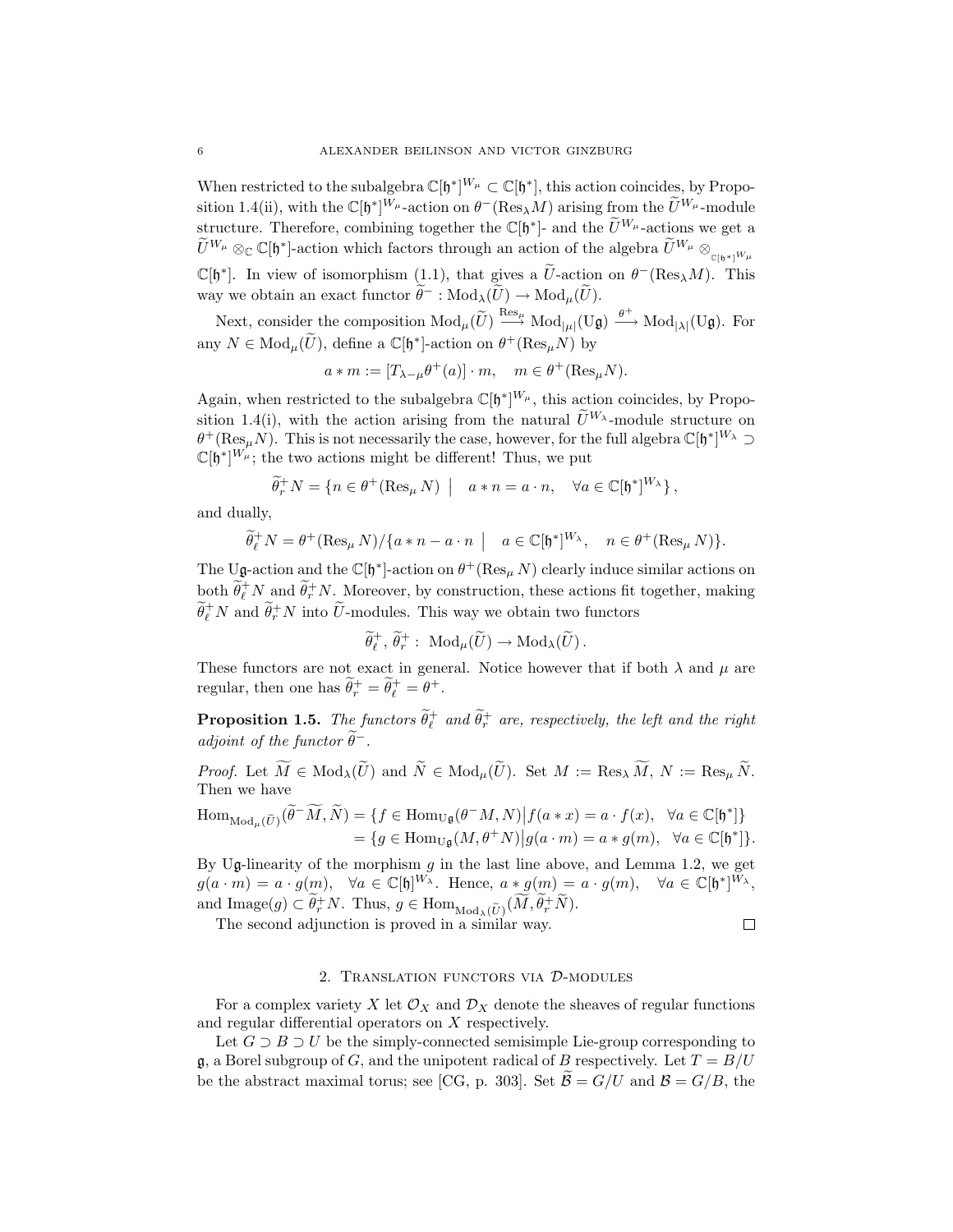When restricted to the subalgebra $\mathbb{C}[\mathfrak{h}^*]^{W_\mu} \subset \mathbb{C}[\mathfrak{h}^*]$, this action coincides, by Proposition 1.4(ii), with the $\mathbb{C}[\mathfrak{h}^*]^{W_\mu}$-action on $\theta^-(\mathrm{Res}_\lambda M)$ arising from the $\widetilde{U}^{W_\mu}$-module structure. Therefore, combining together the $\mathbb{C}[\mathfrak{h}^*]$- and the $\widetilde{U}^{W_\mu}$-actions we get a $\widetilde{U}^{W_\mu} \otimes_{\mathbb{C}} \mathbb{C}[\mathfrak{h}^*]$-action which factors through an action of the algebra $\widetilde{U}^{W_\mu} \otimes_{\mathbb{C}[\mathfrak{h}^*]^{W_\mu}} \mathbb{C}[\mathfrak{h}^*]$. In view of isomorphism (1.1), that gives a $\widetilde{U}$-action on $\theta^-(\mathrm{Res}_\lambda M)$. This way we obtain an exact functor $\widetilde{\theta}^- : \mathrm{Mod}_\lambda(\widetilde{U}) \to \mathrm{Mod}_\mu(\widetilde{U})$.

Next, consider the composition $\mathrm{Mod}_\mu(\widetilde{U}) \xrightarrow{\mathrm{Res}_\mu} \mathrm{Mod}_{|\mu|}(\mathrm{U}\mathfrak{g}) \xrightarrow{\theta^+} \mathrm{Mod}_{|\lambda|}(\mathrm{U}\mathfrak{g})$. For any $N \in \mathrm{Mod}_\mu(\widetilde{U})$, define a $\mathbb{C}[\mathfrak{h}^*]$-action on $\theta^+(\mathrm{Res}_\mu N)$ by

$$a * m := [T_{\lambda-\mu}\theta^+(a)] \cdot m, \quad m \in \theta^+(\mathrm{Res}_\mu N).$$

Again, when restricted to the subalgebra $\mathbb{C}[\mathfrak{h}^*]^{W_\mu}$, this action coincides, by Proposition 1.4(i), with the action arising from the natural $\widetilde{U}^{W_\lambda}$-module structure on $\theta^+(\mathrm{Res}_\mu N)$. This is not necessarily the case, however, for the full algebra $\mathbb{C}[\mathfrak{h}^*]^{W_\lambda} \supset \mathbb{C}[\mathfrak{h}^*]^{W_\mu}$; the two actions might be different! Thus, we put

$$\widetilde{\theta}^+_r N = \{n \in \theta^+(\mathrm{Res}_\mu N) \mid a * n = a \cdot n, \quad \forall a \in \mathbb{C}[\mathfrak{h}^*]^{W_\lambda}\},$$

and dually,

$$\widetilde{\theta}^+_\ell N = \theta^+(\mathrm{Res}_\mu N)/\{a * n - a \cdot n \mid a \in \mathbb{C}[\mathfrak{h}^*]^{W_\lambda}, \quad n \in \theta^+(\mathrm{Res}_\mu N)\}.$$

The $\mathrm{U}\mathfrak{g}$-action and the $\mathbb{C}[\mathfrak{h}^*]$-action on $\theta^+(\mathrm{Res}_\mu N)$ clearly induce similar actions on both $\widetilde{\theta}^+_\ell N$ and $\widetilde{\theta}^+_r N$. Moreover, by construction, these actions fit together, making $\widetilde{\theta}^+_\ell N$ and $\widetilde{\theta}^+_r N$ into $\widetilde{U}$-modules. This way we obtain two functors

$$\widetilde{\theta}^+_\ell, \widetilde{\theta}^+_r : \mathrm{Mod}_\mu(\widetilde{U}) \to \mathrm{Mod}_\lambda(\widetilde{U}).$$

These functors are not exact in general. Notice however that if both $\lambda$ and $\mu$ are regular, then one has $\widetilde{\theta}^+_r = \widetilde{\theta}^+_\ell = \theta^+$.

**Proposition 1.5.** *The functors $\widetilde{\theta}^+_\ell$ and $\widetilde{\theta}^+_r$ are, respectively, the left and the right adjoint of the functor $\widetilde{\theta}^-$.*

*Proof.* Let $\widetilde{M} \in \mathrm{Mod}_\lambda(\widetilde{U})$ and $\widetilde{N} \in \mathrm{Mod}_\mu(\widetilde{U})$. Set $M := \mathrm{Res}_\lambda \widetilde{M}$, $N := \mathrm{Res}_\mu \widetilde{N}$. Then we have

$$\begin{aligned}\mathrm{Hom}_{\mathrm{Mod}_\mu(\widetilde{U})}(\widetilde{\theta}^-\widetilde{M}, \widetilde{N}) &= \{f \in \mathrm{Hom}_{\mathrm{U}\mathfrak{g}}(\theta^- M, N) \big| f(a * x) = a \cdot f(x), \quad \forall a \in \mathbb{C}[\mathfrak{h}^*]\} \\ &= \{g \in \mathrm{Hom}_{\mathrm{U}\mathfrak{g}}(M, \theta^+ N) \big| g(a \cdot m) = a * g(m), \quad \forall a \in \mathbb{C}[\mathfrak{h}^*]\}.\end{aligned}$$

By $\mathrm{U}\mathfrak{g}$-linearity of the morphism $g$ in the last line above, and Lemma 1.2, we get $g(a \cdot m) = a \cdot g(m), \quad \forall a \in \mathbb{C}[\mathfrak{h}]^{W_\lambda}$. Hence, $a * g(m) = a \cdot g(m), \quad \forall a \in \mathbb{C}[\mathfrak{h}^*]^{W_\lambda}$, and $\mathrm{Image}(g) \subset \widetilde{\theta}^+_r N$. Thus, $g \in \mathrm{Hom}_{\mathrm{Mod}_\lambda(\widetilde{U})}(\widetilde{M}, \widetilde{\theta}^+_r \widetilde{N})$.

The second adjunction is proved in a similar way. ∎

## 2. Translation functors via $\mathcal{D}$-modules

For a complex variety $X$ let $\mathcal{O}_X$ and $\mathcal{D}_X$ denote the sheaves of regular functions and regular differential operators on $X$ respectively.

Let $G \supset B \supset U$ be the simply-connected semisimple Lie-group corresponding to $\mathfrak{g}$, a Borel subgroup of $G$, and the unipotent radical of $B$ respectively. Let $T = B/U$ be the abstract maximal torus; see [CG, p. 303]. Set $\widetilde{\mathcal{B}} = G/U$ and $\mathcal{B} = G/B$, the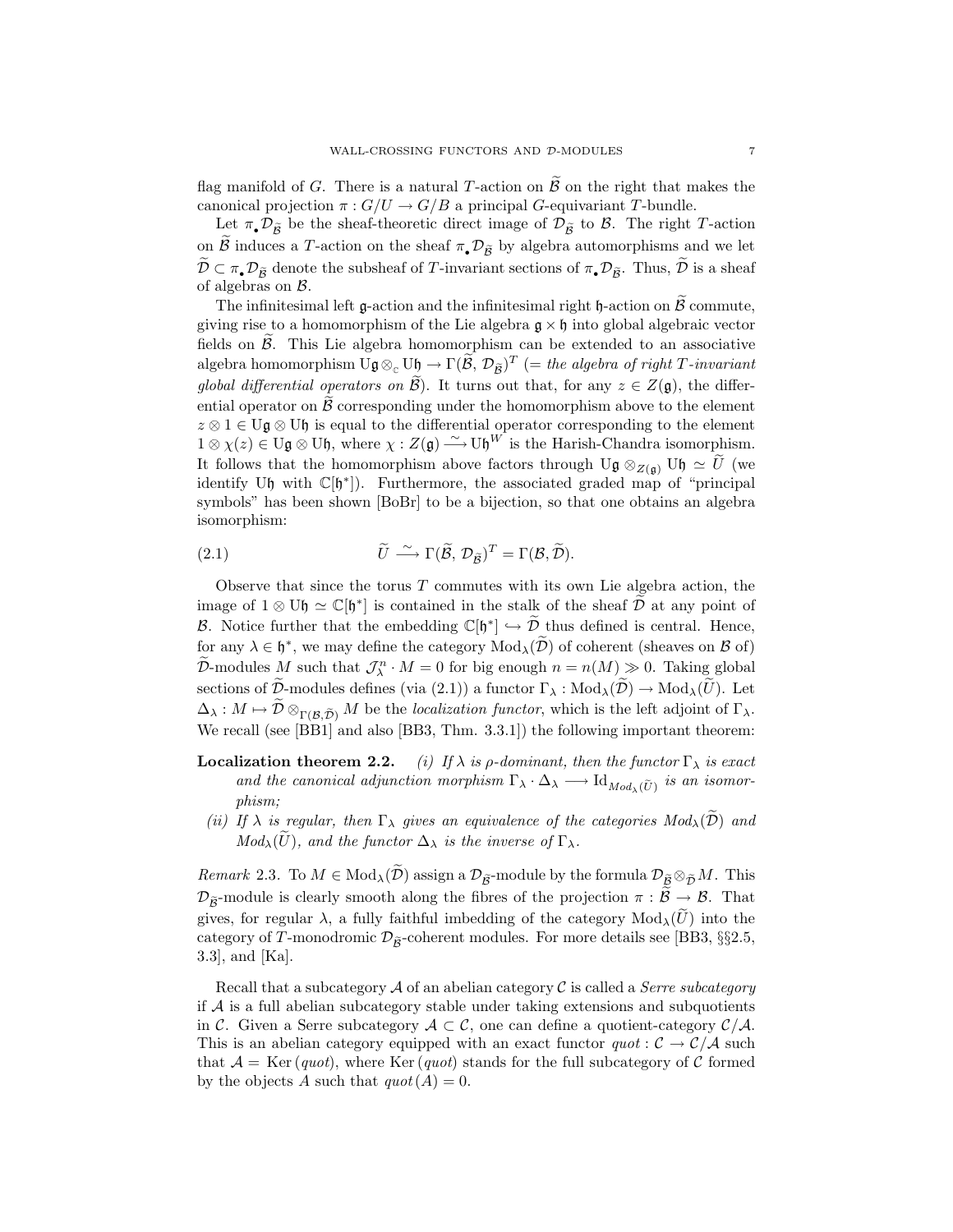flag manifold of $G$. There is a natural $T$-action on $\widetilde{\mathcal{B}}$ on the right that makes the canonical projection $\pi : G/U \to G/B$ a principal $G$-equivariant $T$-bundle.

Let $\pi_\bullet \mathcal{D}_{\widetilde{\mathcal{B}}}$ be the sheaf-theoretic direct image of $\mathcal{D}_{\widetilde{\mathcal{B}}}$ to $\mathcal{B}$. The right $T$-action on $\widetilde{\mathcal{B}}$ induces a $T$-action on the sheaf $\pi_\bullet \mathcal{D}_{\widetilde{\mathcal{B}}}$ by algebra automorphisms and we let $\widetilde{\mathcal{D}} \subset \pi_\bullet \mathcal{D}_{\widetilde{\mathcal{B}}}$ denote the subsheaf of $T$-invariant sections of $\pi_\bullet \mathcal{D}_{\widetilde{\mathcal{B}}}$. Thus, $\widetilde{\mathcal{D}}$ is a sheaf of algebras on $\mathcal{B}$.

The infinitesimal left $\mathfrak{g}$-action and the infinitesimal right $\mathfrak{h}$-action on $\widetilde{\mathcal{B}}$ commute, giving rise to a homomorphism of the Lie algebra $\mathfrak{g} \times \mathfrak{h}$ into global algebraic vector fields on $\widetilde{\mathcal{B}}$. This Lie algebra homomorphism can be extended to an associative algebra homomorphism $\mathrm{U}\mathfrak{g} \otimes_{\mathbb{C}} \mathrm{U}\mathfrak{h} \to \Gamma(\widetilde{\mathcal{B}}, \mathcal{D}_{\widetilde{\mathcal{B}}})^T$ (= *the algebra of right $T$-invariant global differential operators on* $\widetilde{\mathcal{B}}$). It turns out that, for any $z \in Z(\mathfrak{g})$, the differential operator on $\widetilde{\mathcal{B}}$ corresponding under the homomorphism above to the element $z \otimes 1 \in \mathrm{U}\mathfrak{g} \otimes \mathrm{U}\mathfrak{h}$ is equal to the differential operator corresponding to the element $1 \otimes \chi(z) \in \mathrm{U}\mathfrak{g} \otimes \mathrm{U}\mathfrak{h}$, where $\chi : Z(\mathfrak{g}) \xrightarrow{\sim} \mathrm{U}\mathfrak{h}^W$ is the Harish-Chandra isomorphism. It follows that the homomorphism above factors through $\mathrm{U}\mathfrak{g} \otimes_{Z(\mathfrak{g})} \mathrm{U}\mathfrak{h} \simeq \widetilde{U}$ (we identify $\mathrm{U}\mathfrak{h}$ with $\mathbb{C}[\mathfrak{h}^*]$). Furthermore, the associated graded map of "principal symbols" has been shown [BoBr] to be a bijection, so that one obtains an algebra isomorphism:

$$\widetilde{U} \xrightarrow{\sim} \Gamma(\widetilde{\mathcal{B}}, \mathcal{D}_{\widetilde{\mathcal{B}}})^T = \Gamma(\mathcal{B}, \widetilde{\mathcal{D}}). \tag{2.1}$$

Observe that since the torus $T$ commutes with its own Lie algebra action, the image of $1 \otimes \mathrm{U}\mathfrak{h} \simeq \mathbb{C}[\mathfrak{h}^*]$ is contained in the stalk of the sheaf $\widetilde{\mathcal{D}}$ at any point of $\mathcal{B}$. Notice further that the embedding $\mathbb{C}[\mathfrak{h}^*] \hookrightarrow \widetilde{\mathcal{D}}$ thus defined is central. Hence, for any $\lambda \in \mathfrak{h}^*$, we may define the category $\mathrm{Mod}_\lambda(\widetilde{\mathcal{D}})$ of coherent (sheaves on $\mathcal{B}$ of) $\widetilde{\mathcal{D}}$-modules $M$ such that $\mathcal{J}_\lambda^n \cdot M = 0$ for big enough $n = n(M) \gg 0$. Taking global sections of $\widetilde{\mathcal{D}}$-modules defines (via (2.1)) a functor $\Gamma_\lambda : \mathrm{Mod}_\lambda(\widetilde{\mathcal{D}}) \to \mathrm{Mod}_\lambda(\widetilde{U})$. Let $\Delta_\lambda : M \mapsto \widetilde{\mathcal{D}} \otimes_{\Gamma(\mathcal{B},\widetilde{\mathcal{D}})} M$ be the *localization functor*, which is the left adjoint of $\Gamma_\lambda$. We recall (see [BB1] and also [BB3, Thm. 3.3.1]) the following important theorem:

**Localization theorem 2.2.** *(i) If $\lambda$ is $\rho$-dominant, then the functor $\Gamma_\lambda$ is exact and the canonical adjunction morphism $\Gamma_\lambda \cdot \Delta_\lambda \longrightarrow \mathrm{Id}_{Mod_\lambda(\widetilde{U})}$ is an isomorphism;*

*(ii) If $\lambda$ is regular, then $\Gamma_\lambda$ gives an equivalence of the categories $Mod_\lambda(\widetilde{\mathcal{D}})$ and $Mod_\lambda(\widetilde{U})$, and the functor $\Delta_\lambda$ is the inverse of $\Gamma_\lambda$.*

*Remark* 2.3. To $M \in \mathrm{Mod}_\lambda(\widetilde{\mathcal{D}})$ assign a $\mathcal{D}_{\widetilde{\mathcal{B}}}$-module by the formula $\mathcal{D}_{\widetilde{\mathcal{B}}} \otimes_{\widetilde{\mathcal{D}}} M$. This $\mathcal{D}_{\widetilde{\mathcal{B}}}$-module is clearly smooth along the fibres of the projection $\pi : \widetilde{\mathcal{B}} \to \mathcal{B}$. That gives, for regular $\lambda$, a fully faithful imbedding of the category $\mathrm{Mod}_\lambda(\widetilde{U})$ into the category of $T$-monodromic $\mathcal{D}_{\widetilde{\mathcal{B}}}$-coherent modules. For more details see [BB3, §§2.5, 3.3], and [Ka].

Recall that a subcategory $\mathcal{A}$ of an abelian category $\mathcal{C}$ is called a *Serre subcategory* if $\mathcal{A}$ is a full abelian subcategory stable under taking extensions and subquotients in $\mathcal{C}$. Given a Serre subcategory $\mathcal{A} \subset \mathcal{C}$, one can define a quotient-category $\mathcal{C}/\mathcal{A}$. This is an abelian category equipped with an exact functor $quot : \mathcal{C} \to \mathcal{C}/\mathcal{A}$ such that $\mathcal{A} = \mathrm{Ker}\,(quot)$, where $\mathrm{Ker}\,(quot)$ stands for the full subcategory of $\mathcal{C}$ formed by the objects $A$ such that $quot(A) = 0$.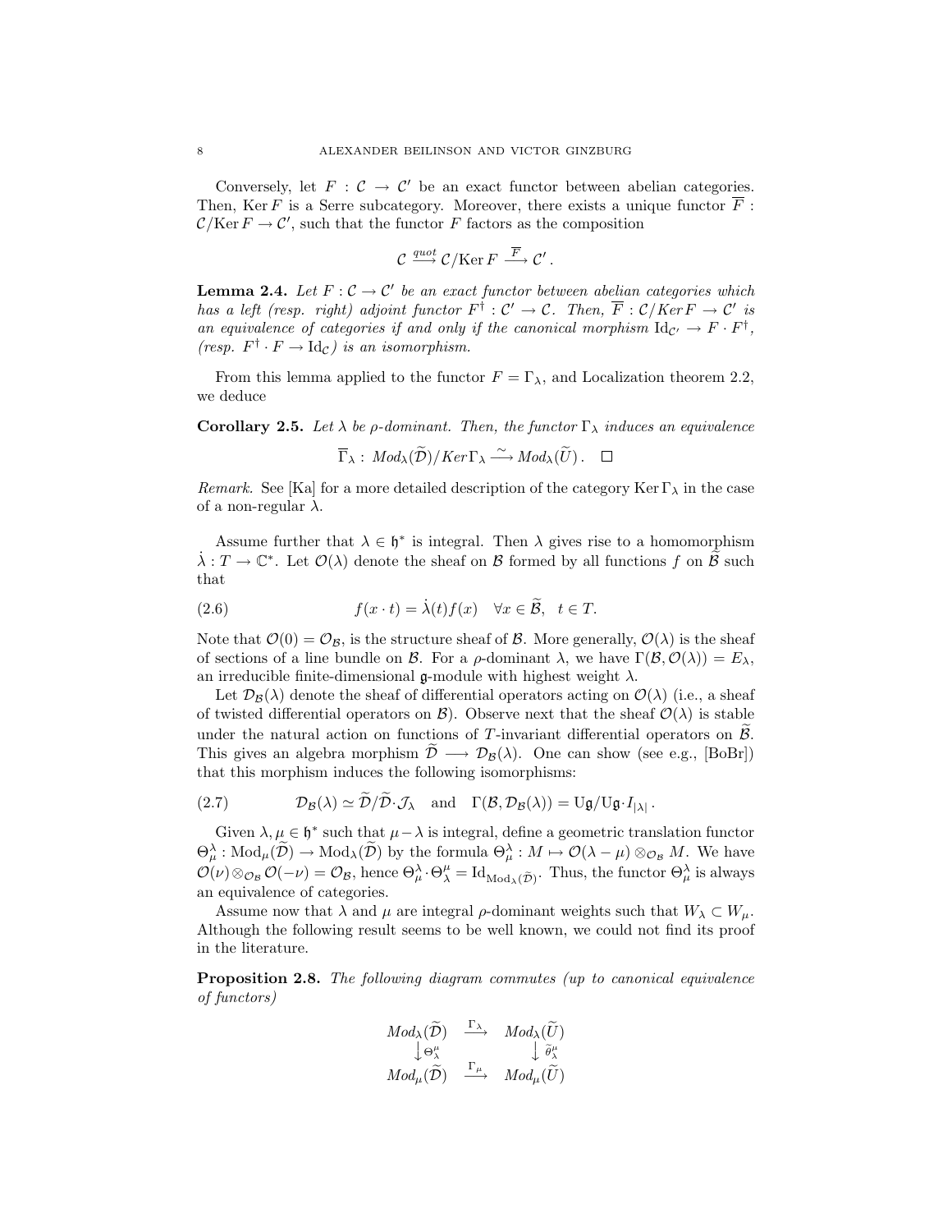Conversely, let $F : \mathcal{C} \to \mathcal{C}'$ be an exact functor between abelian categories. Then, $\operatorname{Ker} F$ is a Serre subcategory. Moreover, there exists a unique functor $\overline{F} : \mathcal{C}/\operatorname{Ker} F \to \mathcal{C}'$, such that the functor $F$ factors as the composition

$$\mathcal{C} \xrightarrow{quot} \mathcal{C}/\operatorname{Ker} F \xrightarrow{\overline{F}} \mathcal{C}' .$$

**Lemma 2.4.** *Let $F : \mathcal{C} \to \mathcal{C}'$ be an exact functor between abelian categories which has a left (resp. right) adjoint functor $F^\dagger : \mathcal{C}' \to \mathcal{C}$. Then, $\overline{F} : \mathcal{C}/Ker F \to \mathcal{C}'$ is an equivalence of categories if and only if the canonical morphism $\mathrm{Id}_{\mathcal{C}'} \to F \cdot F^\dagger$, (resp. $F^\dagger \cdot F \to \mathrm{Id}_{\mathcal{C}}$) is an isomorphism.*

From this lemma applied to the functor $F = \Gamma_\lambda$, and Localization theorem 2.2, we deduce

**Corollary 2.5.** *Let $\lambda$ be $\rho$-dominant. Then, the functor $\Gamma_\lambda$ induces an equivalence*

$$\overline{\Gamma}_\lambda : \, Mod_\lambda(\widetilde{\mathcal{D}})/Ker\,\Gamma_\lambda \xrightarrow{\sim} Mod_\lambda(\widetilde{U}) . \quad \square$$

*Remark.* See [Ka] for a more detailed description of the category $\operatorname{Ker}\Gamma_\lambda$ in the case of a non-regular $\lambda$.

Assume further that $\lambda \in \mathfrak{h}^*$ is integral. Then $\lambda$ gives rise to a homomorphism $\dot{\lambda} : T \to \mathbb{C}^*$. Let $\mathcal{O}(\lambda)$ denote the sheaf on $\mathcal{B}$ formed by all functions $f$ on $\widetilde{\mathcal{B}}$ such that

$$f(x \cdot t) = \dot{\lambda}(t) f(x) \quad \forall x \in \widetilde{\mathcal{B}}, \quad t \in T. \tag{2.6}$$

Note that $\mathcal{O}(0) = \mathcal{O}_{\mathcal{B}}$, is the structure sheaf of $\mathcal{B}$. More generally, $\mathcal{O}(\lambda)$ is the sheaf of sections of a line bundle on $\mathcal{B}$. For a $\rho$-dominant $\lambda$, we have $\Gamma(\mathcal{B}, \mathcal{O}(\lambda)) = E_\lambda$, an irreducible finite-dimensional $\mathfrak{g}$-module with highest weight $\lambda$.

Let $\mathcal{D}_{\mathcal{B}}(\lambda)$ denote the sheaf of differential operators acting on $\mathcal{O}(\lambda)$ (i.e., a sheaf of twisted differential operators on $\mathcal{B}$). Observe next that the sheaf $\mathcal{O}(\lambda)$ is stable under the natural action on functions of $T$-invariant differential operators on $\widetilde{\mathcal{B}}$. This gives an algebra morphism $\widetilde{\mathcal{D}} \longrightarrow \mathcal{D}_{\mathcal{B}}(\lambda)$. One can show (see e.g., [BoBr]) that this morphism induces the following isomorphisms:

$$\mathcal{D}_{\mathcal{B}}(\lambda) \simeq \widetilde{\mathcal{D}}/\widetilde{\mathcal{D}}\cdot\mathcal{J}_\lambda \quad \text{and} \quad \Gamma(\mathcal{B}, \mathcal{D}_{\mathcal{B}}(\lambda)) = \mathrm{U}\mathfrak{g}/\mathrm{U}\mathfrak{g}\cdot I_{|\lambda|} . \tag{2.7}$$

Given $\lambda, \mu \in \mathfrak{h}^*$ such that $\mu - \lambda$ is integral, define a geometric translation functor $\Theta^\lambda_\mu : \mathrm{Mod}_\mu(\widetilde{\mathcal{D}}) \to \mathrm{Mod}_\lambda(\widetilde{\mathcal{D}})$ by the formula $\Theta^\lambda_\mu : M \mapsto \mathcal{O}(\lambda - \mu) \otimes_{\mathcal{O}_{\mathcal{B}}} M$. We have $\mathcal{O}(\nu) \otimes_{\mathcal{O}_{\mathcal{B}}} \mathcal{O}(-\nu) = \mathcal{O}_{\mathcal{B}}$, hence $\Theta^\lambda_\mu \cdot \Theta^\mu_\lambda = \mathrm{Id}_{\mathrm{Mod}_\lambda(\widetilde{\mathcal{D}})}$. Thus, the functor $\Theta^\lambda_\mu$ is always an equivalence of categories.

Assume now that $\lambda$ and $\mu$ are integral $\rho$-dominant weights such that $W_\lambda \subset W_\mu$. Although the following result seems to be well known, we could not find its proof in the literature.

**Proposition 2.8.** *The following diagram commutes (up to canonical equivalence of functors)*

$$\begin{array}{ccc}
Mod_\lambda(\widetilde{\mathcal{D}}) & \xrightarrow{\Gamma_\lambda} & Mod_\lambda(\widetilde{U}) \\
\big\downarrow \Theta^\mu_\lambda & & \big\downarrow \tilde{\theta}^\mu_\lambda \\
Mod_\mu(\widetilde{\mathcal{D}}) & \xrightarrow{\Gamma_\mu} & Mod_\mu(\widetilde{U})
\end{array}$$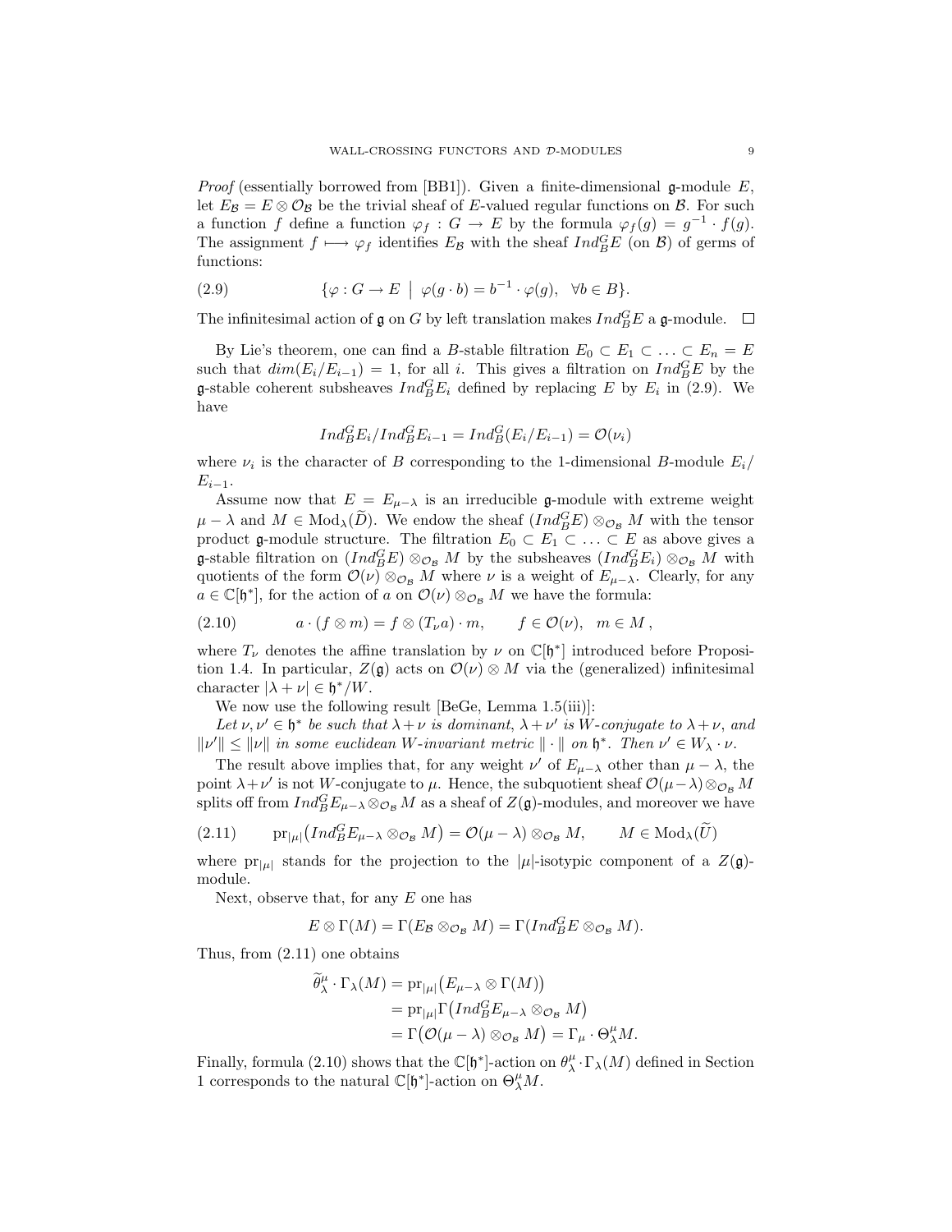*Proof* (essentially borrowed from [BB1]). Given a finite-dimensional $\mathfrak{g}$-module $E$, let $E_{\mathcal{B}} = E \otimes \mathcal{O}_{\mathcal{B}}$ be the trivial sheaf of $E$-valued regular functions on $\mathcal{B}$. For such a function $f$ define a function $\varphi_f : G \to E$ by the formula $\varphi_f(g) = g^{-1} \cdot f(g)$. The assignment $f \longmapsto \varphi_f$ identifies $E_{\mathcal{B}}$ with the sheaf $Ind_B^G E$ (on $\mathcal{B}$) of germs of functions:

$$\{\varphi : G \to E \mid \varphi(g \cdot b) = b^{-1} \cdot \varphi(g), \quad \forall b \in B\}. \tag{2.9}$$

The infinitesimal action of $\mathfrak{g}$ on $G$ by left translation makes $Ind_B^G E$ a $\mathfrak{g}$-module. $\square$

By Lie's theorem, one can find a $B$-stable filtration $E_0 \subset E_1 \subset \ldots \subset E_n = E$ such that $dim(E_i/E_{i-1}) = 1$, for all $i$. This gives a filtration on $Ind_B^G E$ by the $\mathfrak{g}$-stable coherent subsheaves $Ind_B^G E_i$ defined by replacing $E$ by $E_i$ in (2.9). We have

$$Ind_B^G E_i / Ind_B^G E_{i-1} = Ind_B^G (E_i/E_{i-1}) = \mathcal{O}(\nu_i)$$

where $\nu_i$ is the character of $B$ corresponding to the 1-dimensional $B$-module $E_i/E_{i-1}$.

Assume now that $E = E_{\mu-\lambda}$ is an irreducible $\mathfrak{g}$-module with extreme weight $\mu - \lambda$ and $M \in \mathrm{Mod}_\lambda(\widetilde{D})$. We endow the sheaf $(Ind_B^G E) \otimes_{\mathcal{O}_{\mathcal{B}}} M$ with the tensor product $\mathfrak{g}$-module structure. The filtration $E_0 \subset E_1 \subset \ldots \subset E$ as above gives a $\mathfrak{g}$-stable filtration on $(Ind_B^G E) \otimes_{\mathcal{O}_{\mathcal{B}}} M$ by the subsheaves $(Ind_B^G E_i) \otimes_{\mathcal{O}_{\mathcal{B}}} M$ with quotients of the form $\mathcal{O}(\nu) \otimes_{\mathcal{O}_{\mathcal{B}}} M$ where $\nu$ is a weight of $E_{\mu-\lambda}$. Clearly, for any $a \in \mathbb{C}[\mathfrak{h}^*]$, for the action of $a$ on $\mathcal{O}(\nu) \otimes_{\mathcal{O}_{\mathcal{B}}} M$ we have the formula:

$$a \cdot (f \otimes m) = f \otimes (T_\nu a) \cdot m, \qquad f \in \mathcal{O}(\nu), \quad m \in M\,, \tag{2.10}$$

where $T_\nu$ denotes the affine translation by $\nu$ on $\mathbb{C}[\mathfrak{h}^*]$ introduced before Proposition 1.4. In particular, $Z(\mathfrak{g})$ acts on $\mathcal{O}(\nu) \otimes M$ via the (generalized) infinitesimal character $|\lambda + \nu| \in \mathfrak{h}^*/W$.

We now use the following result [BeGe, Lemma 1.5(iii)]:

*Let $\nu, \nu' \in \mathfrak{h}^*$ be such that $\lambda + \nu$ is dominant, $\lambda + \nu'$ is $W$-conjugate to $\lambda + \nu$, and $\|\nu'\| \leq \|\nu\|$ in some euclidean $W$-invariant metric $\|\cdot\|$ on $\mathfrak{h}^*$. Then $\nu' \in W_\lambda \cdot \nu$.*

The result above implies that, for any weight $\nu'$ of $E_{\mu-\lambda}$ other than $\mu - \lambda$, the point $\lambda + \nu'$ is not $W$-conjugate to $\mu$. Hence, the subquotient sheaf $\mathcal{O}(\mu - \lambda) \otimes_{\mathcal{O}_{\mathcal{B}}} M$ splits off from $Ind_B^G E_{\mu-\lambda} \otimes_{\mathcal{O}_{\mathcal{B}}} M$ as a sheaf of $Z(\mathfrak{g})$-modules, and moreover we have

$$\mathrm{pr}_{|\mu|}\big(Ind_B^G E_{\mu-\lambda} \otimes_{\mathcal{O}_{\mathcal{B}}} M\big) = \mathcal{O}(\mu - \lambda) \otimes_{\mathcal{O}_{\mathcal{B}}} M, \qquad M \in \mathrm{Mod}_\lambda(\widetilde{U}) \tag{2.11}$$

where $\mathrm{pr}_{|\mu|}$ stands for the projection to the $|\mu|$-isotypic component of a $Z(\mathfrak{g})$-module.

Next, observe that, for any $E$ one has

$$E \otimes \Gamma(M) = \Gamma(E_{\mathcal{B}} \otimes_{\mathcal{O}_{\mathcal{B}}} M) = \Gamma(Ind_B^G E \otimes_{\mathcal{O}_{\mathcal{B}}} M).$$

Thus, from (2.11) one obtains

$$\begin{aligned}
\widetilde{\theta}_\lambda^\mu \cdot \Gamma_\lambda(M) &= \mathrm{pr}_{|\mu|}\big(E_{\mu-\lambda} \otimes \Gamma(M)\big) \\
&= \mathrm{pr}_{|\mu|}\Gamma\big(Ind_B^G E_{\mu-\lambda} \otimes_{\mathcal{O}_{\mathcal{B}}} M\big) \\
&= \Gamma\big(\mathcal{O}(\mu - \lambda) \otimes_{\mathcal{O}_{\mathcal{B}}} M\big) = \Gamma_\mu \cdot \Theta_\lambda^\mu M.
\end{aligned}$$

Finally, formula (2.10) shows that the $\mathbb{C}[\mathfrak{h}^*]$-action on $\theta_\lambda^\mu \cdot \Gamma_\lambda(M)$ defined in Section 1 corresponds to the natural $\mathbb{C}[\mathfrak{h}^*]$-action on $\Theta_\lambda^\mu M$.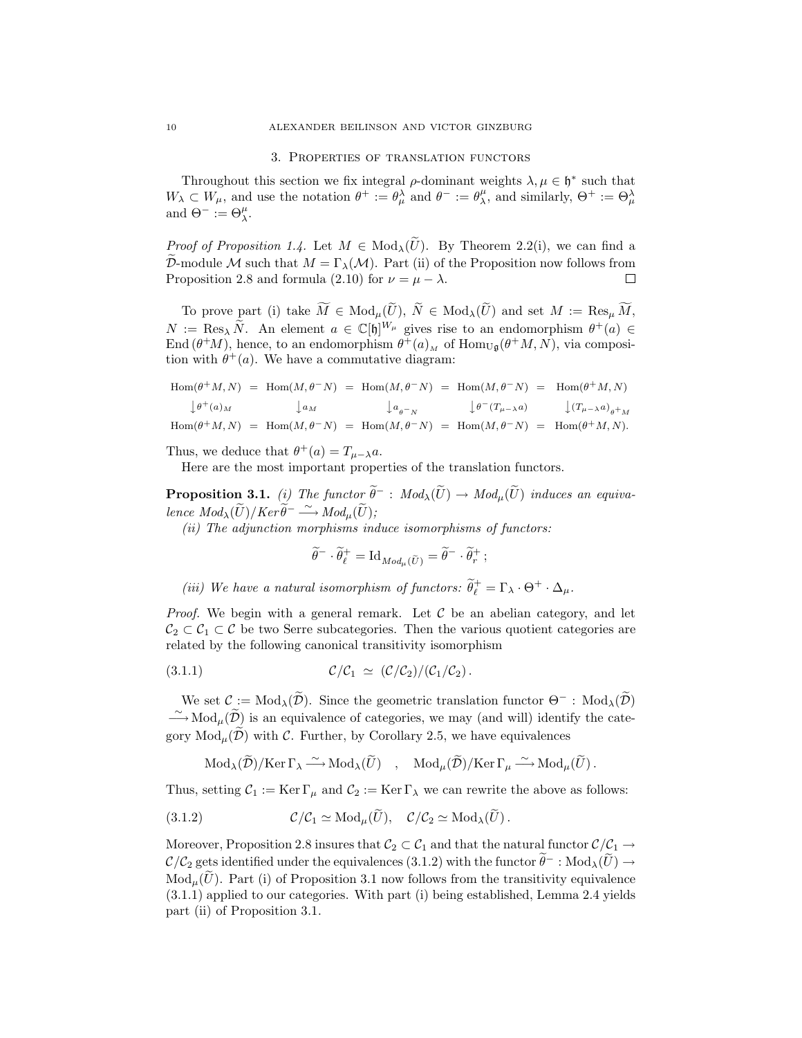## 3. Properties of translation functors

Throughout this section we fix integral $\rho$-dominant weights $\lambda, \mu \in \mathfrak{h}^*$ such that $W_\lambda \subset W_\mu$, and use the notation $\theta^+ := \theta_\mu^\lambda$ and $\theta^- := \theta_\lambda^\mu$, and similarly, $\Theta^+ := \Theta_\mu^\lambda$ and $\Theta^- := \Theta_\lambda^\mu$.

*Proof of Proposition 1.4.* Let $M \in \operatorname{Mod}_\lambda(\widetilde{U})$. By Theorem 2.2(i), we can find a $\widetilde{\mathcal{D}}$-module $\mathcal{M}$ such that $M = \Gamma_\lambda(\mathcal{M})$. Part (ii) of the Proposition now follows from Proposition 2.8 and formula (2.10) for $\nu = \mu - \lambda$. $\square$

To prove part (i) take $\widetilde{M} \in \operatorname{Mod}_\mu(\widetilde{U})$, $\widetilde{N} \in \operatorname{Mod}_\lambda(\widetilde{U})$ and set $M := \operatorname{Res}_\mu \widetilde{M}$, $N := \operatorname{Res}_\lambda \widetilde{N}$. An element $a \in \mathbb{C}[\mathfrak{h}]^{W_\mu}$ gives rise to an endomorphism $\theta^+(a) \in \operatorname{End}(\theta^+ M)$, hence, to an endomorphism $\theta^+(a)_M$ of $\operatorname{Hom}_{\mathrm{U}\mathfrak{g}}(\theta^+ M, N)$, via composition with $\theta^+(a)$. We have a commutative diagram:

$$\begin{array}{ccccccccc}
\operatorname{Hom}(\theta^+ M, N) & = & \operatorname{Hom}(M, \theta^- N) & = & \operatorname{Hom}(M, \theta^- N) & = & \operatorname{Hom}(M, \theta^- N) & = & \operatorname{Hom}(\theta^+ M, N) \\
\big\downarrow \theta^+(a)_M & & \big\downarrow a_M & & \big\downarrow a_{\theta^- N} & & \big\downarrow \theta^-(T_{\mu-\lambda} a) & & \big\downarrow (T_{\mu-\lambda} a)_{\theta^+ M} \\
\operatorname{Hom}(\theta^+ M, N) & = & \operatorname{Hom}(M, \theta^- N) & = & \operatorname{Hom}(M, \theta^- N) & = & \operatorname{Hom}(M, \theta^- N) & = & \operatorname{Hom}(\theta^+ M, N).
\end{array}$$

Thus, we deduce that $\theta^+(a) = T_{\mu-\lambda} a$.

Here are the most important properties of the translation functors.

**Proposition 3.1.** *(i) The functor $\widetilde{\theta}^- : Mod_\lambda(\widetilde{U}) \to Mod_\mu(\widetilde{U})$ induces an equivalence $Mod_\lambda(\widetilde{U})/Ker\,\widetilde{\theta}^- \xrightarrow{\sim} Mod_\mu(\widetilde{U})$;*

*(ii) The adjunction morphisms induce isomorphisms of functors:*

$$\widetilde{\theta}^- \cdot \widetilde{\theta}^+_\ell = \operatorname{Id}_{Mod_\mu(\widetilde{U})} = \widetilde{\theta}^- \cdot \widetilde{\theta}^+_r\,;$$

*(iii) We have a natural isomorphism of functors: $\widetilde{\theta}^+_\ell = \Gamma_\lambda \cdot \Theta^+ \cdot \Delta_\mu$.*

*Proof.* We begin with a general remark. Let $\mathcal{C}$ be an abelian category, and let $\mathcal{C}_2 \subset \mathcal{C}_1 \subset \mathcal{C}$ be two Serre subcategories. Then the various quotient categories are related by the following canonical transitivity isomorphism

$$\mathcal{C}/\mathcal{C}_1 \;\simeq\; (\mathcal{C}/\mathcal{C}_2)/(\mathcal{C}_1/\mathcal{C}_2)\,. \tag{3.1.1}$$

We set $\mathcal{C} := \operatorname{Mod}_\lambda(\widetilde{\mathcal{D}})$. Since the geometric translation functor $\Theta^- : \operatorname{Mod}_\lambda(\widetilde{\mathcal{D}}) \xrightarrow{\sim} \operatorname{Mod}_\mu(\widetilde{\mathcal{D}})$ is an equivalence of categories, we may (and will) identify the category $\operatorname{Mod}_\mu(\widetilde{\mathcal{D}})$ with $\mathcal{C}$. Further, by Corollary 2.5, we have equivalences

$$\operatorname{Mod}_\lambda(\widetilde{\mathcal{D}})/\operatorname{Ker}\Gamma_\lambda \xrightarrow{\sim} \operatorname{Mod}_\lambda(\widetilde{U}) \quad , \quad \operatorname{Mod}_\mu(\widetilde{\mathcal{D}})/\operatorname{Ker}\Gamma_\mu \xrightarrow{\sim} \operatorname{Mod}_\mu(\widetilde{U})\,.$$

Thus, setting $\mathcal{C}_1 := \operatorname{Ker}\Gamma_\mu$ and $\mathcal{C}_2 := \operatorname{Ker}\Gamma_\lambda$ we can rewrite the above as follows:

$$\mathcal{C}/\mathcal{C}_1 \simeq \operatorname{Mod}_\mu(\widetilde{U}), \quad \mathcal{C}/\mathcal{C}_2 \simeq \operatorname{Mod}_\lambda(\widetilde{U})\,. \tag{3.1.2}$$

Moreover, Proposition 2.8 insures that $\mathcal{C}_2 \subset \mathcal{C}_1$ and that the natural functor $\mathcal{C}/\mathcal{C}_1 \to \mathcal{C}/\mathcal{C}_2$ gets identified under the equivalences (3.1.2) with the functor $\widetilde{\theta}^- : \operatorname{Mod}_\lambda(\widetilde{U}) \to \operatorname{Mod}_\mu(\widetilde{U})$. Part (i) of Proposition 3.1 now follows from the transitivity equivalence (3.1.1) applied to our categories. With part (i) being established, Lemma 2.4 yields part (ii) of Proposition 3.1.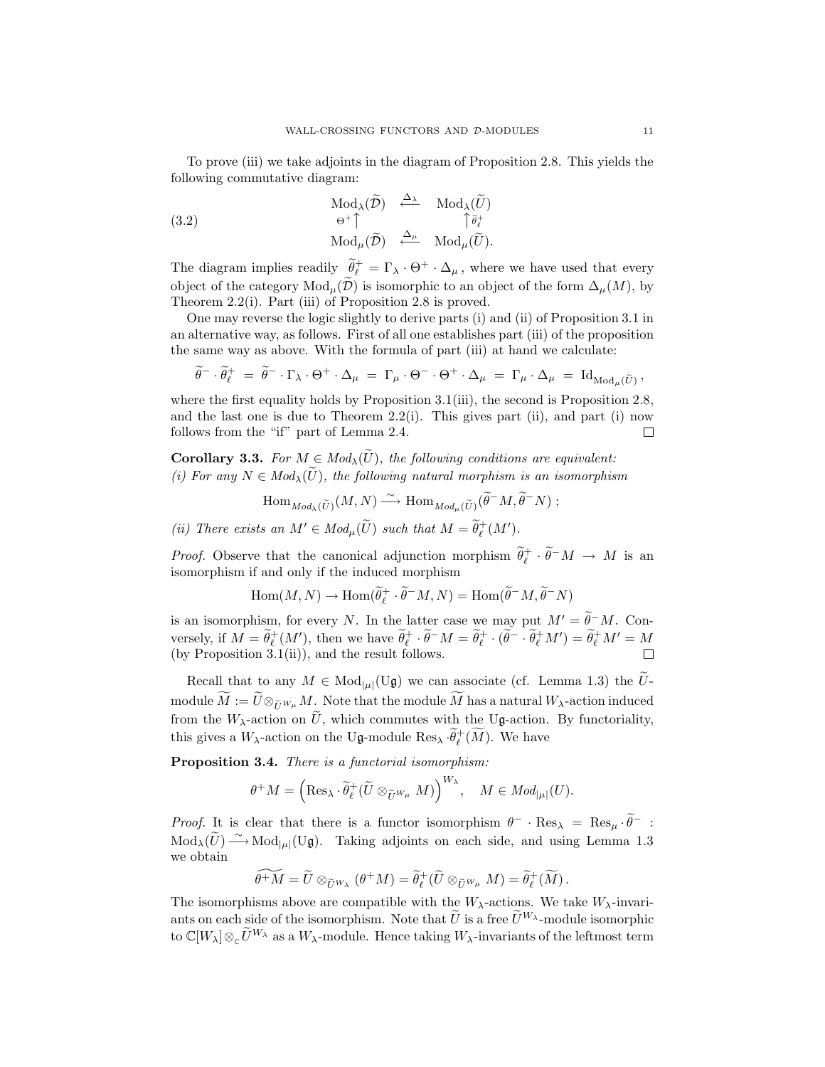To prove (iii) we take adjoints in the diagram of Proposition 2.8. This yields the following commutative diagram:

$$
\begin{array}{ccc}
\mathrm{Mod}_\lambda(\widetilde{\mathcal{D}}) & \xleftarrow{\Delta_\lambda} & \mathrm{Mod}_\lambda(\widetilde{U}) \\
{\scriptstyle \Theta^+}\uparrow & & \uparrow{\scriptstyle \widetilde{\theta}^+_\ell} \\
\mathrm{Mod}_\mu(\widetilde{\mathcal{D}}) & \xleftarrow{\Delta_\mu} & \mathrm{Mod}_\mu(\widetilde{U}).
\end{array}
\tag{3.2}
$$

The diagram implies readily $\widetilde{\theta}^+_\ell = \Gamma_\lambda \cdot \Theta^+ \cdot \Delta_\mu$, where we have used that every object of the category $\mathrm{Mod}_\mu(\widetilde{\mathcal{D}})$ is isomorphic to an object of the form $\Delta_\mu(M)$, by Theorem 2.2(i). Part (iii) of Proposition 2.8 is proved.

One may reverse the logic slightly to derive parts (i) and (ii) of Proposition 3.1 in an alternative way, as follows. First of all one establishes part (iii) of the proposition the same way as above. With the formula of part (iii) at hand we calculate:

$$
\widetilde{\theta}^- \cdot \widetilde{\theta}^+_\ell \;=\; \widetilde{\theta}^- \cdot \Gamma_\lambda \cdot \Theta^+ \cdot \Delta_\mu \;=\; \Gamma_\mu \cdot \Theta^- \cdot \Theta^+ \cdot \Delta_\mu \;=\; \Gamma_\mu \cdot \Delta_\mu \;=\; \mathrm{Id}_{\mathrm{Mod}_\mu(\widetilde{U})}\,,
$$

where the first equality holds by Proposition 3.1(iii), the second is Proposition 2.8, and the last one is due to Theorem 2.2(i). This gives part (ii), and part (i) now follows from the "if" part of Lemma 2.4. $\square$

**Corollary 3.3.** *For $M \in Mod_\lambda(\widetilde{U})$, the following conditions are equivalent:*
*(i) For any $N \in Mod_\lambda(\widetilde{U})$, the following natural morphism is an isomorphism*

$$
\mathrm{Hom}_{Mod_\lambda(\widetilde{U})}(M, N) \xrightarrow{\sim} \mathrm{Hom}_{Mod_\mu(\widetilde{U})}(\widetilde{\theta}^- M, \widetilde{\theta}^- N)\,;
$$

*(ii) There exists an $M' \in Mod_\mu(\widetilde{U})$ such that $M = \widetilde{\theta}^+_\ell(M')$.*

*Proof.* Observe that the canonical adjunction morphism $\widetilde{\theta}^+_\ell \cdot \widetilde{\theta}^- M \to M$ is an isomorphism if and only if the induced morphism

$$
\mathrm{Hom}(M, N) \to \mathrm{Hom}(\widetilde{\theta}^+_\ell \cdot \widetilde{\theta}^- M, N) = \mathrm{Hom}(\widetilde{\theta}^- M, \widetilde{\theta}^- N)
$$

is an isomorphism, for every $N$. In the latter case we may put $M' = \widetilde{\theta}^- M$. Conversely, if $M = \widetilde{\theta}^+_\ell(M')$, then we have $\widetilde{\theta}^+_\ell \cdot \widetilde{\theta}^- M = \widetilde{\theta}^+_\ell \cdot (\widetilde{\theta}^- \cdot \widetilde{\theta}^+_\ell M') = \widetilde{\theta}^+_\ell M' = M$ (by Proposition 3.1(ii)), and the result follows. $\square$

Recall that to any $M \in \mathrm{Mod}_{|\mu|}(\mathrm{U}\mathfrak{g})$ we can associate (cf. Lemma 1.3) the $\widetilde{U}$-module $\widetilde{M} := \widetilde{U} \otimes_{\widetilde{U}^{W_\mu}} M$. Note that the module $\widetilde{M}$ has a natural $W_\lambda$-action induced from the $W_\lambda$-action on $\widetilde{U}$, which commutes with the $\mathrm{U}\mathfrak{g}$-action. By functoriality, this gives a $W_\lambda$-action on the $\mathrm{U}\mathfrak{g}$-module $\mathrm{Res}_\lambda \cdot \widetilde{\theta}^+_\ell(\widetilde{M})$. We have

**Proposition 3.4.** *There is a functorial isomorphism:*

$$
\theta^+ M = \Big(\mathrm{Res}_\lambda \cdot \widetilde{\theta}^+_\ell(\widetilde{U} \otimes_{\widetilde{U}^{W_\mu}} M)\Big)^{W_\lambda}, \quad M \in Mod_{|\mu|}(U).
$$

*Proof.* It is clear that there is a functor isomorphism $\theta^- \cdot \mathrm{Res}_\lambda = \mathrm{Res}_\mu \cdot \widetilde{\theta}^- :$ $\mathrm{Mod}_\lambda(\widetilde{U}) \xrightarrow{\sim} \mathrm{Mod}_{|\mu|}(\mathrm{U}\mathfrak{g})$. Taking adjoints on each side, and using Lemma 1.3 we obtain

$$
\widetilde{\theta^+ M} = \widetilde{U} \otimes_{\widetilde{U}^{W_\lambda}} (\theta^+ M) = \widetilde{\theta}^+_\ell(\widetilde{U} \otimes_{\widetilde{U}^{W_\mu}} M) = \widetilde{\theta}^+_\ell(\widetilde{M})\,.
$$

The isomorphisms above are compatible with the $W_\lambda$-actions. We take $W_\lambda$-invariants on each side of the isomorphism. Note that $\widetilde{U}$ is a free $\widetilde{U}^{W_\lambda}$-module isomorphic to $\mathbb{C}[W_\lambda] \otimes_{\mathbb{C}} \widetilde{U}^{W_\lambda}$ as a $W_\lambda$-module. Hence taking $W_\lambda$-invariants of the leftmost term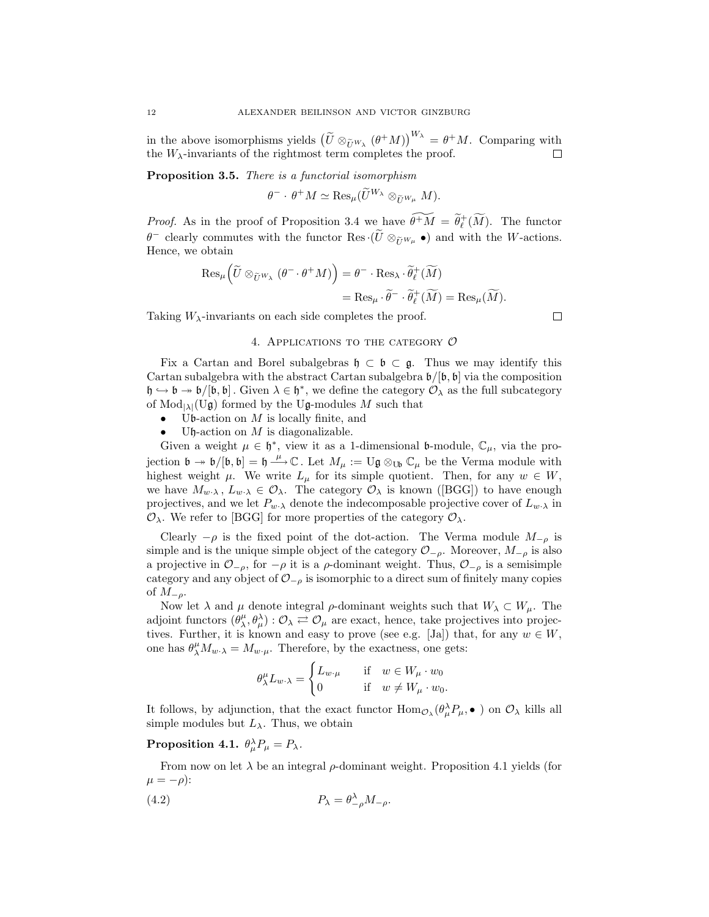in the above isomorphisms yields $\big(\widetilde{U} \otimes_{\widetilde{U}^{W_\lambda}} (\theta^+ M)\big)^{W_\lambda} = \theta^+ M$. Comparing with the $W_\lambda$-invariants of the rightmost term completes the proof. $\square$

**Proposition 3.5.** *There is a functorial isomorphism*

$$\theta^- \cdot \theta^+ M \simeq \mathrm{Res}_\mu(\widetilde{U}^{W_\lambda} \otimes_{\widetilde{U}^{W_\mu}} M).$$

*Proof.* As in the proof of Proposition 3.4 we have $\widetilde{\theta^+ M} = \widetilde{\theta}^+_\ell(\widetilde{M})$. The functor $\theta^-$ clearly commutes with the functor $\mathrm{Res}\cdot(\widetilde{U} \otimes_{\widetilde{U}^{W_\mu}} \bullet)$ and with the $W$-actions. Hence, we obtain

$$\begin{aligned}
\mathrm{Res}_\mu\Big(\widetilde{U} \otimes_{\widetilde{U}^{W_\lambda}} (\theta^- \cdot \theta^+ M)\Big) &= \theta^- \cdot \mathrm{Res}_\lambda \cdot \widetilde{\theta}^+_\ell(\widetilde{M}) \\
&= \mathrm{Res}_\mu \cdot \widetilde{\theta}^- \cdot \widetilde{\theta}^+_\ell(\widetilde{M}) = \mathrm{Res}_\mu(\widetilde{M}).
\end{aligned}$$

Taking $W_\lambda$-invariants on each side completes the proof. $\square$

## 4. Applications to the category $\mathcal{O}$

Fix a Cartan and Borel subalgebras $\mathfrak{h} \subset \mathfrak{b} \subset \mathfrak{g}$. Thus we may identify this Cartan subalgebra with the abstract Cartan subalgebra $\mathfrak{b}/[\mathfrak{b}, \mathfrak{b}]$ via the composition $\mathfrak{h} \hookrightarrow \mathfrak{b} \twoheadrightarrow \mathfrak{b}/[\mathfrak{b}, \mathfrak{b}]$. Given $\lambda \in \mathfrak{h}^*$, we define the category $\mathcal{O}_\lambda$ as the full subcategory of $\mathrm{Mod}_{|\lambda|}(\mathrm{U}\mathfrak{g})$ formed by the $\mathrm{U}\mathfrak{g}$-modules $M$ such that

- $\mathrm{U}\mathfrak{b}$-action on $M$ is locally finite, and
- $\mathrm{U}\mathfrak{h}$-action on $M$ is diagonalizable.

Given a weight $\mu \in \mathfrak{h}^*$, view it as a 1-dimensional $\mathfrak{b}$-module, $\mathbb{C}_\mu$, via the projection $\mathfrak{b} \twoheadrightarrow \mathfrak{b}/[\mathfrak{b}, \mathfrak{b}] = \mathfrak{h} \xrightarrow{\mu} \mathbb{C}$. Let $M_\mu := \mathrm{U}\mathfrak{g} \otimes_{\mathrm{U}\mathfrak{b}} \mathbb{C}_\mu$ be the Verma module with highest weight $\mu$. We write $L_\mu$ for its simple quotient. Then, for any $w \in W$, we have $M_{w\cdot\lambda}, L_{w\cdot\lambda} \in \mathcal{O}_\lambda$. The category $\mathcal{O}_\lambda$ is known ([BGG]) to have enough projectives, and we let $P_{w\cdot\lambda}$ denote the indecomposable projective cover of $L_{w\cdot\lambda}$ in $\mathcal{O}_\lambda$. We refer to [BGG] for more properties of the category $\mathcal{O}_\lambda$.

Clearly $-\rho$ is the fixed point of the dot-action. The Verma module $M_{-\rho}$ is simple and is the unique simple object of the category $\mathcal{O}_{-\rho}$. Moreover, $M_{-\rho}$ is also a projective in $\mathcal{O}_{-\rho}$, for $-\rho$ it is a $\rho$-dominant weight. Thus, $\mathcal{O}_{-\rho}$ is a semisimple category and any object of $\mathcal{O}_{-\rho}$ is isomorphic to a direct sum of finitely many copies of $M_{-\rho}$.

Now let $\lambda$ and $\mu$ denote integral $\rho$-dominant weights such that $W_\lambda \subset W_\mu$. The adjoint functors $(\theta^\mu_\lambda, \theta^\lambda_\mu) : \mathcal{O}_\lambda \rightleftarrows \mathcal{O}_\mu$ are exact, hence, take projectives into projectives. Further, it is known and easy to prove (see e.g. [Ja]) that, for any $w \in W$, one has $\theta^\mu_\lambda M_{w\cdot\lambda} = M_{w\cdot\mu}$. Therefore, by the exactness, one gets:

$$\theta^\mu_\lambda L_{w\cdot\lambda} = \begin{cases} L_{w\cdot\mu} & \text{if} \quad w \in W_\mu \cdot w_0 \\ 0 & \text{if} \quad w \neq W_\mu \cdot w_0. \end{cases}$$

It follows, by adjunction, that the exact functor $\mathrm{Hom}_{\mathcal{O}_\lambda}(\theta^\lambda_\mu P_\mu, \bullet\ )$ on $\mathcal{O}_\lambda$ kills all simple modules but $L_\lambda$. Thus, we obtain

**Proposition 4.1.** $\theta^\lambda_\mu P_\mu = P_\lambda$.

From now on let $\lambda$ be an integral $\rho$-dominant weight. Proposition 4.1 yields (for $\mu = -\rho$):

$$P_\lambda = \theta^\lambda_{-\rho} M_{-\rho}. \tag{4.2}$$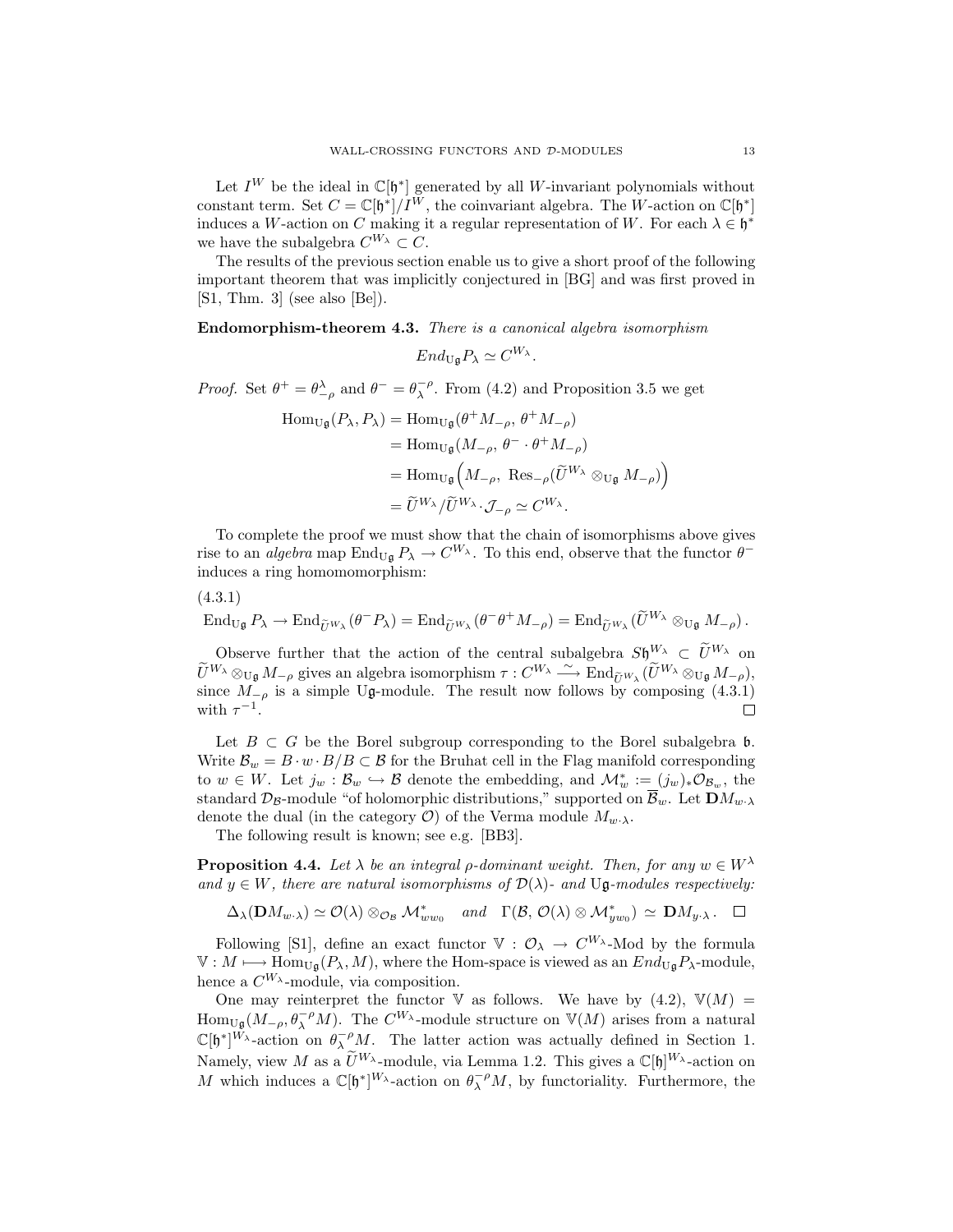Let $I^W$ be the ideal in $\mathbb{C}[\mathfrak{h}^*]$ generated by all $W$-invariant polynomials without constant term. Set $C = \mathbb{C}[\mathfrak{h}^*]/I^W$, the coinvariant algebra. The $W$-action on $\mathbb{C}[\mathfrak{h}^*]$ induces a $W$-action on $C$ making it a regular representation of $W$. For each $\lambda \in \mathfrak{h}^*$ we have the subalgebra $C^{W_\lambda} \subset C$.

The results of the previous section enable us to give a short proof of the following important theorem that was implicitly conjectured in [BG] and was first proved in [S1, Thm. 3] (see also [Be]).

**Endomorphism-theorem 4.3.** *There is a canonical algebra isomorphism*

$$End_{\mathrm{U}\mathfrak{g}} P_\lambda \simeq C^{W_\lambda}.$$

*Proof.* Set $\theta^+ = \theta^\lambda_{-\rho}$ and $\theta^- = \theta^{-\rho}_\lambda$. From (4.2) and Proposition 3.5 we get

$$\begin{aligned}
\mathrm{Hom}_{\mathrm{U}\mathfrak{g}}(P_\lambda, P_\lambda) &= \mathrm{Hom}_{\mathrm{U}\mathfrak{g}}(\theta^+ M_{-\rho},\, \theta^+ M_{-\rho}) \\
&= \mathrm{Hom}_{\mathrm{U}\mathfrak{g}}(M_{-\rho},\, \theta^- \cdot \theta^+ M_{-\rho}) \\
&= \mathrm{Hom}_{\mathrm{U}\mathfrak{g}}\Big(M_{-\rho},\ \mathrm{Res}_{-\rho}(\widetilde{U}^{W_\lambda} \otimes_{\mathrm{U}\mathfrak{g}} M_{-\rho})\Big) \\
&= \widetilde{U}^{W_\lambda}/\widetilde{U}^{W_\lambda} \cdot \mathcal{J}_{-\rho} \simeq C^{W_\lambda}.
\end{aligned}$$

To complete the proof we must show that the chain of isomorphisms above gives rise to an *algebra* map $\mathrm{End}_{\mathrm{U}\mathfrak{g}} P_\lambda \to C^{W_\lambda}$. To this end, observe that the functor $\theta^-$ induces a ring homomomorphism:

(4.3.1)

$$\mathrm{End}_{\mathrm{U}\mathfrak{g}} P_\lambda \to \mathrm{End}_{\widetilde{U}^{W_\lambda}}(\theta^- P_\lambda) = \mathrm{End}_{\widetilde{U}^{W_\lambda}}(\theta^- \theta^+ M_{-\rho}) = \mathrm{End}_{\widetilde{U}^{W_\lambda}}(\widetilde{U}^{W_\lambda} \otimes_{\mathrm{U}\mathfrak{g}} M_{-\rho})\,.$$

Observe further that the action of the central subalgebra $S\mathfrak{h}^{W_\lambda} \subset \widetilde{U}^{W_\lambda}$ on $\widetilde{U}^{W_\lambda} \otimes_{\mathrm{U}\mathfrak{g}} M_{-\rho}$ gives an algebra isomorphism $\tau : C^{W_\lambda} \xrightarrow{\sim} \mathrm{End}_{\widetilde{U}^{W_\lambda}}(\widetilde{U}^{W_\lambda} \otimes_{\mathrm{U}\mathfrak{g}} M_{-\rho})$, since $M_{-\rho}$ is a simple $\mathrm{U}\mathfrak{g}$-module. The result now follows by composing (4.3.1) with $\tau^{-1}$. $\square$

Let $B \subset G$ be the Borel subgroup corresponding to the Borel subalgebra $\mathfrak{b}$. Write $\mathcal{B}_w = B \cdot w \cdot B/B \subset \mathcal{B}$ for the Bruhat cell in the Flag manifold corresponding to $w \in W$. Let $j_w : \mathcal{B}_w \hookrightarrow \mathcal{B}$ denote the embedding, and $\mathcal{M}^*_w := (j_w)_* \mathcal{O}_{\mathcal{B}_w}$, the standard $\mathcal{D}_\mathcal{B}$-module "of holomorphic distributions," supported on $\overline{\mathcal{B}}_w$. Let $\mathbf{D}M_{w \cdot \lambda}$ denote the dual (in the category $\mathcal{O}$) of the Verma module $M_{w \cdot \lambda}$.

The following result is known; see e.g. [BB3].

**Proposition 4.4.** *Let $\lambda$ be an integral $\rho$-dominant weight. Then, for any $w \in W^\lambda$ and $y \in W$, there are natural isomorphisms of $\mathcal{D}(\lambda)$- and $\mathrm{U}\mathfrak{g}$-modules respectively:*

$$\Delta_\lambda(\mathbf{D}M_{w \cdot \lambda}) \simeq \mathcal{O}(\lambda) \otimes_{\mathcal{O}_\mathcal{B}} \mathcal{M}^*_{ww_0} \quad \textit{and} \quad \Gamma(\mathcal{B},\, \mathcal{O}(\lambda) \otimes \mathcal{M}^*_{yw_0}) \simeq \mathbf{D}M_{y \cdot \lambda}\,. \quad \square$$

Following [S1], define an exact functor $\mathbb{V} : \mathcal{O}_\lambda \to C^{W_\lambda}$-Mod by the formula $\mathbb{V} : M \longmapsto \mathrm{Hom}_{\mathrm{U}\mathfrak{g}}(P_\lambda, M)$, where the Hom-space is viewed as an $End_{\mathrm{U}\mathfrak{g}} P_\lambda$-module, hence a $C^{W_\lambda}$-module, via composition.

One may reinterpret the functor $\mathbb{V}$ as follows. We have by (4.2), $\mathbb{V}(M) = \mathrm{Hom}_{\mathrm{U}\mathfrak{g}}(M_{-\rho}, \theta^{-\rho}_\lambda M)$. The $C^{W_\lambda}$-module structure on $\mathbb{V}(M)$ arises from a natural $\mathbb{C}[\mathfrak{h}^*]^{W_\lambda}$-action on $\theta^{-\rho}_\lambda M$. The latter action was actually defined in Section 1. Namely, view $M$ as a $\widetilde{U}^{W_\lambda}$-module, via Lemma 1.2. This gives a $\mathbb{C}[\mathfrak{h}]^{W_\lambda}$-action on $M$ which induces a $\mathbb{C}[\mathfrak{h}^*]^{W_\lambda}$-action on $\theta^{-\rho}_\lambda M$, by functoriality. Furthermore, the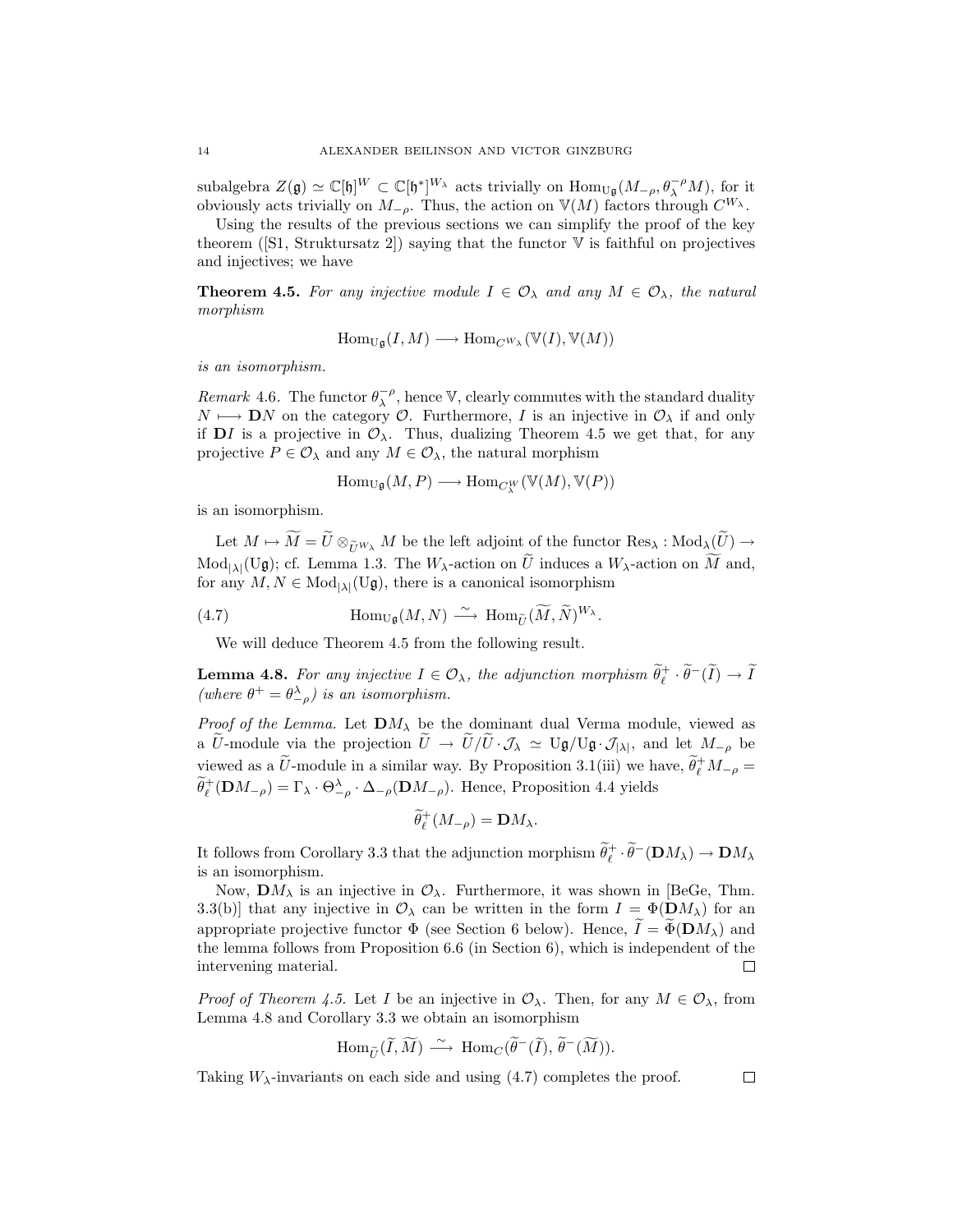subalgebra $Z(\mathfrak{g}) \simeq \mathbb{C}[\mathfrak{h}]^W \subset \mathbb{C}[\mathfrak{h}^*]^{W_\lambda}$ acts trivially on $\mathrm{Hom}_{\mathrm{U}\mathfrak{g}}(M_{-\rho}, \theta_\lambda^{-\rho} M)$, for it obviously acts trivially on $M_{-\rho}$. Thus, the action on $\mathbb{V}(M)$ factors through $C^{W_\lambda}$.

Using the results of the previous sections we can simplify the proof of the key theorem ([S1, Struktursatz 2]) saying that the functor $\mathbb{V}$ is faithful on projectives and injectives; we have

**Theorem 4.5.** *For any injective module $I \in \mathcal{O}_\lambda$ and any $M \in \mathcal{O}_\lambda$, the natural morphism*

$$\mathrm{Hom}_{\mathrm{U}\mathfrak{g}}(I, M) \longrightarrow \mathrm{Hom}_{C^{W_\lambda}}(\mathbb{V}(I), \mathbb{V}(M))$$

*is an isomorphism.*

*Remark* 4.6. The functor $\theta_\lambda^{-\rho}$, hence $\mathbb{V}$, clearly commutes with the standard duality $N \longmapsto \mathbf{D}N$ on the category $\mathcal{O}$. Furthermore, $I$ is an injective in $\mathcal{O}_\lambda$ if and only if $\mathbf{D}I$ is a projective in $\mathcal{O}_\lambda$. Thus, dualizing Theorem 4.5 we get that, for any projective $P \in \mathcal{O}_\lambda$ and any $M \in \mathcal{O}_\lambda$, the natural morphism

$$\mathrm{Hom}_{\mathrm{U}\mathfrak{g}}(M, P) \longrightarrow \mathrm{Hom}_{C_\lambda^W}(\mathbb{V}(M), \mathbb{V}(P))$$

is an isomorphism.

Let $M \mapsto \widetilde{M} = \widetilde{U} \otimes_{\widetilde{U}^{W_\lambda}} M$ be the left adjoint of the functor $\mathrm{Res}_\lambda : \mathrm{Mod}_\lambda(\widetilde{U}) \to \mathrm{Mod}_{|\lambda|}(\mathrm{U}\mathfrak{g})$; cf. Lemma 1.3. The $W_\lambda$-action on $\widetilde{U}$ induces a $W_\lambda$-action on $\widetilde{M}$ and, for any $M, N \in \mathrm{Mod}_{|\lambda|}(\mathrm{U}\mathfrak{g})$, there is a canonical isomorphism

$$\mathrm{Hom}_{\mathrm{U}\mathfrak{g}}(M, N) \xrightarrow{\sim} \mathrm{Hom}_{\widetilde{U}}(\widetilde{M}, \widetilde{N})^{W_\lambda}. \tag{4.7}$$

We will deduce Theorem 4.5 from the following result.

**Lemma 4.8.** *For any injective $I \in \mathcal{O}_\lambda$, the adjunction morphism $\widetilde{\theta}_\ell^+ \cdot \widetilde{\theta}^-(\widetilde{I}) \to \widetilde{I}$ (where $\theta^+ = \theta_{-\rho}^\lambda$) is an isomorphism.*

*Proof of the Lemma.* Let $\mathbf{D}M_\lambda$ be the dominant dual Verma module, viewed as a $\widetilde{U}$-module via the projection $\widetilde{U} \to \widetilde{U}/\widetilde{U} \cdot \mathcal{J}_\lambda \simeq \mathrm{U}\mathfrak{g}/\mathrm{U}\mathfrak{g} \cdot \mathcal{J}_{|\lambda|}$, and let $M_{-\rho}$ be viewed as a $\widetilde{U}$-module in a similar way. By Proposition 3.1(iii) we have, $\widetilde{\theta}_\ell^+ M_{-\rho} = \widetilde{\theta}_\ell^+(\mathbf{D}M_{-\rho}) = \Gamma_\lambda \cdot \Theta_{-\rho}^\lambda \cdot \Delta_{-\rho}(\mathbf{D}M_{-\rho})$. Hence, Proposition 4.4 yields

$$\widetilde{\theta}_\ell^+(M_{-\rho}) = \mathbf{D}M_\lambda.$$

It follows from Corollary 3.3 that the adjunction morphism $\widetilde{\theta}_\ell^+ \cdot \widetilde{\theta}^-(\mathbf{D}M_\lambda) \to \mathbf{D}M_\lambda$ is an isomorphism.

Now, $\mathbf{D}M_\lambda$ is an injective in $\mathcal{O}_\lambda$. Furthermore, it was shown in [BeGe, Thm. 3.3(b)] that any injective in $\mathcal{O}_\lambda$ can be written in the form $I = \Phi(\mathbf{D}M_\lambda)$ for an appropriate projective functor $\Phi$ (see Section 6 below). Hence, $\widetilde{I} = \widetilde{\Phi}(\mathbf{D}M_\lambda)$ and the lemma follows from Proposition 6.6 (in Section 6), which is independent of the intervening material. $\square$

*Proof of Theorem 4.5.* Let $I$ be an injective in $\mathcal{O}_\lambda$. Then, for any $M \in \mathcal{O}_\lambda$, from Lemma 4.8 and Corollary 3.3 we obtain an isomorphism

$$\mathrm{Hom}_{\widetilde{U}}(\widetilde{I}, \widetilde{M}) \xrightarrow{\sim} \mathrm{Hom}_C(\widetilde{\theta}^-(\widetilde{I}), \widetilde{\theta}^-(\widetilde{M})).$$

Taking $W_\lambda$-invariants on each side and using (4.7) completes the proof. $\square$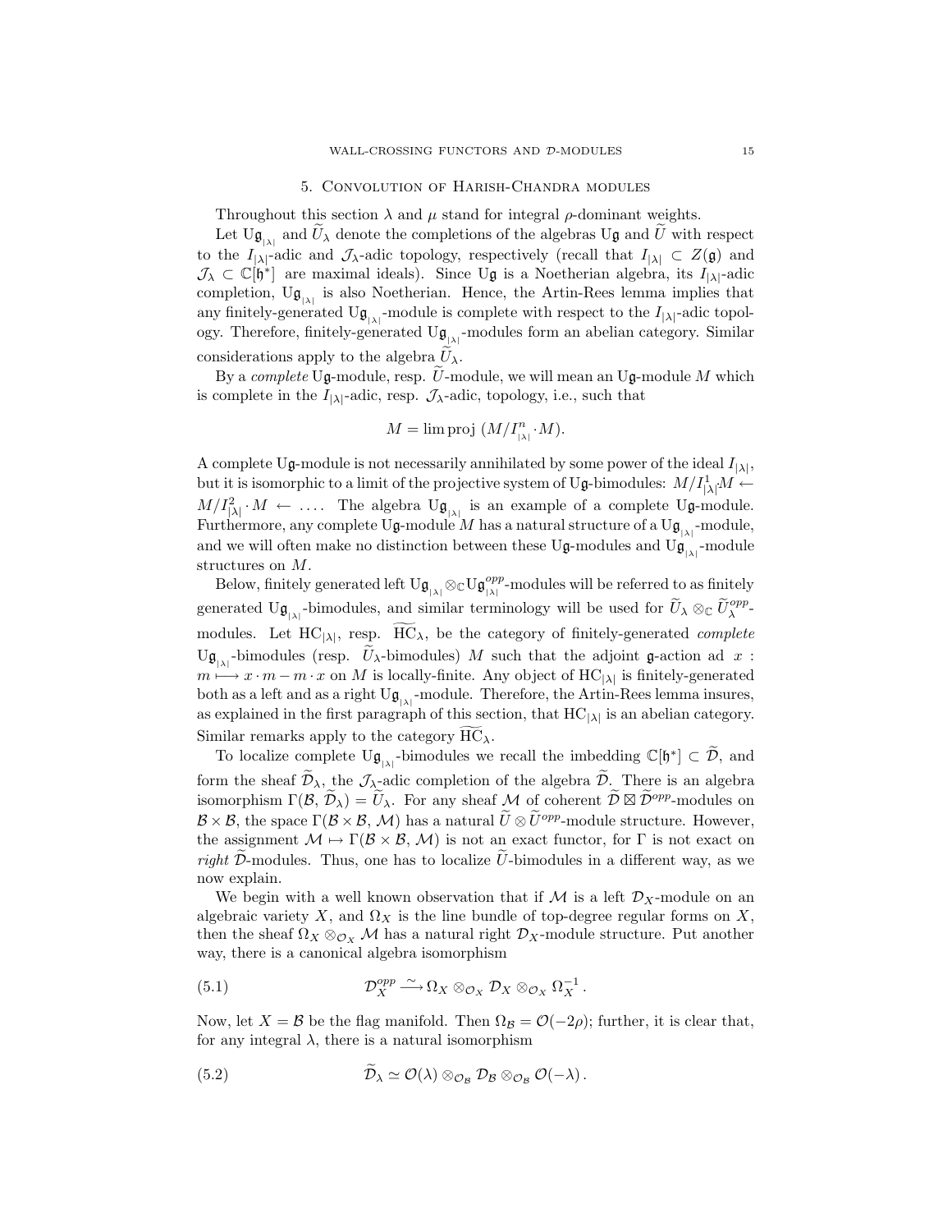## 5. Convolution of Harish-Chandra modules

Throughout this section $\lambda$ and $\mu$ stand for integral $\rho$-dominant weights.

Let $\mathrm{U}\mathfrak{g}_{_{|\lambda|}}$ and $\widetilde{U}_\lambda$ denote the completions of the algebras $\mathrm{U}\mathfrak{g}$ and $\widetilde{U}$ with respect to the $I_{|\lambda|}$-adic and $\mathcal{J}_\lambda$-adic topology, respectively (recall that $I_{|\lambda|} \subset Z(\mathfrak{g})$ and $\mathcal{J}_\lambda \subset \mathbb{C}[\mathfrak{h}^*]$ are maximal ideals). Since $\mathrm{U}\mathfrak{g}$ is a Noetherian algebra, its $I_{|\lambda|}$-adic completion, $\mathrm{U}\mathfrak{g}_{_{|\lambda|}}$ is also Noetherian. Hence, the Artin-Rees lemma implies that any finitely-generated $\mathrm{U}\mathfrak{g}_{_{|\lambda|}}$-module is complete with respect to the $I_{|\lambda|}$-adic topology. Therefore, finitely-generated $\mathrm{U}\mathfrak{g}_{_{|\lambda|}}$-modules form an abelian category. Similar considerations apply to the algebra $\widetilde{U}_\lambda$.

By a *complete* $\mathrm{U}\mathfrak{g}$-module, resp. $\widetilde{U}$-module, we will mean an $\mathrm{U}\mathfrak{g}$-module $M$ which is complete in the $I_{|\lambda|}$-adic, resp. $\mathcal{J}_\lambda$-adic, topology, i.e., such that

$$M = \lim\text{proj}\;(M/I^n_{_{|\lambda|}} \cdot M).$$

A complete $\mathrm{U}\mathfrak{g}$-module is not necessarily annihilated by some power of the ideal $I_{|\lambda|}$, but it is isomorphic to a limit of the projective system of $\mathrm{U}\mathfrak{g}$-bimodules: $M/I^1_{|\lambda|}M \leftarrow M/I^2_{|\lambda|} \cdot M \leftarrow \ldots$. The algebra $\mathrm{U}\mathfrak{g}_{_{|\lambda|}}$ is an example of a complete $\mathrm{U}\mathfrak{g}$-module. Furthermore, any complete $\mathrm{U}\mathfrak{g}$-module $M$ has a natural structure of a $\mathrm{U}\mathfrak{g}_{_{|\lambda|}}$-module, and we will often make no distinction between these $\mathrm{U}\mathfrak{g}$-modules and $\mathrm{U}\mathfrak{g}_{_{|\lambda|}}$-module structures on $M$.

Below, finitely generated left $\mathrm{U}\mathfrak{g}_{_{|\lambda|}} \otimes_{\mathbb{C}} \mathrm{U}\mathfrak{g}^{opp}_{_{|\lambda|}}$-modules will be referred to as finitely generated $\mathrm{U}\mathfrak{g}_{_{|\lambda|}}$-bimodules, and similar terminology will be used for $\widetilde{U}_\lambda \otimes_{\mathbb{C}} \widetilde{U}^{opp}_\lambda$-modules. Let $\mathrm{HC}_{|\lambda|}$, resp. $\widetilde{\mathrm{HC}}_\lambda$, be the category of finitely-generated *complete* $\mathrm{U}\mathfrak{g}_{_{|\lambda|}}$-bimodules (resp. $\widetilde{U}_\lambda$-bimodules) $M$ such that the adjoint $\mathfrak{g}$-action ad $x$ : $m \longmapsto x \cdot m - m \cdot x$ on $M$ is locally-finite. Any object of $\mathrm{HC}_{|\lambda|}$ is finitely-generated both as a left and as a right $\mathrm{U}\mathfrak{g}_{_{|\lambda|}}$-module. Therefore, the Artin-Rees lemma insures, as explained in the first paragraph of this section, that $\mathrm{HC}_{|\lambda|}$ is an abelian category. Similar remarks apply to the category $\widetilde{\mathrm{HC}}_\lambda$.

To localize complete $\mathrm{U}\mathfrak{g}_{_{|\lambda|}}$-bimodules we recall the imbedding $\mathbb{C}[\mathfrak{h}^*] \subset \widetilde{\mathcal{D}}$, and form the sheaf $\widetilde{\mathcal{D}}_\lambda$, the $\mathcal{J}_\lambda$-adic completion of the algebra $\widetilde{\mathcal{D}}$. There is an algebra isomorphism $\Gamma(\mathcal{B}, \widetilde{\mathcal{D}}_\lambda) = \widetilde{U}_\lambda$. For any sheaf $\mathcal{M}$ of coherent $\widetilde{\mathcal{D}} \boxtimes \widetilde{\mathcal{D}}^{opp}$-modules on $\mathcal{B} \times \mathcal{B}$, the space $\Gamma(\mathcal{B} \times \mathcal{B}, \mathcal{M})$ has a natural $\widetilde{U} \otimes \widetilde{U}^{opp}$-module structure. However, the assignment $\mathcal{M} \mapsto \Gamma(\mathcal{B} \times \mathcal{B}, \mathcal{M})$ is not an exact functor, for $\Gamma$ is not exact on *right* $\widetilde{\mathcal{D}}$-modules. Thus, one has to localize $\widetilde{U}$-bimodules in a different way, as we now explain.

We begin with a well known observation that if $\mathcal{M}$ is a left $\mathcal{D}_X$-module on an algebraic variety $X$, and $\Omega_X$ is the line bundle of top-degree regular forms on $X$, then the sheaf $\Omega_X \otimes_{\mathcal{O}_X} \mathcal{M}$ has a natural right $\mathcal{D}_X$-module structure. Put another way, there is a canonical algebra isomorphism

$$\mathcal{D}^{opp}_X \xrightarrow{\sim} \Omega_X \otimes_{\mathcal{O}_X} \mathcal{D}_X \otimes_{\mathcal{O}_X} \Omega_X^{-1}\,. \tag{5.1}$$

Now, let $X = \mathcal{B}$ be the flag manifold. Then $\Omega_{\mathcal{B}} = \mathcal{O}(-2\rho)$; further, it is clear that, for any integral $\lambda$, there is a natural isomorphism

$$\widetilde{\mathcal{D}}_\lambda \simeq \mathcal{O}(\lambda) \otimes_{\mathcal{O}_{\mathcal{B}}} \mathcal{D}_{\mathcal{B}} \otimes_{\mathcal{O}_{\mathcal{B}}} \mathcal{O}(-\lambda)\,. \tag{5.2}$$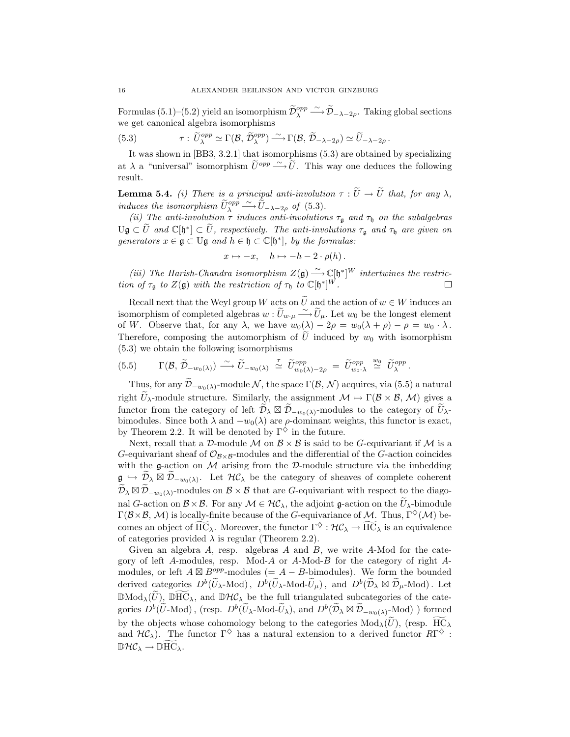Formulas (5.1)–(5.2) yield an isomorphism $\widetilde{\mathcal{D}}_\lambda^{opp} \xrightarrow{\sim} \widetilde{\mathcal{D}}_{-\lambda-2\rho}$. Taking global sections we get canonical algebra isomorphisms

$$\tau : \widetilde{U}_\lambda^{opp} \simeq \Gamma(\mathcal{B}, \widetilde{\mathcal{D}}_\lambda^{opp}) \xrightarrow{\sim} \Gamma(\mathcal{B}, \widetilde{\mathcal{D}}_{-\lambda-2\rho}) \simeq \widetilde{U}_{-\lambda-2\rho}\,. \tag{5.3}$$

It was shown in [BB3, 3.2.1] that isomorphisms (5.3) are obtained by specializing at $\lambda$ a "universal" isomorphism $\widetilde{U}^{opp} \xrightarrow{\sim} \widetilde{U}$. This way one deduces the following result.

**Lemma 5.4.** *(i) There is a principal anti-involution $\tau : \widetilde{U} \to \widetilde{U}$ that, for any $\lambda$, induces the isomorphism $\widetilde{U}_\lambda^{opp} \xrightarrow{\sim} \widetilde{U}_{-\lambda-2\rho}$ of (5.3).*

*(ii) The anti-involution $\tau$ induces anti-involutions $\tau_{\mathfrak{g}}$ and $\tau_{\mathfrak{h}}$ on the subalgebras $\mathrm{U}\mathfrak{g} \subset \widetilde{U}$ and $\mathbb{C}[\mathfrak{h}^*] \subset \widetilde{U}$, respectively. The anti-involutions $\tau_{\mathfrak{g}}$ and $\tau_{\mathfrak{h}}$ are given on generators $x \in \mathfrak{g} \subset \mathrm{U}\mathfrak{g}$ and $h \in \mathfrak{h} \subset \mathbb{C}[\mathfrak{h}^*]$, by the formulas:*

$$x \mapsto -x, \quad h \mapsto -h - 2\cdot\rho(h)\,.$$

*(iii) The Harish-Chandra isomorphism $Z(\mathfrak{g}) \xrightarrow{\sim} \mathbb{C}[\mathfrak{h}^*]^W$ intertwines the restriction of $\tau_{\mathfrak{g}}$ to $Z(\mathfrak{g})$ with the restriction of $\tau_{\mathfrak{h}}$ to $\mathbb{C}[\mathfrak{h}^*]^W$.* □

Recall next that the Weyl group $W$ acts on $\widetilde{U}$ and the action of $w \in W$ induces an isomorphism of completed algebras $w : \widetilde{U}_{w\cdot\mu} \xrightarrow{\sim} \widetilde{U}_\mu$. Let $w_0$ be the longest element of $W$. Observe that, for any $\lambda$, we have $w_0(\lambda) - 2\rho = w_0(\lambda+\rho) - \rho = w_0 \cdot \lambda$. Therefore, composing the automorphism of $\widetilde{U}$ induced by $w_0$ with isomorphism (5.3) we obtain the following isomorphisms

$$\Gamma(\mathcal{B}, \widetilde{\mathcal{D}}_{-w_0(\lambda)}) \xrightarrow{\sim} \widetilde{U}_{-w_0(\lambda)} \overset{\tau}{\simeq} \widetilde{U}^{opp}_{w_0(\lambda)-2\rho} = \widetilde{U}^{opp}_{w_0\cdot\lambda} \overset{w_0}{\simeq} \widetilde{U}^{opp}_\lambda\,. \tag{5.5}$$

Thus, for any $\widetilde{\mathcal{D}}_{-w_0(\lambda)}$-module $\mathcal{N}$, the space $\Gamma(\mathcal{B}, \mathcal{N})$ acquires, via (5.5) a natural right $\widetilde{U}_\lambda$-module structure. Similarly, the assignment $\mathcal{M} \mapsto \Gamma(\mathcal{B}\times\mathcal{B}, \mathcal{M})$ gives a functor from the category of left $\widetilde{\mathcal{D}}_\lambda \boxtimes \widetilde{\mathcal{D}}_{-w_0(\lambda)}$-modules to the category of $\widetilde{U}_\lambda$-bimodules. Since both $\lambda$ and $-w_0(\lambda)$ are $\rho$-dominant weights, this functor is exact, by Theorem 2.2. It will be denoted by $\Gamma^\diamondsuit$ in the future.

Next, recall that a $\mathcal{D}$-module $\mathcal{M}$ on $\mathcal{B}\times\mathcal{B}$ is said to be $G$-equivariant if $\mathcal{M}$ is a $G$-equivariant sheaf of $\mathcal{O}_{\mathcal{B}\times\mathcal{B}}$-modules and the differential of the $G$-action coincides with the $\mathfrak{g}$-action on $\mathcal{M}$ arising from the $\mathcal{D}$-module structure via the imbedding $\mathfrak{g} \hookrightarrow \widetilde{\mathcal{D}}_\lambda \boxtimes \widetilde{\mathcal{D}}_{-w_0(\lambda)}$. Let $\mathcal{HC}_\lambda$ be the category of sheaves of complete coherent $\widetilde{\mathcal{D}}_\lambda \boxtimes \widetilde{\mathcal{D}}_{-w_0(\lambda)}$-modules on $\mathcal{B}\times\mathcal{B}$ that are $G$-equivariant with respect to the diagonal $G$-action on $\mathcal{B}\times\mathcal{B}$. For any $\mathcal{M} \in \mathcal{HC}_\lambda$, the adjoint $\mathfrak{g}$-action on the $\widetilde{U}_\lambda$-bimodule $\Gamma(\mathcal{B}\times\mathcal{B}, \mathcal{M})$ is locally-finite because of the $G$-equivariance of $\mathcal{M}$. Thus, $\Gamma^\diamondsuit(\mathcal{M})$ becomes an object of $\widetilde{\mathrm{HC}}_\lambda$. Moreover, the functor $\Gamma^\diamondsuit : \mathcal{HC}_\lambda \to \widetilde{\mathrm{HC}}_\lambda$ is an equivalence of categories provided $\lambda$ is regular (Theorem 2.2).

Given an algebra $A$, resp. algebras $A$ and $B$, we write $A$-Mod for the category of left $A$-modules, resp. Mod-$A$ or $A$-Mod-$B$ for the category of right $A$-modules, or left $A \boxtimes B^{opp}$-modules ($= A - B$-bimodules). We form the bounded derived categories $D^b(\widetilde{U}_\lambda\text{-Mod})$, $D^b(\widetilde{U}_\lambda\text{-Mod-}\widetilde{U}_\mu)$, and $D^b(\widetilde{\mathcal{D}}_\lambda \boxtimes \widetilde{\mathcal{D}}_\mu\text{-Mod})$. Let $\mathbb{D}\mathrm{Mod}_\lambda(\widetilde{U})$, $\mathbb{D}\widetilde{\mathrm{HC}}_\lambda$, and $\mathbb{D}\mathcal{HC}_\lambda$ be the full triangulated subcategories of the categories $D^b(\widetilde{U}\text{-Mod})$, (resp. $D^b(\widetilde{U}_\lambda\text{-Mod-}\widetilde{U}_\lambda)$, and $D^b(\widetilde{\mathcal{D}}_\lambda \boxtimes \widetilde{\mathcal{D}}_{-w_0(\lambda)}\text{-Mod})$ ) formed by the objects whose cohomology belong to the categories $\mathrm{Mod}_\lambda(\widetilde{U})$, (resp. $\widetilde{\mathrm{HC}}_\lambda$ and $\mathcal{HC}_\lambda$). The functor $\Gamma^\diamondsuit$ has a natural extension to a derived functor $R\Gamma^\diamondsuit : \mathbb{D}\mathcal{HC}_\lambda \to \mathbb{D}\widetilde{\mathrm{HC}}_\lambda$.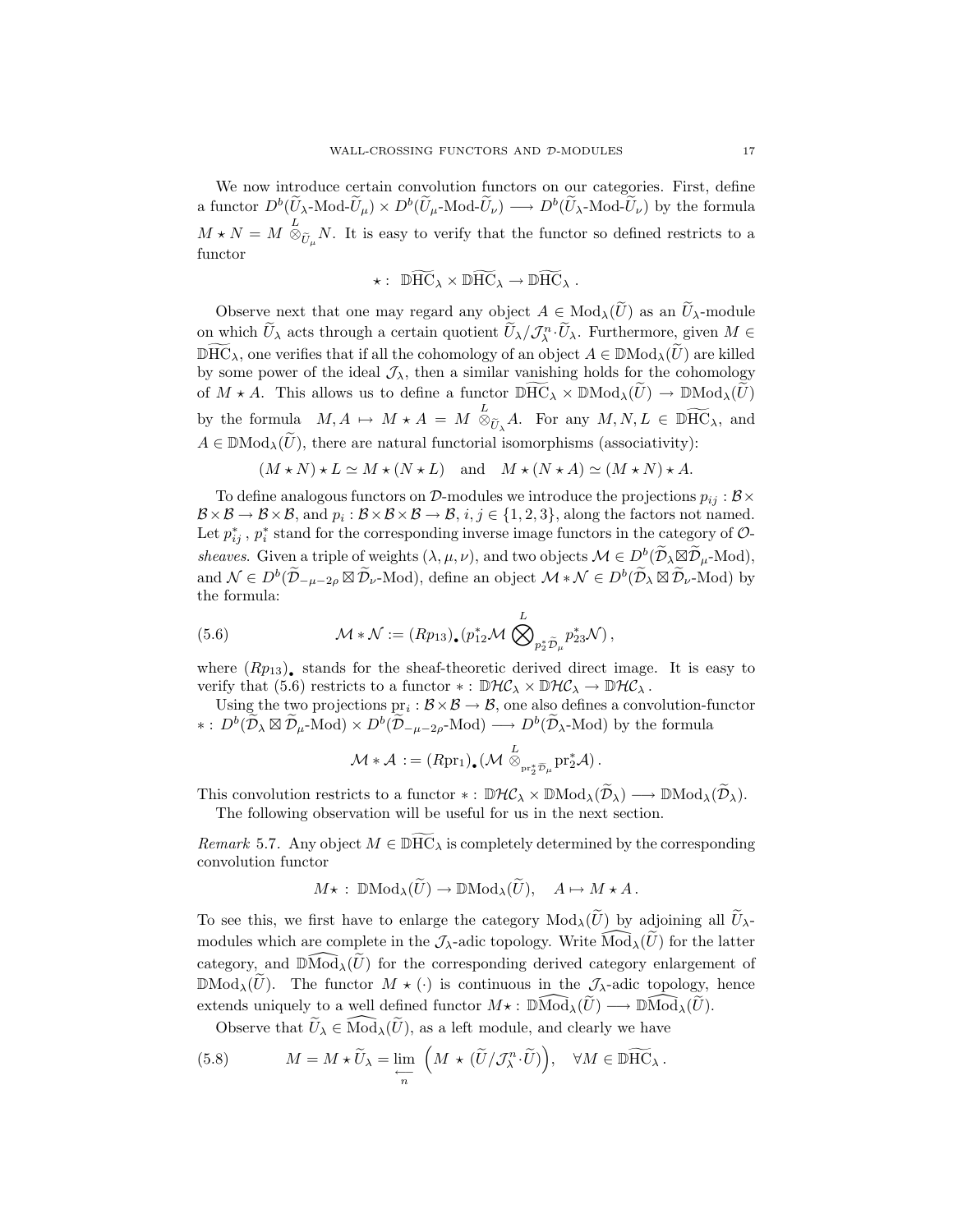We now introduce certain convolution functors on our categories. First, define a functor $D^b(\widetilde{U}_\lambda\text{-Mod-}\widetilde{U}_\mu) \times D^b(\widetilde{U}_\mu\text{-Mod-}\widetilde{U}_\nu) \longrightarrow D^b(\widetilde{U}_\lambda\text{-Mod-}\widetilde{U}_\nu)$ by the formula $M \star N = M \overset{L}{\otimes}_{\widetilde{U}_\mu} N$. It is easy to verify that the functor so defined restricts to a functor

$$\star : \ \mathbb{D}\widetilde{\mathrm{HC}}_\lambda \times \mathbb{D}\widetilde{\mathrm{HC}}_\lambda \to \mathbb{D}\widetilde{\mathrm{HC}}_\lambda \,.$$

Observe next that one may regard any object $A \in \mathrm{Mod}_\lambda(\widetilde{U})$ as an $\widetilde{U}_\lambda$-module on which $\widetilde{U}_\lambda$ acts through a certain quotient $\widetilde{U}_\lambda/\mathcal{J}_\lambda^n \cdot \widetilde{U}_\lambda$. Furthermore, given $M \in \mathbb{D}\widetilde{\mathrm{HC}}_\lambda$, one verifies that if all the cohomology of an object $A \in \mathbb{D}\mathrm{Mod}_\lambda(\widetilde{U})$ are killed by some power of the ideal $\mathcal{J}_\lambda$, then a similar vanishing holds for the cohomology of $M \star A$. This allows us to define a functor $\mathbb{D}\widetilde{\mathrm{HC}}_\lambda \times \mathbb{D}\mathrm{Mod}_\lambda(\widetilde{U}) \to \mathbb{D}\mathrm{Mod}_\lambda(\widetilde{U})$ by the formula $M, A \mapsto M \star A = M \overset{L}{\otimes}_{\widetilde{U}_\lambda} A$. For any $M, N, L \in \mathbb{D}\widetilde{\mathrm{HC}}_\lambda$, and $A \in \mathbb{D}\mathrm{Mod}_\lambda(\widetilde{U})$, there are natural functorial isomorphisms (associativity):

$$(M \star N) \star L \simeq M \star (N \star L) \quad \text{and} \quad M \star (N \star A) \simeq (M \star N) \star A.$$

To define analogous functors on $\mathcal{D}$-modules we introduce the projections $p_{ij} : \mathcal{B} \times \mathcal{B} \times \mathcal{B} \to \mathcal{B} \times \mathcal{B}$, and $p_i : \mathcal{B} \times \mathcal{B} \times \mathcal{B} \to \mathcal{B}$, $i, j \in \{1, 2, 3\}$, along the factors not named. Let $p_{ij}^*$, $p_i^*$ stand for the corresponding inverse image functors in the category of $\mathcal{O}$-*sheaves*. Given a triple of weights $(\lambda, \mu, \nu)$, and two objects $\mathcal{M} \in D^b(\widetilde{\mathcal{D}}_\lambda \boxtimes \widetilde{\mathcal{D}}_\mu\text{-Mod})$, and $\mathcal{N} \in D^b(\widetilde{\mathcal{D}}_{-\mu-2\rho} \boxtimes \widetilde{\mathcal{D}}_\nu\text{-Mod})$, define an object $\mathcal{M} * \mathcal{N} \in D^b(\widetilde{\mathcal{D}}_\lambda \boxtimes \widetilde{\mathcal{D}}_\nu\text{-Mod})$ by the formula:

$$\mathcal{M} * \mathcal{N} := (Rp_{13})_\bullet \big(p_{12}^* \mathcal{M} \overset{L}{\bigotimes}_{p_2^* \widetilde{\mathcal{D}}_\mu} p_{23}^* \mathcal{N}\big)\,, \tag{5.6}$$

where $(Rp_{13})_\bullet$ stands for the sheaf-theoretic derived direct image. It is easy to verify that (5.6) restricts to a functor $* : \mathbb{D}\mathcal{HC}_\lambda \times \mathbb{D}\mathcal{HC}_\lambda \to \mathbb{D}\mathcal{HC}_\lambda$.

Using the two projections $\mathrm{pr}_i : \mathcal{B} \times \mathcal{B} \to \mathcal{B}$, one also defines a convolution-functor $* : D^b(\widetilde{\mathcal{D}}_\lambda \boxtimes \widetilde{\mathcal{D}}_\mu\text{-Mod}) \times D^b(\widetilde{\mathcal{D}}_{-\mu-2\rho}\text{-Mod}) \longrightarrow D^b(\widetilde{\mathcal{D}}_\lambda\text{-Mod})$ by the formula

$$\mathcal{M} * \mathcal{A} := (R\mathrm{pr}_1)_\bullet \big(\mathcal{M} \overset{L}{\otimes}_{\mathrm{pr}_2^* \widetilde{\mathcal{D}}_\mu} \mathrm{pr}_2^* \mathcal{A}\big)\,.$$

This convolution restricts to a functor $* : \mathbb{D}\mathcal{HC}_\lambda \times \mathbb{D}\mathrm{Mod}_\lambda(\widetilde{\mathcal{D}}_\lambda) \longrightarrow \mathbb{D}\mathrm{Mod}_\lambda(\widetilde{\mathcal{D}}_\lambda)$.

The following observation will be useful for us in the next section.

*Remark* 5.7. Any object $M \in \mathbb{D}\widetilde{\mathrm{HC}}_\lambda$ is completely determined by the corresponding convolution functor

$$M\star : \ \mathbb{D}\mathrm{Mod}_\lambda(\widetilde{U}) \to \mathbb{D}\mathrm{Mod}_\lambda(\widetilde{U}), \quad A \mapsto M \star A\,.$$

To see this, we first have to enlarge the category $\mathrm{Mod}_\lambda(\widetilde{U})$ by adjoining all $\widetilde{U}_\lambda$-modules which are complete in the $\mathcal{J}_\lambda$-adic topology. Write $\widehat{\mathrm{Mod}}_\lambda(\widetilde{U})$ for the latter category, and $\mathbb{D}\widehat{\mathrm{Mod}}_\lambda(\widetilde{U})$ for the corresponding derived category enlargement of $\mathbb{D}\mathrm{Mod}_\lambda(\widetilde{U})$. The functor $M \star (\cdot)$ is continuous in the $\mathcal{J}_\lambda$-adic topology, hence extends uniquely to a well defined functor $M\star : \mathbb{D}\widehat{\mathrm{Mod}}_\lambda(\widetilde{U}) \longrightarrow \mathbb{D}\widehat{\mathrm{Mod}}_\lambda(\widetilde{U})$.

Observe that $\widetilde{U}_\lambda \in \widehat{\mathrm{Mod}}_\lambda(\widetilde{U})$, as a left module, and clearly we have

$$M = M \star \widetilde{U}_\lambda = \varprojlim_n \ \Big(M \star (\widetilde{U}/\mathcal{J}_\lambda^n \cdot \widetilde{U})\Big), \quad \forall M \in \mathbb{D}\widetilde{\mathrm{HC}}_\lambda\,. \tag{5.8}$$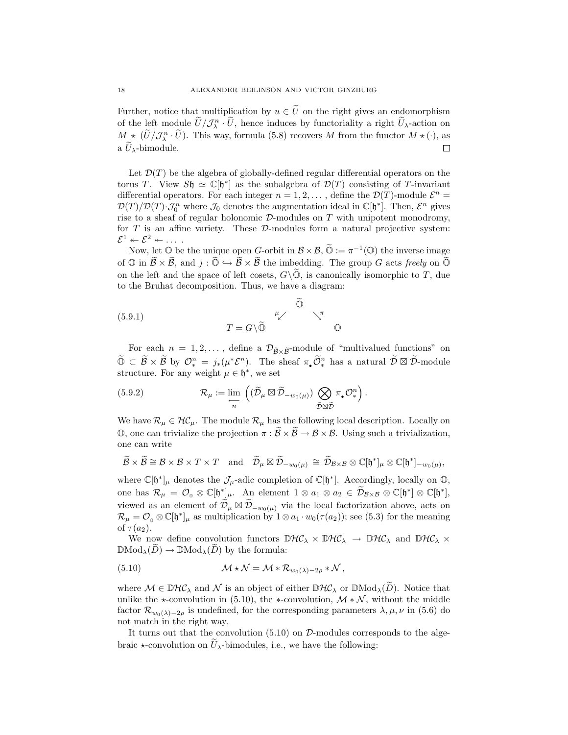Further, notice that multiplication by $u \in \widetilde{U}$ on the right gives an endomorphism of the left module $\widetilde{U}/\mathcal{J}^n_\lambda \cdot \widetilde{U}$, hence induces by functoriality a right $\widetilde{U}_\lambda$-action on $M \star (\widetilde{U}/\mathcal{J}^n_\lambda \cdot \widetilde{U})$. This way, formula (5.8) recovers $M$ from the functor $M \star (\cdot)$, as a $\widetilde{U}_\lambda$-bimodule. $\square$

Let $\mathcal{D}(T)$ be the algebra of globally-defined regular differential operators on the torus $T$. View $S\mathfrak{h} \simeq \mathbb{C}[\mathfrak{h}^*]$ as the subalgebra of $\mathcal{D}(T)$ consisting of $T$-invariant differential operators. For each integer $n = 1, 2, \dots$, define the $\mathcal{D}(T)$-module $\mathcal{E}^n = \mathcal{D}(T)/\mathcal{D}(T)\cdot\mathcal{J}^n_0$ where $\mathcal{J}_0$ denotes the augmentation ideal in $\mathbb{C}[\mathfrak{h}^*]$. Then, $\mathcal{E}^n$ gives rise to a sheaf of regular holonomic $\mathcal{D}$-modules on $T$ with unipotent monodromy, for $T$ is an affine variety. These $\mathcal{D}$-modules form a natural projective system: $\mathcal{E}^1 \twoheadleftarrow \mathcal{E}^2 \twoheadleftarrow \dots$ .

Now, let $\mathbb{O}$ be the unique open $G$-orbit in $\mathcal{B}\times\mathcal{B}$, $\widetilde{\mathbb{O}} := \pi^{-1}(\mathbb{O})$ the inverse image of $\mathbb{O}$ in $\widetilde{\mathcal{B}}\times\widetilde{\mathcal{B}}$, and $j : \widetilde{\mathbb{O}} \hookrightarrow \widetilde{\mathcal{B}}\times\widetilde{\mathcal{B}}$ the imbedding. The group $G$ acts *freely* on $\widetilde{\mathbb{O}}$ on the left and the space of left cosets, $G\backslash\widetilde{\mathbb{O}}$, is canonically isomorphic to $T$, due to the Bruhat decomposition. Thus, we have a diagram:

$$
\begin{array}{ccc} & \widetilde{\mathbb{O}} & \\ {}^{\mu}\swarrow & & \searrow^{\pi} \\ T = G\backslash\widetilde{\mathbb{O}} & & \mathbb{O} \end{array} \tag{5.9.1}
$$

For each $n = 1, 2, \dots$, define a $\mathcal{D}_{\widetilde{\mathcal{B}}\times\widetilde{\mathcal{B}}}$-module of "multivalued functions" on $\widetilde{\mathbb{O}} \subset \widetilde{\mathcal{B}}\times\widetilde{\mathcal{B}}$ by $\mathcal{O}^n_* = j_*(\mu^*\mathcal{E}^n)$. The sheaf $\pi_\bullet\widetilde{\mathcal{O}}^n_*$ has a natural $\widetilde{\mathcal{D}}\boxtimes\widetilde{\mathcal{D}}$-module structure. For any weight $\mu \in \mathfrak{h}^*$, we set

$$
\mathcal{R}_\mu := \varprojlim_n \Big( (\widetilde{\mathcal{D}}_\mu \boxtimes \widetilde{\mathcal{D}}_{-w_0(\mu)}) \bigotimes_{\widetilde{\mathcal{D}}\boxtimes\widetilde{\mathcal{D}}} \pi_\bullet\mathcal{O}^n_* \Big). \tag{5.9.2}
$$

We have $\mathcal{R}_\mu \in \mathcal{HC}_\mu$. The module $\mathcal{R}_\mu$ has the following local description. Locally on $\mathbb{O}$, one can trivialize the projection $\pi : \widetilde{\mathcal{B}}\times\widetilde{\mathcal{B}} \to \mathcal{B}\times\mathcal{B}$. Using such a trivialization, one can write

$$
\widetilde{\mathcal{B}}\times\widetilde{\mathcal{B}} \cong \mathcal{B}\times\mathcal{B}\times T\times T \quad \text{and} \quad \widetilde{\mathcal{D}}_\mu \boxtimes \widetilde{\mathcal{D}}_{-w_0(\mu)} \cong \widetilde{\mathcal{D}}_{\mathcal{B}\times\mathcal{B}} \otimes \mathbb{C}[\mathfrak{h}^*]_\mu \otimes \mathbb{C}[\mathfrak{h}^*]_{-w_0(\mu)},
$$

where $\mathbb{C}[\mathfrak{h}^*]_\mu$ denotes the $\mathcal{J}_\mu$-adic completion of $\mathbb{C}[\mathfrak{h}^*]$. Accordingly, locally on $\mathbb{O}$, one has $\mathcal{R}_\mu = \mathcal{O}_{\circ} \otimes \mathbb{C}[\mathfrak{h}^*]_\mu$. An element $1\otimes a_1\otimes a_2 \in \widetilde{\mathcal{D}}_{\mathcal{B}\times\mathcal{B}} \otimes \mathbb{C}[\mathfrak{h}^*]\otimes\mathbb{C}[\mathfrak{h}^*]$, viewed as an element of $\widetilde{\mathcal{D}}_\mu \boxtimes \widetilde{\mathcal{D}}_{-w_0(\mu)}$ via the local factorization above, acts on $\mathcal{R}_\mu = \mathcal{O}_{\circ} \otimes \mathbb{C}[\mathfrak{h}^*]_\mu$ as multiplication by $1\otimes a_1 \cdot w_0(\tau(a_2))$; see (5.3) for the meaning of $\tau(a_2)$.

We now define convolution functors $\mathbb{D}\mathcal{HC}_\lambda \times \mathbb{D}\mathcal{HC}_\lambda \to \mathbb{D}\mathcal{HC}_\lambda$ and $\mathbb{D}\mathcal{HC}_\lambda \times \mathbb{D}\mathrm{Mod}_\lambda(\widetilde{D}) \to \mathbb{D}\mathrm{Mod}_\lambda(\widetilde{D})$ by the formula:

$$
\mathcal{M}\star\mathcal{N} = \mathcal{M} * \mathcal{R}_{w_0(\lambda)-2\rho} * \mathcal{N}, \tag{5.10}
$$

where $\mathcal{M} \in \mathbb{D}\mathcal{HC}_\lambda$ and $\mathcal{N}$ is an object of either $\mathbb{D}\mathcal{HC}_\lambda$ or $\mathbb{D}\mathrm{Mod}_\lambda(\widetilde{D})$. Notice that unlike the $\star$-convolution in (5.10), the $*$-convolution, $\mathcal{M} * \mathcal{N}$, without the middle factor $\mathcal{R}_{w_0(\lambda)-2\rho}$ is undefined, for the corresponding parameters $\lambda, \mu, \nu$ in (5.6) do not match in the right way.

It turns out that the convolution (5.10) on $\mathcal{D}$-modules corresponds to the algebraic $\star$-convolution on $\widetilde{U}_\lambda$-bimodules, i.e., we have the following: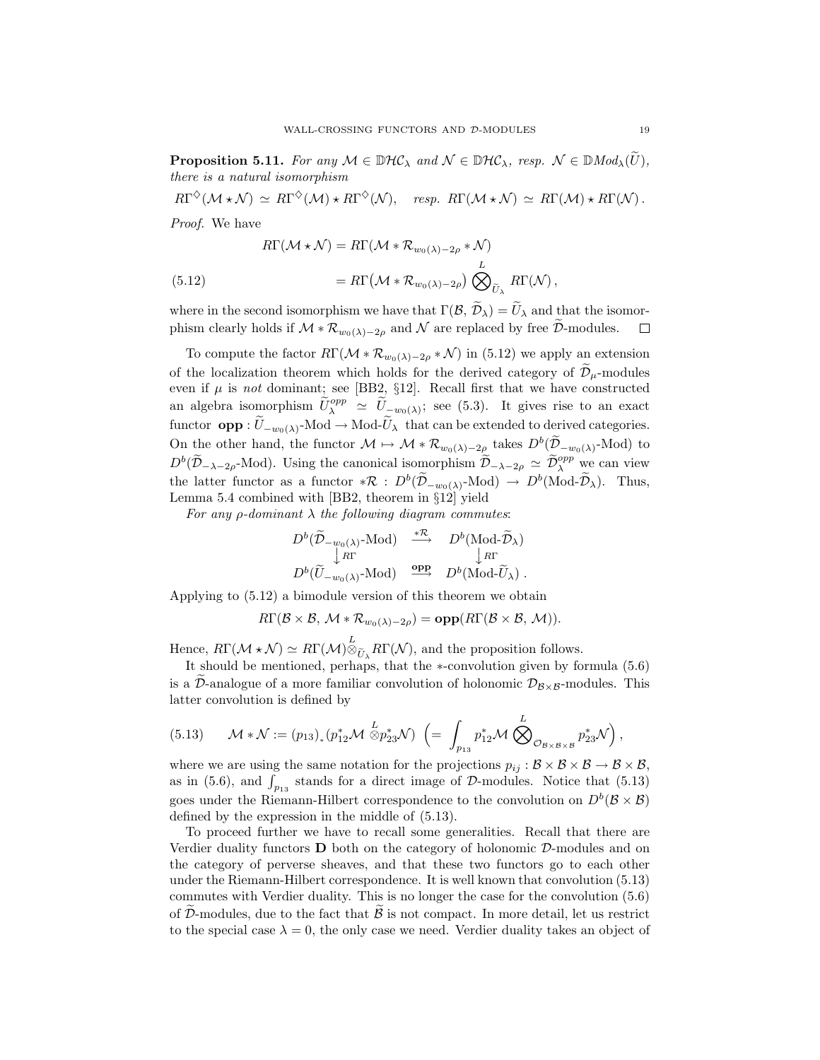**Proposition 5.11.** *For any $\mathcal{M} \in \mathbb{D}\mathcal{HC}_\lambda$ and $\mathcal{N} \in \mathbb{D}\mathcal{HC}_\lambda$, resp. $\mathcal{N} \in \mathbb{D}Mod_\lambda(\widetilde{U})$, there is a natural isomorphism*

$$R\Gamma^\diamondsuit(\mathcal{M} \star \mathcal{N}) \simeq R\Gamma^\diamondsuit(\mathcal{M}) \star R\Gamma^\diamondsuit(\mathcal{N}), \quad \textit{resp.}\ R\Gamma(\mathcal{M} \star \mathcal{N}) \simeq R\Gamma(\mathcal{M}) \star R\Gamma(\mathcal{N}).$$

*Proof.* We have

$$\begin{aligned} R\Gamma(\mathcal{M} \star \mathcal{N}) &= R\Gamma(\mathcal{M} * \mathcal{R}_{w_0(\lambda)-2\rho} * \mathcal{N}) \\ &= R\Gamma\big(\mathcal{M} * \mathcal{R}_{w_0(\lambda)-2\rho}\big) \overset{L}{\bigotimes}_{\widetilde{U}_\lambda} R\Gamma(\mathcal{N}), \end{aligned} \tag{5.12}$$

where in the second isomorphism we have that $\Gamma(\mathcal{B}, \widetilde{\mathcal{D}}_\lambda) = \widetilde{U}_\lambda$ and that the isomorphism clearly holds if $\mathcal{M} * \mathcal{R}_{w_0(\lambda)-2\rho}$ and $\mathcal{N}$ are replaced by free $\widetilde{\mathcal{D}}$-modules. $\square$

To compute the factor $R\Gamma(\mathcal{M} * \mathcal{R}_{w_0(\lambda)-2\rho} * \mathcal{N})$ in (5.12) we apply an extension of the localization theorem which holds for the derived category of $\widetilde{\mathcal{D}}_\mu$-modules even if $\mu$ is *not* dominant; see [BB2, §12]. Recall first that we have constructed an algebra isomorphism $\widetilde{U}_\lambda^{opp} \simeq \widetilde{U}_{-w_0(\lambda)}$; see (5.3). It gives rise to an exact functor $\mathbf{opp} : \widetilde{U}_{-w_0(\lambda)}\text{-Mod} \to \text{Mod-}\widetilde{U}_\lambda$ that can be extended to derived categories. On the other hand, the functor $\mathcal{M} \mapsto \mathcal{M} * \mathcal{R}_{w_0(\lambda)-2\rho}$ takes $D^b(\widetilde{\mathcal{D}}_{-w_0(\lambda)}\text{-Mod})$ to $D^b(\widetilde{\mathcal{D}}_{-\lambda-2\rho}\text{-Mod})$. Using the canonical isomorphism $\widetilde{\mathcal{D}}_{-\lambda-2\rho} \simeq \widetilde{\mathcal{D}}_\lambda^{opp}$ we can view the latter functor as a functor $*\mathcal{R} : D^b(\widetilde{\mathcal{D}}_{-w_0(\lambda)}\text{-Mod}) \to D^b(\text{Mod-}\widetilde{\mathcal{D}}_\lambda)$. Thus, Lemma 5.4 combined with [BB2, theorem in §12] yield

*For any $\rho$-dominant $\lambda$ the following diagram commutes*:

$$\begin{array}{ccc} D^b(\widetilde{\mathcal{D}}_{-w_0(\lambda)}\text{-Mod}) & \xrightarrow{*\mathcal{R}} & D^b(\text{Mod-}\widetilde{\mathcal{D}}_\lambda) \\ \big\downarrow R\Gamma & & \big\downarrow R\Gamma \\ D^b(\widetilde{U}_{-w_0(\lambda)}\text{-Mod}) & \xrightarrow{\mathbf{opp}} & D^b(\text{Mod-}\widetilde{U}_\lambda). \end{array}$$

Applying to (5.12) a bimodule version of this theorem we obtain

$$R\Gamma(\mathcal{B} \times \mathcal{B},\, \mathcal{M} * \mathcal{R}_{w_0(\lambda)-2\rho}) = \mathbf{opp}(R\Gamma(\mathcal{B} \times \mathcal{B},\, \mathcal{M})).$$

Hence, $R\Gamma(\mathcal{M} \star \mathcal{N}) \simeq R\Gamma(\mathcal{M}) \overset{L}{\otimes}_{\widetilde{U}_\lambda} R\Gamma(\mathcal{N})$, and the proposition follows.

It should be mentioned, perhaps, that the $*$-convolution given by formula (5.6) is a $\widetilde{\mathcal{D}}$-analogue of a more familiar convolution of holonomic $\mathcal{D}_{\mathcal{B}\times\mathcal{B}}$-modules. This latter convolution is defined by

$$\mathcal{M} * \mathcal{N} := (p_{13})_* (p_{12}^* \mathcal{M} \overset{L}{\otimes} p_{23}^* \mathcal{N}) \ \Big( = \int_{p_{13}} p_{12}^* \mathcal{M} \overset{L}{\bigotimes}_{\mathcal{O}_{\mathcal{B}\times\mathcal{B}\times\mathcal{B}}} p_{23}^* \mathcal{N} \Big), \tag{5.13}$$

where we are using the same notation for the projections $p_{ij} : \mathcal{B} \times \mathcal{B} \times \mathcal{B} \to \mathcal{B} \times \mathcal{B}$, as in (5.6), and $\int_{p_{13}}$ stands for a direct image of $\mathcal{D}$-modules. Notice that (5.13) goes under the Riemann-Hilbert correspondence to the convolution on $D^b(\mathcal{B} \times \mathcal{B})$ defined by the expression in the middle of (5.13).

To proceed further we have to recall some generalities. Recall that there are Verdier duality functors $\mathbf{D}$ both on the category of holonomic $\mathcal{D}$-modules and on the category of perverse sheaves, and that these two functors go to each other under the Riemann-Hilbert correspondence. It is well known that convolution (5.13) commutes with Verdier duality. This is no longer the case for the convolution (5.6) of $\widetilde{\mathcal{D}}$-modules, due to the fact that $\widetilde{\mathcal{B}}$ is not compact. In more detail, let us restrict to the special case $\lambda = 0$, the only case we need. Verdier duality takes an object of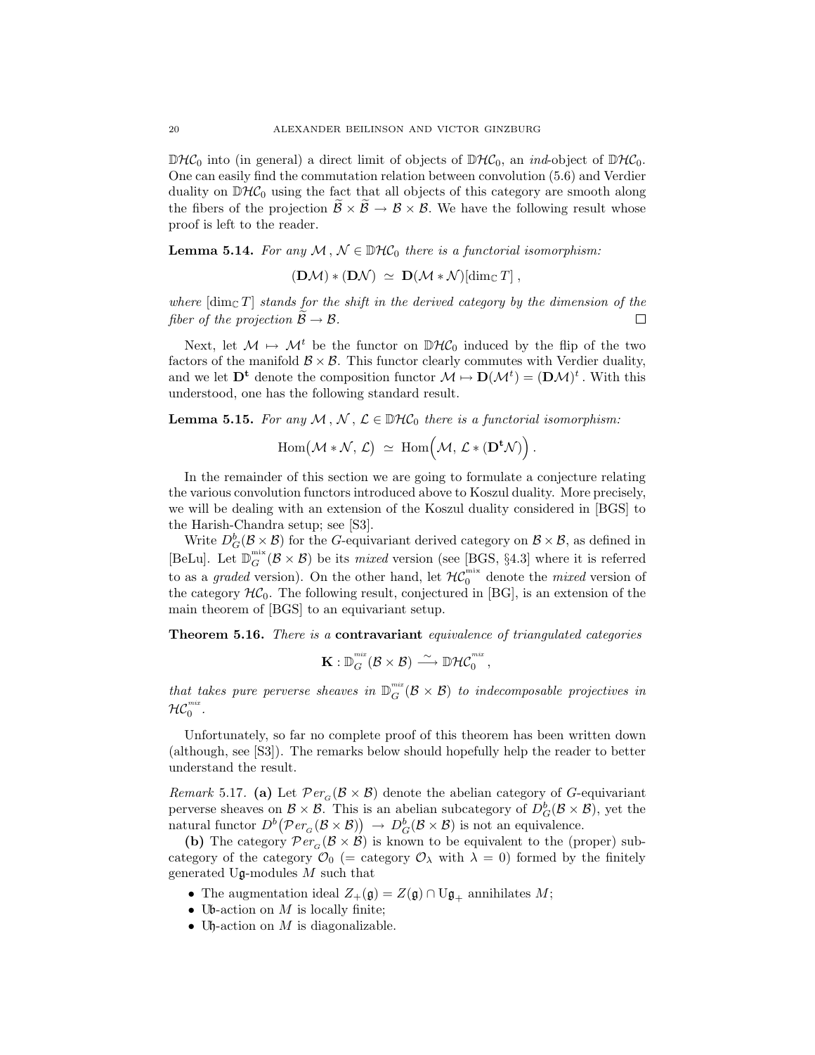$\mathbb{D}\mathcal{HC}_0$ into (in general) a direct limit of objects of $\mathbb{D}\mathcal{HC}_0$, an *ind*-object of $\mathbb{D}\mathcal{HC}_0$. One can easily find the commutation relation between convolution (5.6) and Verdier duality on $\mathbb{D}\mathcal{HC}_0$ using the fact that all objects of this category are smooth along the fibers of the projection $\widetilde{\mathcal{B}} \times \widetilde{\mathcal{B}} \to \mathcal{B} \times \mathcal{B}$. We have the following result whose proof is left to the reader.

**Lemma 5.14.** *For any $\mathcal{M}\,, \mathcal{N} \in \mathbb{D}\mathcal{HC}_0$ there is a functorial isomorphism:*

$$(\mathbf{D}\mathcal{M}) * (\mathbf{D}\mathcal{N}) \;\simeq\; \mathbf{D}(\mathcal{M} * \mathcal{N})[\dim_{\mathbb{C}} T]\,,$$

*where $[\dim_{\mathbb{C}} T]$ stands for the shift in the derived category by the dimension of the fiber of the projection $\widetilde{\mathcal{B}} \to \mathcal{B}$.* $\square$

Next, let $\mathcal{M} \mapsto \mathcal{M}^t$ be the functor on $\mathbb{D}\mathcal{HC}_0$ induced by the flip of the two factors of the manifold $\mathcal{B} \times \mathcal{B}$. This functor clearly commutes with Verdier duality, and we let $\mathbf{D^t}$ denote the composition functor $\mathcal{M} \mapsto \mathbf{D}(\mathcal{M}^t) = (\mathbf{D}\mathcal{M})^t$. With this understood, one has the following standard result.

**Lemma 5.15.** *For any $\mathcal{M}\,, \mathcal{N}\,, \mathcal{L} \in \mathbb{D}\mathcal{HC}_0$ there is a functorial isomorphism:*

$$\operatorname{Hom}\big(\mathcal{M} * \mathcal{N},\, \mathcal{L}\big) \;\simeq\; \operatorname{Hom}\Big(\mathcal{M},\, \mathcal{L} * (\mathbf{D^t}\mathcal{N})\Big)\,.$$

In the remainder of this section we are going to formulate a conjecture relating the various convolution functors introduced above to Koszul duality. More precisely, we will be dealing with an extension of the Koszul duality considered in [BGS] to the Harish-Chandra setup; see [S3].

Write $D^b_G(\mathcal{B} \times \mathcal{B})$ for the $G$-equivariant derived category on $\mathcal{B} \times \mathcal{B}$, as defined in [BeLu]. Let $\mathbb{D}^{^{\text{mix}}}_G(\mathcal{B} \times \mathcal{B})$ be its *mixed* version (see [BGS, §4.3] where it is referred to as a *graded* version). On the other hand, let $\mathcal{HC}_0^{^{\text{mix}}}$ denote the *mixed* version of the category $\mathcal{HC}_0$. The following result, conjectured in [BG], is an extension of the main theorem of [BGS] to an equivariant setup.

**Theorem 5.16.** *There is a* **contravariant** *equivalence of triangulated categories*

$$\mathbf{K} : \mathbb{D}^{^{\text{mix}}}_G(\mathcal{B} \times \mathcal{B}) \xrightarrow{\;\sim\;} \mathbb{D}\mathcal{HC}_0^{^{\text{mix}}}\,,$$

*that takes pure perverse sheaves in $\mathbb{D}^{^{\text{mix}}}_G(\mathcal{B} \times \mathcal{B})$ to indecomposable projectives in $\mathcal{HC}_0^{^{\text{mix}}}$.*

Unfortunately, so far no complete proof of this theorem has been written down (although, see [S3]). The remarks below should hopefully help the reader to better understand the result.

*Remark* 5.17. **(a)** Let $\mathcal{P}er_{_G}(\mathcal{B} \times \mathcal{B})$ denote the abelian category of $G$-equivariant perverse sheaves on $\mathcal{B} \times \mathcal{B}$. This is an abelian subcategory of $D^b_G(\mathcal{B} \times \mathcal{B})$, yet the natural functor $D^b\big(\mathcal{P}er_{_G}(\mathcal{B} \times \mathcal{B})\big) \to D^b_G(\mathcal{B} \times \mathcal{B})$ is not an equivalence.

**(b)** The category $\mathcal{P}er_{_G}(\mathcal{B} \times \mathcal{B})$ is known to be equivalent to the (proper) subcategory of the category $\mathcal{O}_0$ (= category $\mathcal{O}_\lambda$ with $\lambda = 0$) formed by the finitely generated $\mathrm{U}\mathfrak{g}$-modules $M$ such that

- The augmentation ideal $Z_+(\mathfrak{g}) = Z(\mathfrak{g}) \cap \mathrm{U}\mathfrak{g}_+$ annihilates $M$;
- $\mathrm{U}\mathfrak{b}$-action on $M$ is locally finite;
- $\mathrm{U}\mathfrak{h}$-action on $M$ is diagonalizable.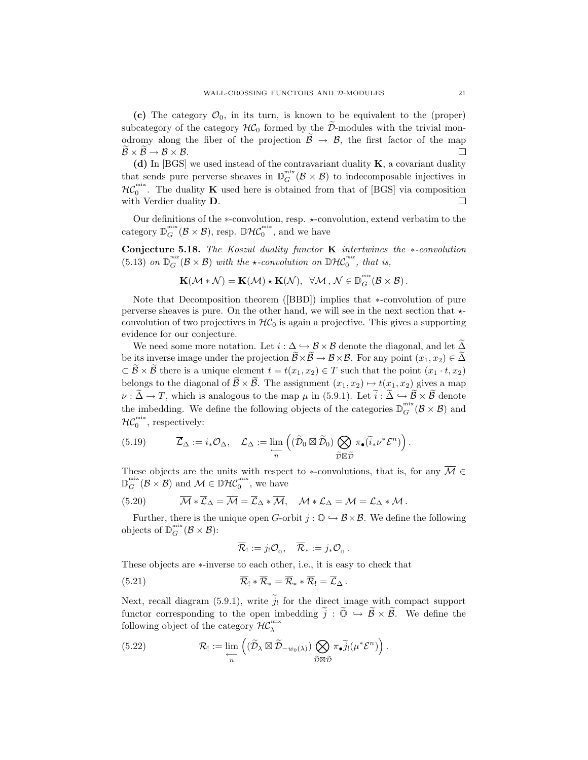**(c)** The category $\mathcal{O}_0$, in its turn, is known to be equivalent to the (proper) subcategory of the category $\mathcal{HC}_0$ formed by the $\widetilde{\mathcal{D}}$-modules with the trivial monodromy along the fiber of the projection $\widetilde{\mathcal{B}} \to \mathcal{B}$, the first factor of the map $\widetilde{\mathcal{B}} \times \widetilde{\mathcal{B}} \to \mathcal{B} \times \mathcal{B}$. $\square$

**(d)** In [BGS] we used instead of the contravariant duality $\mathbf{K}$, a covariant duality that sends pure perverse sheaves in $\mathbb{D}_G^{\text{mix}}(\mathcal{B} \times \mathcal{B})$ to indecomposable injectives in $\mathcal{HC}_0^{\text{mix}}$. The duality $\mathbf{K}$ used here is obtained from that of [BGS] via composition with Verdier duality $\mathbf{D}$. $\square$

Our definitions of the $*$-convolution, resp. $\star$-convolution, extend verbatim to the category $\mathbb{D}_G^{\text{mix}}(\mathcal{B} \times \mathcal{B})$, resp. $\mathbb{D}\mathcal{HC}_0^{\text{mix}}$, and we have

**Conjecture 5.18.** *The Koszul duality functor $\mathbf{K}$ intertwines the $*$-convolution (5.13) on $\mathbb{D}_G^{\text{mix}}(\mathcal{B} \times \mathcal{B})$ with the $\star$-convolution on $\mathbb{D}\mathcal{HC}_0^{\text{mix}}$, that is,*

$$\mathbf{K}(\mathcal{M} * \mathcal{N}) = \mathbf{K}(\mathcal{M}) \star \mathbf{K}(\mathcal{N}), \ \ \forall \mathcal{M}, \mathcal{N} \in \mathbb{D}_G^{\text{mix}}(\mathcal{B} \times \mathcal{B}).$$

Note that Decomposition theorem ([BBD]) implies that $*$-convolution of pure perverse sheaves is pure. On the other hand, we will see in the next section that $\star$-convolution of two projectives in $\mathcal{HC}_0$ is again a projective. This gives a supporting evidence for our conjecture.

We need some more notation. Let $i : \Delta \hookrightarrow \mathcal{B} \times \mathcal{B}$ denote the diagonal, and let $\widetilde{\Delta}$ be its inverse image under the projection $\widetilde{\mathcal{B}} \times \widetilde{\mathcal{B}} \to \mathcal{B} \times \mathcal{B}$. For any point $(x_1, x_2) \in \widetilde{\Delta} \subset \widetilde{\mathcal{B}} \times \widetilde{\mathcal{B}}$ there is a unique element $t = t(x_1, x_2) \in T$ such that the point $(x_1 \cdot t, x_2)$ belongs to the diagonal of $\widetilde{\mathcal{B}} \times \widetilde{\mathcal{B}}$. The assignment $(x_1, x_2) \mapsto t(x_1, x_2)$ gives a map $\nu : \widetilde{\Delta} \to T$, which is analogous to the map $\mu$ in (5.9.1). Let $\widetilde{i} : \widetilde{\Delta} \hookrightarrow \widetilde{\mathcal{B}} \times \widetilde{\mathcal{B}}$ denote the imbedding. We define the following objects of the categories $\mathbb{D}_G^{\text{mix}}(\mathcal{B} \times \mathcal{B})$ and $\mathcal{HC}_0^{\text{mix}}$, respectively:

$$\overline{\mathcal{L}}_\Delta := i_* \mathcal{O}_\Delta, \quad \mathcal{L}_\Delta := \lim_{\substack{\longleftarrow \\ n}} \left( (\widetilde{\mathcal{D}}_0 \boxtimes \widetilde{\mathcal{D}}_0) \bigotimes_{\widetilde{\mathcal{D}} \boxtimes \widetilde{\mathcal{D}}} \pi_\bullet (\widetilde{i}_* \nu^* \mathcal{E}^n) \right). \tag{5.19}$$

These objects are the units with respect to $*$-convolutions, that is, for any $\overline{\mathcal{M}} \in \mathbb{D}_G^{\text{mix}}(\mathcal{B} \times \mathcal{B})$ and $\mathcal{M} \in \mathbb{D}\mathcal{HC}_0^{\text{mix}}$, we have

$$\overline{\mathcal{M}} * \overline{\mathcal{L}}_\Delta = \overline{\mathcal{M}} = \overline{\mathcal{L}}_\Delta * \overline{\mathcal{M}}, \quad \mathcal{M} * \mathcal{L}_\Delta = \mathcal{M} = \mathcal{L}_\Delta * \mathcal{M}. \tag{5.20}$$

Further, there is the unique open $G$-orbit $j : \mathbb{O} \hookrightarrow \mathcal{B} \times \mathcal{B}$. We define the following objects of $\mathbb{D}_G^{\text{mix}}(\mathcal{B} \times \mathcal{B})$:

$$\overline{\mathcal{R}}_! := j_! \mathcal{O}_{_\mathbb{O}}, \quad \overline{\mathcal{R}}_* := j_* \mathcal{O}_{_\mathbb{O}}.$$

These objects are $*$-inverse to each other, i.e., it is easy to check that

$$\overline{\mathcal{R}}_! * \overline{\mathcal{R}}_* = \overline{\mathcal{R}}_* * \overline{\mathcal{R}}_! = \overline{\mathcal{L}}_\Delta. \tag{5.21}$$

Next, recall diagram (5.9.1), write $\widetilde{j}_!$ for the direct image with compact support functor corresponding to the open imbedding $\widetilde{j} : \widetilde{\mathbb{O}} \hookrightarrow \widetilde{\mathcal{B}} \times \widetilde{\mathcal{B}}$. We define the following object of the category $\mathcal{HC}_\lambda^{\text{mix}}$

$$\mathcal{R}_! := \lim_{\substack{\longleftarrow \\ n}} \left( (\widetilde{\mathcal{D}}_\lambda \boxtimes \widetilde{\mathcal{D}}_{-w_0(\lambda)}) \bigotimes_{\widetilde{\mathcal{D}} \boxtimes \widetilde{\mathcal{D}}} \pi_\bullet \widetilde{j}_! (\mu^* \mathcal{E}^n) \right). \tag{5.22}$$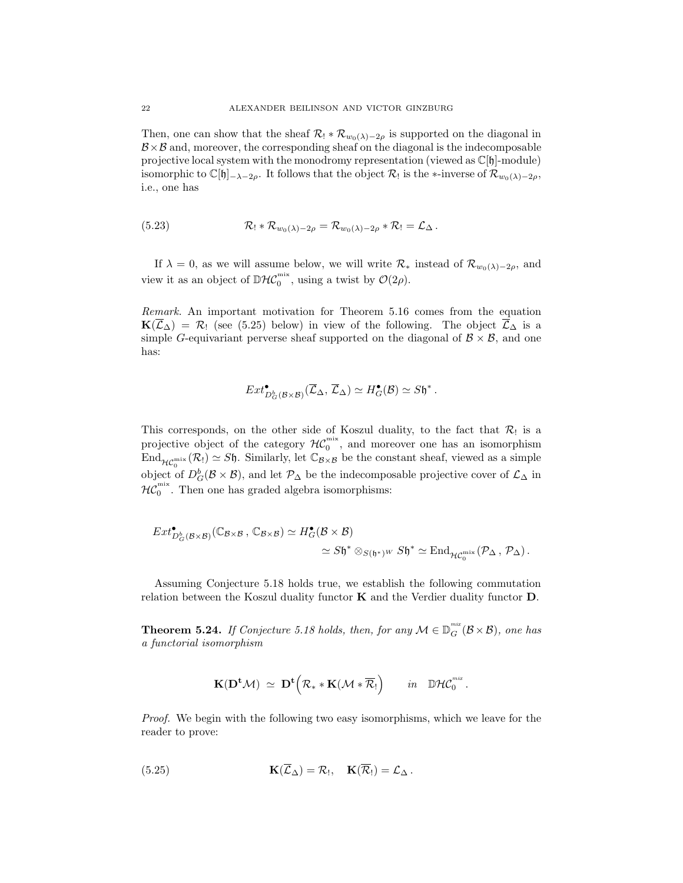Then, one can show that the sheaf $\mathcal{R}_! * \mathcal{R}_{w_0(\lambda)-2\rho}$ is supported on the diagonal in $\mathcal{B}\times\mathcal{B}$ and, moreover, the corresponding sheaf on the diagonal is the indecomposable projective local system with the monodromy representation (viewed as $\mathbb{C}[\mathfrak{h}]$-module) isomorphic to $\mathbb{C}[\mathfrak{h}]_{-\lambda-2\rho}$. It follows that the object $\mathcal{R}_!$ is the $*$-inverse of $\mathcal{R}_{w_0(\lambda)-2\rho}$, i.e., one has

$$\mathcal{R}_! * \mathcal{R}_{w_0(\lambda)-2\rho} = \mathcal{R}_{w_0(\lambda)-2\rho} * \mathcal{R}_! = \mathcal{L}_\Delta\,. \tag{5.23}$$

If $\lambda = 0$, as we will assume below, we will write $\mathcal{R}_*$ instead of $\mathcal{R}_{w_0(\lambda)-2\rho}$, and view it as an object of $\mathbb{D}\mathcal{HC}_0^{\text{mix}}$, using a twist by $\mathcal{O}(2\rho)$.

*Remark.* An important motivation for Theorem 5.16 comes from the equation $\mathbf{K}(\overline{\mathcal{L}}_\Delta) = \mathcal{R}_!$ (see (5.25) below) in view of the following. The object $\overline{\mathcal{L}}_\Delta$ is a simple $G$-equivariant perverse sheaf supported on the diagonal of $\mathcal{B}\times\mathcal{B}$, and one has:

$$Ext^\bullet_{D^b_G(\mathcal{B}\times\mathcal{B})}(\overline{\mathcal{L}}_\Delta,\, \overline{\mathcal{L}}_\Delta) \simeq H^\bullet_G(\mathcal{B}) \simeq S\mathfrak{h}^*\,.$$

This corresponds, on the other side of Koszul duality, to the fact that $\mathcal{R}_!$ is a projective object of the category $\mathcal{HC}_0^{\text{mix}}$, and moreover one has an isomorphism $\text{End}_{\mathcal{HC}_0^{\text{mix}}}(\mathcal{R}_!) \simeq S\mathfrak{h}$. Similarly, let $\mathbb{C}_{\mathcal{B}\times\mathcal{B}}$ be the constant sheaf, viewed as a simple object of $D^b_G(\mathcal{B}\times\mathcal{B})$, and let $\mathcal{P}_\Delta$ be the indecomposable projective cover of $\mathcal{L}_\Delta$ in $\mathcal{HC}_0^{\text{mix}}$. Then one has graded algebra isomorphisms:

$$\begin{aligned}Ext^\bullet_{D^b_G(\mathcal{B}\times\mathcal{B})}(\mathbb{C}_{\mathcal{B}\times\mathcal{B}}\,,\, \mathbb{C}_{\mathcal{B}\times\mathcal{B}}) &\simeq H^\bullet_G(\mathcal{B}\times\mathcal{B})\\ &\simeq S\mathfrak{h}^* \otimes_{S(\mathfrak{h}^*)^W} S\mathfrak{h}^* \simeq \text{End}_{\mathcal{HC}_0^{\text{mix}}}(\mathcal{P}_\Delta\,,\, \mathcal{P}_\Delta)\,.\end{aligned}$$

Assuming Conjecture 5.18 holds true, we establish the following commutation relation between the Koszul duality functor $\mathbf{K}$ and the Verdier duality functor $\mathbf{D}$.

**Theorem 5.24.** *If Conjecture 5.18 holds, then, for any $\mathcal{M} \in \mathbb{D}_G^{\text{mix}}(\mathcal{B}\times\mathcal{B})$, one has a functorial isomorphism*

$$\mathbf{K}(\mathbf{D^t}\mathcal{M}) \;\simeq\; \mathbf{D^t}\Big(\mathcal{R}_* * \mathbf{K}(\mathcal{M} * \overline{\mathcal{R}}_!)\Big) \qquad in \quad \mathbb{D}\mathcal{HC}_0^{\text{mix}}\,.$$

*Proof.* We begin with the following two easy isomorphisms, which we leave for the reader to prove:

$$\mathbf{K}(\overline{\mathcal{L}}_\Delta) = \mathcal{R}_!, \quad \mathbf{K}(\overline{\mathcal{R}}_!) = \mathcal{L}_\Delta\,. \tag{5.25}$$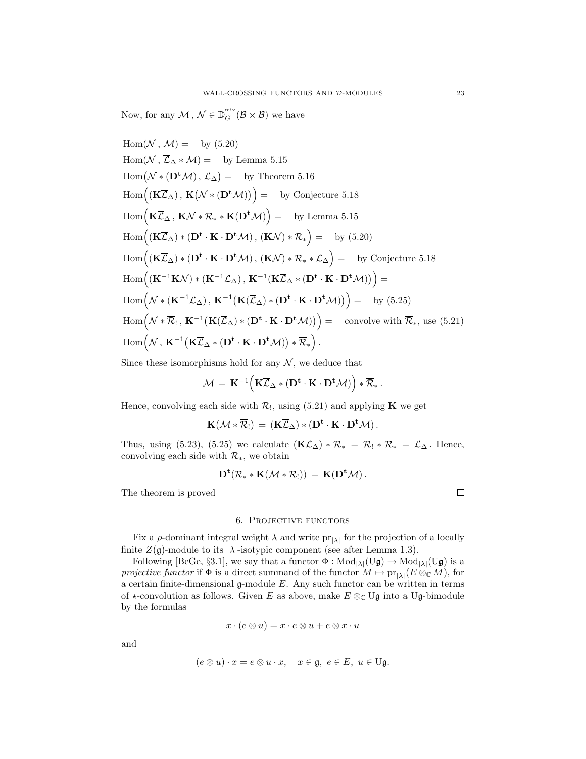Now, for any $\mathcal{M}, \mathcal{N} \in \mathbb{D}_G^{\text{mix}}(\mathcal{B} \times \mathcal{B})$ we have

$$
\begin{aligned}
&\mathrm{Hom}(\mathcal{N}, \mathcal{M}) = \quad \text{by (5.20)} \\
&\mathrm{Hom}(\mathcal{N}, \overline{\mathcal{L}}_\Delta * \mathcal{M}) = \quad \text{by Lemma 5.15} \\
&\mathrm{Hom}\big(\mathcal{N} * (\mathbf{D^t}\mathcal{M}), \overline{\mathcal{L}}_\Delta\big) = \quad \text{by Theorem 5.16} \\
&\mathrm{Hom}\Big((\mathbf{K}\overline{\mathcal{L}}_\Delta), \mathbf{K}\big(\mathcal{N} * (\mathbf{D^t}\mathcal{M})\big)\Big) = \quad \text{by Conjecture 5.18} \\
&\mathrm{Hom}\Big(\mathbf{K}\overline{\mathcal{L}}_\Delta, \mathbf{K}\mathcal{N} * \mathcal{R}_* * \mathbf{K}(\mathbf{D^t}\mathcal{M})\Big) = \quad \text{by Lemma 5.15} \\
&\mathrm{Hom}\Big((\mathbf{K}\overline{\mathcal{L}}_\Delta) * (\mathbf{D^t} \cdot \mathbf{K} \cdot \mathbf{D^t}\mathcal{M}), (\mathbf{K}\mathcal{N}) * \mathcal{R}_*\Big) = \quad \text{by (5.20)} \\
&\mathrm{Hom}\Big((\mathbf{K}\overline{\mathcal{L}}_\Delta) * (\mathbf{D^t} \cdot \mathbf{K} \cdot \mathbf{D^t}\mathcal{M}), (\mathbf{K}\mathcal{N}) * \mathcal{R}_* * \mathcal{L}_\Delta\Big) = \quad \text{by Conjecture 5.18} \\
&\mathrm{Hom}\Big((\mathbf{K}^{-1}\mathbf{K}\mathcal{N}) * (\mathbf{K}^{-1}\mathcal{L}_\Delta), \mathbf{K}^{-1}(\mathbf{K}\overline{\mathcal{L}}_\Delta * (\mathbf{D^t} \cdot \mathbf{K} \cdot \mathbf{D^t}\mathcal{M}))\Big) = \\
&\mathrm{Hom}\Big(\mathcal{N} * (\mathbf{K}^{-1}\mathcal{L}_\Delta), \mathbf{K}^{-1}\big(\mathbf{K}(\overline{\mathcal{L}}_\Delta) * (\mathbf{D^t} \cdot \mathbf{K} \cdot \mathbf{D^t}\mathcal{M})\big)\Big) = \quad \text{by (5.25)} \\
&\mathrm{Hom}\Big(\mathcal{N} * \overline{\mathcal{R}}_!, \mathbf{K}^{-1}\big(\mathbf{K}(\overline{\mathcal{L}}_\Delta) * (\mathbf{D^t} \cdot \mathbf{K} \cdot \mathbf{D^t}\mathcal{M})\big)\Big) = \quad \text{convolve with } \overline{\mathcal{R}}_*, \text{ use (5.21)} \\
&\mathrm{Hom}\Big(\mathcal{N}, \mathbf{K}^{-1}\big(\mathbf{K}\overline{\mathcal{L}}_\Delta * (\mathbf{D^t} \cdot \mathbf{K} \cdot \mathbf{D^t}\mathcal{M})\big) * \overline{\mathcal{R}}_*\Big).
\end{aligned}
$$

Since these isomorphisms hold for any $\mathcal{N}$, we deduce that

$$\mathcal{M} = \mathbf{K}^{-1}\Big(\mathbf{K}\overline{\mathcal{L}}_\Delta * (\mathbf{D^t} \cdot \mathbf{K} \cdot \mathbf{D^t}\mathcal{M})\Big) * \overline{\mathcal{R}}_*.$$

Hence, convolving each side with $\overline{\mathcal{R}}_!$, using (5.21) and applying $\mathbf{K}$ we get

$$\mathbf{K}(\mathcal{M} * \overline{\mathcal{R}}_!) = (\mathbf{K}\overline{\mathcal{L}}_\Delta) * (\mathbf{D^t} \cdot \mathbf{K} \cdot \mathbf{D^t}\mathcal{M}).$$

Thus, using (5.23), (5.25) we calculate $(\mathbf{K}\overline{\mathcal{L}}_\Delta) * \mathcal{R}_* = \mathcal{R}_! * \mathcal{R}_* = \mathcal{L}_\Delta$. Hence, convolving each side with $\mathcal{R}_*$, we obtain

$$\mathbf{D^t}(\mathcal{R}_* * \mathbf{K}(\mathcal{M} * \overline{\mathcal{R}}_!)) = \mathbf{K}(\mathbf{D^t}\mathcal{M}).$$

The theorem is proved $\square$

## 6. Projective functors

Fix a $\rho$-dominant integral weight $\lambda$ and write $\mathrm{pr}_{|\lambda|}$ for the projection of a locally finite $Z(\mathfrak{g})$-module to its $|\lambda|$-isotypic component (see after Lemma 1.3).

Following [BeGe, §3.1], we say that a functor $\Phi : \mathrm{Mod}_{|\lambda|}(\mathrm{U}\mathfrak{g}) \to \mathrm{Mod}_{|\lambda|}(\mathrm{U}\mathfrak{g})$ is a *projective functor* if $\Phi$ is a direct summand of the functor $M \mapsto \mathrm{pr}_{|\lambda|}(E \otimes_{\mathbb{C}} M)$, for a certain finite-dimensional $\mathfrak{g}$-module $E$. Any such functor can be written in terms of $\star$-convolution as follows. Given $E$ as above, make $E \otimes_{\mathbb{C}} \mathrm{U}\mathfrak{g}$ into a $\mathrm{U}\mathfrak{g}$-bimodule by the formulas

$$x \cdot (e \otimes u) = x \cdot e \otimes u + e \otimes x \cdot u$$

and

$$(e \otimes u) \cdot x = e \otimes u \cdot x, \quad x \in \mathfrak{g}, \ e \in E, \ u \in \mathrm{U}\mathfrak{g}.$$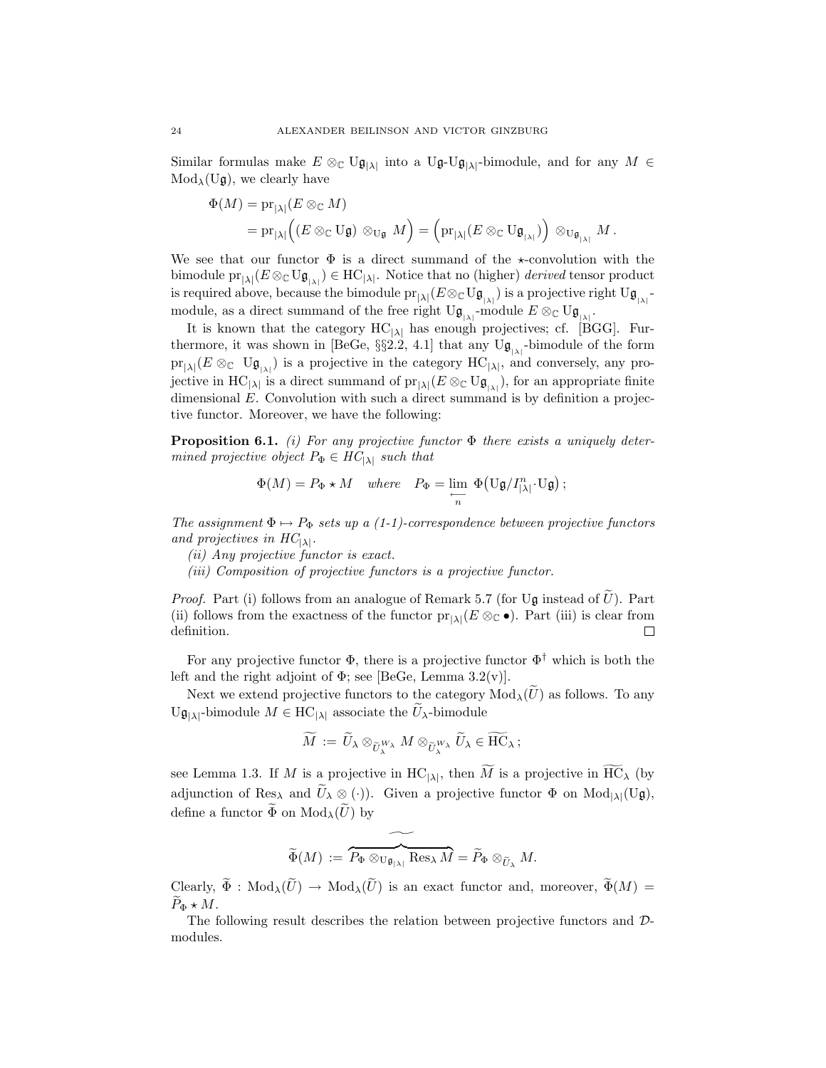Similar formulas make $E \otimes_{\mathbb{C}} \mathrm{U}\mathfrak{g}_{|\lambda|}$ into a $\mathrm{U}\mathfrak{g}$-$\mathrm{U}\mathfrak{g}_{|\lambda|}$-bimodule, and for any $M \in \mathrm{Mod}_\lambda(\mathrm{U}\mathfrak{g})$, we clearly have

$$
\begin{aligned}
\Phi(M) &= \mathrm{pr}_{|\lambda|}(E \otimes_{\mathbb{C}} M) \\
&= \mathrm{pr}_{|\lambda|}\Big((E \otimes_{\mathbb{C}} \mathrm{U}\mathfrak{g}) \otimes_{\mathrm{U}\mathfrak{g}} M\Big) = \Big(\mathrm{pr}_{|\lambda|}(E \otimes_{\mathbb{C}} \mathrm{U}\mathfrak{g}_{|\lambda|})\Big) \otimes_{\mathrm{U}\mathfrak{g}_{|\lambda|}} M\,.
\end{aligned}
$$

We see that our functor $\Phi$ is a direct summand of the $\star$-convolution with the bimodule $\mathrm{pr}_{|\lambda|}(E \otimes_{\mathbb{C}} \mathrm{U}\mathfrak{g}_{|\lambda|}) \in \mathrm{HC}_{|\lambda|}$. Notice that no (higher) *derived* tensor product is required above, because the bimodule $\mathrm{pr}_{|\lambda|}(E \otimes_{\mathbb{C}} \mathrm{U}\mathfrak{g}_{|\lambda|})$ is a projective right $\mathrm{U}\mathfrak{g}_{|\lambda|}$-module, as a direct summand of the free right $\mathrm{U}\mathfrak{g}_{|\lambda|}$-module $E \otimes_{\mathbb{C}} \mathrm{U}\mathfrak{g}_{|\lambda|}$.

It is known that the category $\mathrm{HC}_{|\lambda|}$ has enough projectives; cf. [BGG]. Furthermore, it was shown in [BeGe, §§2.2, 4.1] that any $\mathrm{U}\mathfrak{g}_{|\lambda|}$-bimodule of the form $\mathrm{pr}_{|\lambda|}(E \otimes_{\mathbb{C}} \mathrm{U}\mathfrak{g}_{|\lambda|})$ is a projective in the category $\mathrm{HC}_{|\lambda|}$, and conversely, any projective in $\mathrm{HC}_{|\lambda|}$ is a direct summand of $\mathrm{pr}_{|\lambda|}(E \otimes_{\mathbb{C}} \mathrm{U}\mathfrak{g}_{|\lambda|})$, for an appropriate finite dimensional $E$. Convolution with such a direct summand is by definition a projective functor. Moreover, we have the following:

**Proposition 6.1.** *(i) For any projective functor $\Phi$ there exists a uniquely determined projective object $P_\Phi \in HC_{|\lambda|}$ such that*

$$
\Phi(M) = P_\Phi \star M \quad \textit{where} \quad P_\Phi = \varprojlim_n \, \Phi\big(\mathrm{U}\mathfrak{g}/I^n_{|\lambda|}\cdot \mathrm{U}\mathfrak{g}\big)\,;
$$

*The assignment $\Phi \mapsto P_\Phi$ sets up a (1-1)-correspondence between projective functors and projectives in $HC_{|\lambda|}$.*

*(ii) Any projective functor is exact.*

*(iii) Composition of projective functors is a projective functor.*

*Proof.* Part (i) follows from an analogue of Remark 5.7 (for $\mathrm{U}\mathfrak{g}$ instead of $\widetilde{U}$). Part (ii) follows from the exactness of the functor $\mathrm{pr}_{|\lambda|}(E \otimes_{\mathbb{C}} \bullet)$. Part (iii) is clear from definition. $\square$

For any projective functor $\Phi$, there is a projective functor $\Phi^\dagger$ which is both the left and the right adjoint of $\Phi$; see [BeGe, Lemma 3.2(v)].

Next we extend projective functors to the category $\mathrm{Mod}_\lambda(\widetilde{U})$ as follows. To any $\mathrm{U}\mathfrak{g}_{|\lambda|}$-bimodule $M \in \mathrm{HC}_{|\lambda|}$ associate the $\widetilde{U}_\lambda$-bimodule

$$
\widetilde{M} := \widetilde{U}_\lambda \otimes_{\widetilde{U}_\lambda^{W_\lambda}} M \otimes_{\widetilde{U}_\lambda^{W_\lambda}} \widetilde{U}_\lambda \in \widetilde{\mathrm{HC}}_\lambda\,;
$$

see Lemma 1.3. If $M$ is a projective in $\mathrm{HC}_{|\lambda|}$, then $\widetilde{M}$ is a projective in $\widetilde{\mathrm{HC}}_\lambda$ (by adjunction of $\mathrm{Res}_\lambda$ and $\widetilde{U}_\lambda \otimes (\cdot)$). Given a projective functor $\Phi$ on $\mathrm{Mod}_{|\lambda|}(\mathrm{U}\mathfrak{g})$, define a functor $\widetilde{\Phi}$ on $\mathrm{Mod}_\lambda(\widetilde{U})$ by

$$
\widetilde{\Phi}(M) := \widetilde{P_\Phi \otimes_{\mathrm{U}\mathfrak{g}_{|\lambda|}} \mathrm{Res}_\lambda M} = \widetilde{P}_\Phi \otimes_{\widetilde{U}_\lambda} M.
$$

Clearly, $\widetilde{\Phi} : \mathrm{Mod}_\lambda(\widetilde{U}) \to \mathrm{Mod}_\lambda(\widetilde{U})$ is an exact functor and, moreover, $\widetilde{\Phi}(M) = \widetilde{P}_\Phi \star M$.

The following result describes the relation between projective functors and $\mathcal{D}$-modules.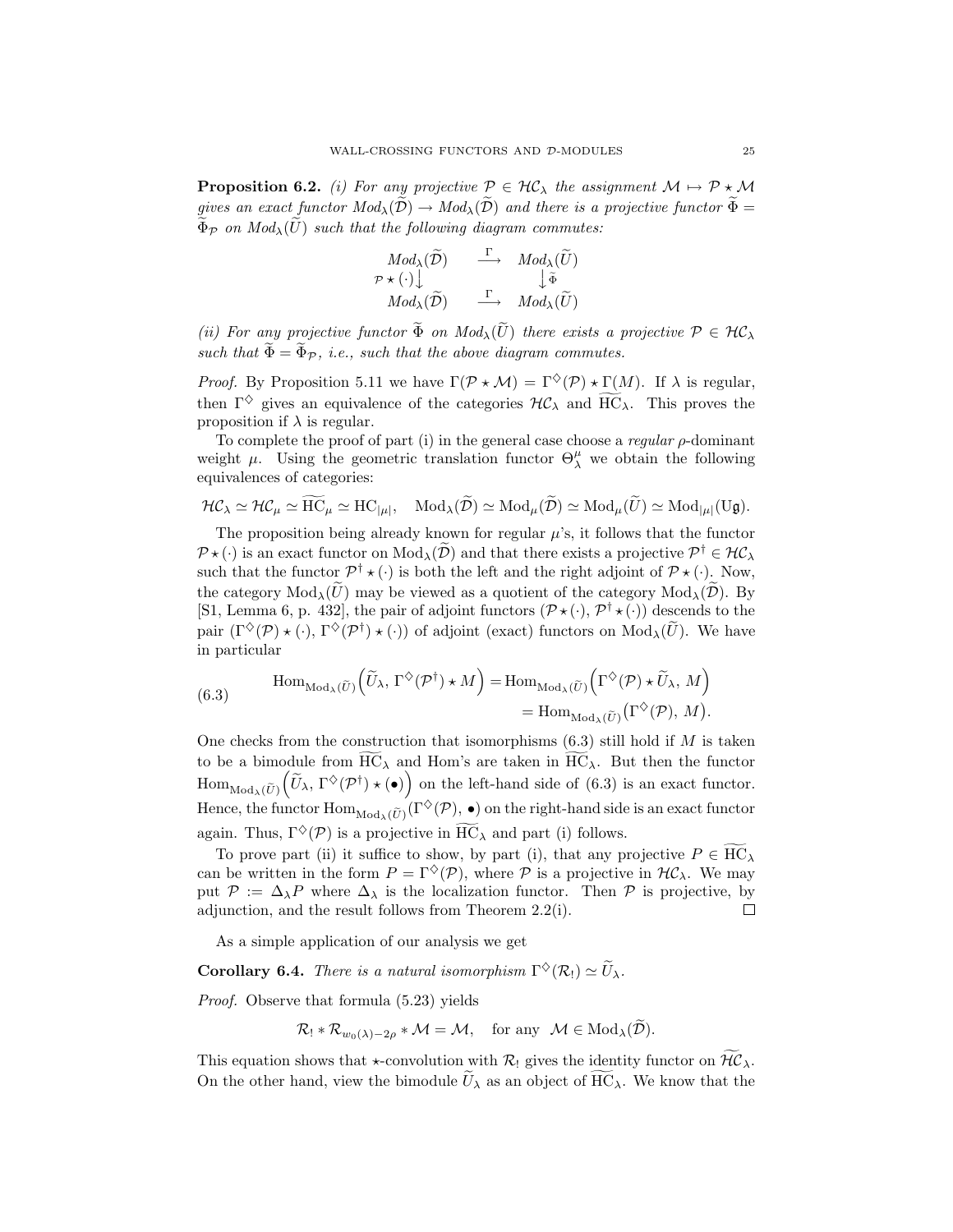**Proposition 6.2.** *(i) For any projective $\mathcal{P} \in \mathcal{HC}_\lambda$ the assignment $\mathcal{M} \mapsto \mathcal{P} \star \mathcal{M}$ gives an exact functor $Mod_\lambda(\widetilde{\mathcal{D}}) \to Mod_\lambda(\widetilde{\mathcal{D}})$ and there is a projective functor $\widetilde{\Phi} = \widetilde{\Phi}_{\mathcal{P}}$ on $Mod_\lambda(\widetilde{U})$ such that the following diagram commutes:*

$$\begin{array}{ccc} Mod_\lambda(\widetilde{\mathcal{D}}) & \xrightarrow{\Gamma} & Mod_\lambda(\widetilde{U}) \\ {\scriptstyle \mathcal{P}\star(\cdot)}\big\downarrow & & \big\downarrow{\scriptstyle \widetilde{\Phi}} \\ Mod_\lambda(\widetilde{\mathcal{D}}) & \xrightarrow{\Gamma} & Mod_\lambda(\widetilde{U}) \end{array}$$

*(ii) For any projective functor $\widetilde{\Phi}$ on $Mod_\lambda(\widetilde{U})$ there exists a projective $\mathcal{P} \in \mathcal{HC}_\lambda$ such that $\widetilde{\Phi} = \widetilde{\Phi}_{\mathcal{P}}$, i.e., such that the above diagram commutes.*

*Proof.* By Proposition 5.11 we have $\Gamma(\mathcal{P} \star \mathcal{M}) = \Gamma^\diamondsuit(\mathcal{P}) \star \Gamma(M)$. If $\lambda$ is regular, then $\Gamma^\diamondsuit$ gives an equivalence of the categories $\mathcal{HC}_\lambda$ and $\widetilde{\mathrm{HC}}_\lambda$. This proves the proposition if $\lambda$ is regular.

To complete the proof of part (i) in the general case choose a *regular* $\rho$-dominant weight $\mu$. Using the geometric translation functor $\Theta^\mu_\lambda$ we obtain the following equivalences of categories:

$$\mathcal{HC}_\lambda \simeq \mathcal{HC}_\mu \simeq \widetilde{\mathrm{HC}}_\mu \simeq \mathrm{HC}_{|\mu|}, \quad \mathrm{Mod}_\lambda(\widetilde{\mathcal{D}}) \simeq \mathrm{Mod}_\mu(\widetilde{\mathcal{D}}) \simeq \mathrm{Mod}_\mu(\widetilde{U}) \simeq \mathrm{Mod}_{|\mu|}(\mathrm{U}\mathfrak{g}).$$

The proposition being already known for regular $\mu$'s, it follows that the functor $\mathcal{P} \star (\cdot)$ is an exact functor on $\mathrm{Mod}_\lambda(\widetilde{\mathcal{D}})$ and that there exists a projective $\mathcal{P}^\dagger \in \mathcal{HC}_\lambda$ such that the functor $\mathcal{P}^\dagger \star (\cdot)$ is both the left and the right adjoint of $\mathcal{P} \star (\cdot)$. Now, the category $\mathrm{Mod}_\lambda(\widetilde{U})$ may be viewed as a quotient of the category $\mathrm{Mod}_\lambda(\widetilde{\mathcal{D}})$. By [S1, Lemma 6, p. 432], the pair of adjoint functors $(\mathcal{P} \star (\cdot), \mathcal{P}^\dagger \star (\cdot))$ descends to the pair $(\Gamma^\diamondsuit(\mathcal{P}) \star (\cdot), \Gamma^\diamondsuit(\mathcal{P}^\dagger) \star (\cdot))$ of adjoint (exact) functors on $\mathrm{Mod}_\lambda(\widetilde{U})$. We have in particular

$$\begin{aligned} \mathrm{Hom}_{\mathrm{Mod}_\lambda(\widetilde{U})}\Big(\widetilde{U}_\lambda,\, \Gamma^\diamondsuit(\mathcal{P}^\dagger) \star M\Big) &= \mathrm{Hom}_{\mathrm{Mod}_\lambda(\widetilde{U})}\Big(\Gamma^\diamondsuit(\mathcal{P}) \star \widetilde{U}_\lambda,\, M\Big) \\ &= \mathrm{Hom}_{\mathrm{Mod}_\lambda(\widetilde{U})}\big(\Gamma^\diamondsuit(\mathcal{P}),\, M\big). \end{aligned} \tag{6.3}$$

One checks from the construction that isomorphisms (6.3) still hold if $M$ is taken to be a bimodule from $\widetilde{\mathrm{HC}}_\lambda$ and Hom's are taken in $\widetilde{\mathrm{HC}}_\lambda$. But then the functor $\mathrm{Hom}_{\mathrm{Mod}_\lambda(\widetilde{U})}\Big(\widetilde{U}_\lambda,\, \Gamma^\diamondsuit(\mathcal{P}^\dagger) \star (\bullet)\Big)$ on the left-hand side of (6.3) is an exact functor. Hence, the functor $\mathrm{Hom}_{\mathrm{Mod}_\lambda(\widetilde{U})}(\Gamma^\diamondsuit(\mathcal{P}),\, \bullet)$ on the right-hand side is an exact functor again. Thus, $\Gamma^\diamondsuit(\mathcal{P})$ is a projective in $\widetilde{\mathrm{HC}}_\lambda$ and part (i) follows.

To prove part (ii) it suffice to show, by part (i), that any projective $P \in \widetilde{\mathrm{HC}}_\lambda$ can be written in the form $P = \Gamma^\diamondsuit(\mathcal{P})$, where $\mathcal{P}$ is a projective in $\mathcal{HC}_\lambda$. We may put $\mathcal{P} := \Delta_\lambda P$ where $\Delta_\lambda$ is the localization functor. Then $\mathcal{P}$ is projective, by adjunction, and the result follows from Theorem 2.2(i). $\square$

As a simple application of our analysis we get

**Corollary 6.4.** *There is a natural isomorphism $\Gamma^\diamondsuit(\mathcal{R}_!) \simeq \widetilde{U}_\lambda$.*

*Proof.* Observe that formula (5.23) yields

$$\mathcal{R}_! * \mathcal{R}_{w_0(\lambda)-2\rho} * \mathcal{M} = \mathcal{M}, \quad \text{for any } \; \mathcal{M} \in \mathrm{Mod}_\lambda(\widetilde{\mathcal{D}}).$$

This equation shows that $\star$-convolution with $\mathcal{R}_!$ gives the identity functor on $\widetilde{\mathcal{HC}}_\lambda$. On the other hand, view the bimodule $\widetilde{U}_\lambda$ as an object of $\widetilde{\mathrm{HC}}_\lambda$. We know that the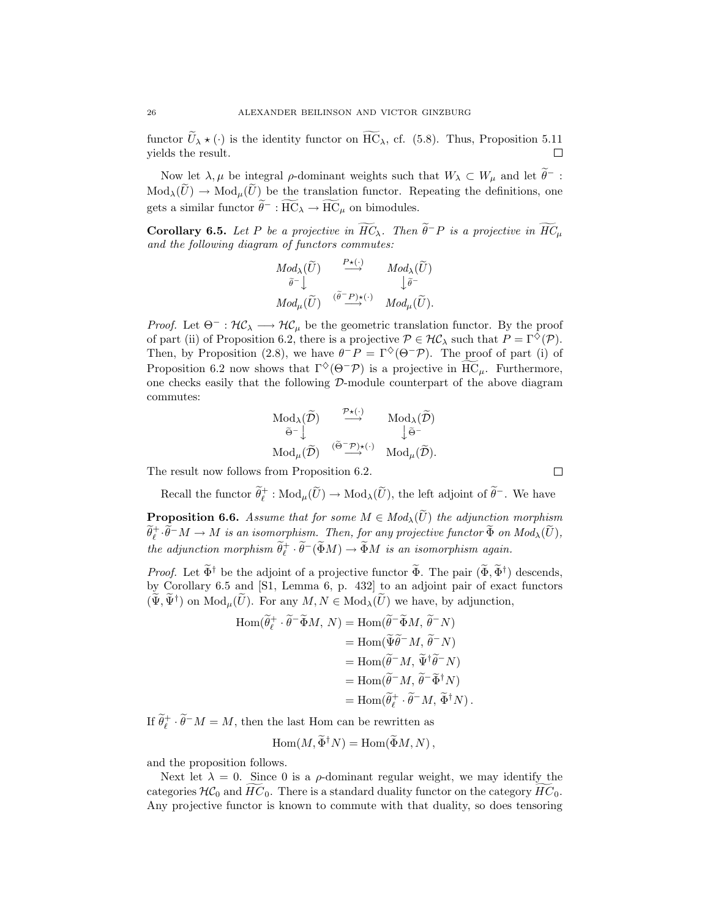functor $\widetilde{U}_\lambda \star (\cdot)$ is the identity functor on $\widetilde{\mathrm{HC}}_\lambda$, cf. (5.8). Thus, Proposition 5.11 yields the result. $\square$

Now let $\lambda, \mu$ be integral $\rho$-dominant weights such that $W_\lambda \subset W_\mu$ and let $\widetilde{\theta}^- : \mathrm{Mod}_\lambda(\widetilde{U}) \to \mathrm{Mod}_\mu(\widetilde{U})$ be the translation functor. Repeating the definitions, one gets a similar functor $\widetilde{\theta}^- : \widetilde{\mathrm{HC}}_\lambda \to \widetilde{\mathrm{HC}}_\mu$ on bimodules.

**Corollary 6.5.** *Let $P$ be a projective in $\widetilde{\mathrm{HC}}_\lambda$. Then $\widetilde{\theta}^- P$ is a projective in $\widetilde{\mathrm{HC}}_\mu$ and the following diagram of functors commutes:*

$$\begin{array}{ccc} Mod_\lambda(\widetilde{U}) & \xrightarrow{P\star(\cdot)} & Mod_\lambda(\widetilde{U}) \\ {\scriptstyle\widetilde{\theta}^-}\downarrow & & \downarrow{\scriptstyle\widetilde{\theta}^-} \\ Mod_\mu(\widetilde{U}) & \xrightarrow{(\widetilde{\theta}^- P)\star(\cdot)} & Mod_\mu(\widetilde{U}). \end{array}$$

*Proof.* Let $\Theta^- : \mathcal{HC}_\lambda \longrightarrow \mathcal{HC}_\mu$ be the geometric translation functor. By the proof of part (ii) of Proposition 6.2, there is a projective $\mathcal{P} \in \mathcal{HC}_\lambda$ such that $P = \Gamma^\diamondsuit(\mathcal{P})$. Then, by Proposition (2.8), we have $\theta^- P = \Gamma^\diamondsuit(\Theta^- \mathcal{P})$. The proof of part (i) of Proposition 6.2 now shows that $\Gamma^\diamondsuit(\Theta^- \mathcal{P})$ is a projective in $\widetilde{\mathrm{HC}}_\mu$. Furthermore, one checks easily that the following $\mathcal{D}$-module counterpart of the above diagram commutes:

$$\begin{array}{ccc} \mathrm{Mod}_\lambda(\widetilde{\mathcal{D}}) & \xrightarrow{\mathcal{P}\star(\cdot)} & \mathrm{Mod}_\lambda(\widetilde{\mathcal{D}}) \\ {\scriptstyle\widetilde{\Theta}^-}\downarrow & & \downarrow{\scriptstyle\widetilde{\Theta}^-} \\ \mathrm{Mod}_\mu(\widetilde{\mathcal{D}}) & \xrightarrow{(\widetilde{\Theta}^- \mathcal{P})\star(\cdot)} & \mathrm{Mod}_\mu(\widetilde{\mathcal{D}}). \end{array}$$

The result now follows from Proposition 6.2. $\square$

Recall the functor $\widetilde{\theta}^+_\ell : \mathrm{Mod}_\mu(\widetilde{U}) \to \mathrm{Mod}_\lambda(\widetilde{U})$, the left adjoint of $\widetilde{\theta}^-$. We have

**Proposition 6.6.** *Assume that for some $M \in Mod_\lambda(\widetilde{U})$ the adjunction morphism $\widetilde{\theta}^+_\ell \cdot \widetilde{\theta}^- M \to M$ is an isomorphism. Then, for any projective functor $\widetilde{\Phi}$ on $Mod_\lambda(\widetilde{U})$, the adjunction morphism $\widetilde{\theta}^+_\ell \cdot \widetilde{\theta}^-(\widetilde{\Phi} M) \to \widetilde{\Phi} M$ is an isomorphism again.*

*Proof.* Let $\widetilde{\Phi}^\dagger$ be the adjoint of a projective functor $\widetilde{\Phi}$. The pair $(\widetilde{\Phi}, \widetilde{\Phi}^\dagger)$ descends, by Corollary 6.5 and [S1, Lemma 6, p. 432] to an adjoint pair of exact functors $(\widetilde{\Psi}, \widetilde{\Psi}^\dagger)$ on $\mathrm{Mod}_\mu(\widetilde{U})$. For any $M, N \in \mathrm{Mod}_\lambda(\widetilde{U})$ we have, by adjunction,

$$\begin{aligned} \mathrm{Hom}(\widetilde{\theta}^+_\ell \cdot \widetilde{\theta}^- \widetilde{\Phi} M,\, N) &= \mathrm{Hom}(\widetilde{\theta}^- \widetilde{\Phi} M,\, \widetilde{\theta}^- N) \\ &= \mathrm{Hom}(\widetilde{\Psi} \widetilde{\theta}^- M,\, \widetilde{\theta}^- N) \\ &= \mathrm{Hom}(\widetilde{\theta}^- M,\, \widetilde{\Psi}^\dagger \widetilde{\theta}^- N) \\ &= \mathrm{Hom}(\widetilde{\theta}^- M,\, \widetilde{\theta}^- \widetilde{\Phi}^\dagger N) \\ &= \mathrm{Hom}(\widetilde{\theta}^+_\ell \cdot \widetilde{\theta}^- M,\, \widetilde{\Phi}^\dagger N). \end{aligned}$$

If $\widetilde{\theta}^+_\ell \cdot \widetilde{\theta}^- M = M$, then the last Hom can be rewritten as

$$\mathrm{Hom}(M, \widetilde{\Phi}^\dagger N) = \mathrm{Hom}(\widetilde{\Phi} M, N)\,,$$

and the proposition follows.

Next let $\lambda = 0$. Since 0 is a $\rho$-dominant regular weight, we may identify the categories $\mathcal{HC}_0$ and $\widetilde{HC}_0$. There is a standard duality functor on the category $\widetilde{HC}_0$. Any projective functor is known to commute with that duality, so does tensoring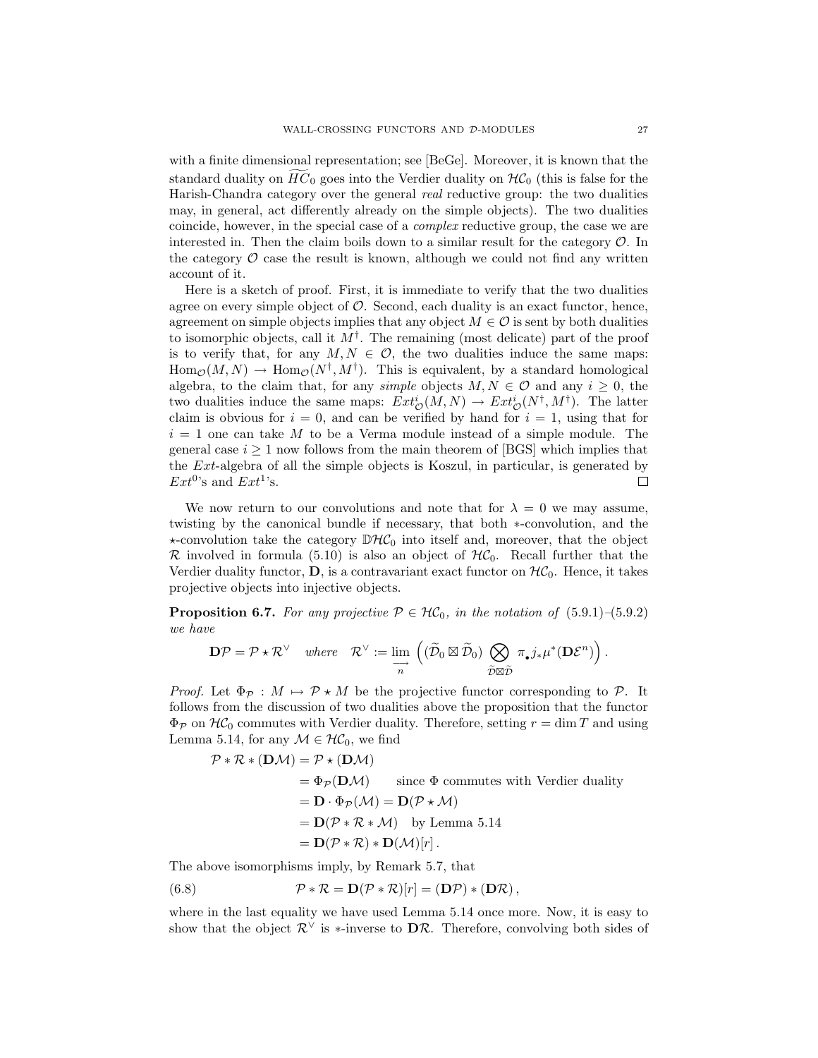with a finite dimensional representation; see [BeGe]. Moreover, it is known that the standard duality on $\widetilde{HC}_0$ goes into the Verdier duality on $\mathcal{HC}_0$ (this is false for the Harish-Chandra category over the general *real* reductive group: the two dualities may, in general, act differently already on the simple objects). The two dualities coincide, however, in the special case of a *complex* reductive group, the case we are interested in. Then the claim boils down to a similar result for the category $\mathcal{O}$. In the category $\mathcal{O}$ case the result is known, although we could not find any written account of it.

Here is a sketch of proof. First, it is immediate to verify that the two dualities agree on every simple object of $\mathcal{O}$. Second, each duality is an exact functor, hence, agreement on simple objects implies that any object $M \in \mathcal{O}$ is sent by both dualities to isomorphic objects, call it $M^\dagger$. The remaining (most delicate) part of the proof is to verify that, for any $M, N \in \mathcal{O}$, the two dualities induce the same maps: $\mathrm{Hom}_{\mathcal{O}}(M,N) \to \mathrm{Hom}_{\mathcal{O}}(N^\dagger, M^\dagger)$. This is equivalent, by a standard homological algebra, to the claim that, for any *simple* objects $M, N \in \mathcal{O}$ and any $i \geq 0$, the two dualities induce the same maps: $Ext^i_{\mathcal{O}}(M,N) \to Ext^i_{\mathcal{O}}(N^\dagger, M^\dagger)$. The latter claim is obvious for $i = 0$, and can be verified by hand for $i = 1$, using that for $i = 1$ one can take $M$ to be a Verma module instead of a simple module. The general case $i \geq 1$ now follows from the main theorem of [BGS] which implies that the $Ext$-algebra of all the simple objects is Koszul, in particular, is generated by $Ext^0$'s and $Ext^1$'s. $\square$

We now return to our convolutions and note that for $\lambda = 0$ we may assume, twisting by the canonical bundle if necessary, that both $*$-convolution, and the $\star$-convolution take the category $\mathbb{D}\mathcal{HC}_0$ into itself and, moreover, that the object $\mathcal{R}$ involved in formula (5.10) is also an object of $\mathcal{HC}_0$. Recall further that the Verdier duality functor, $\mathbf{D}$, is a contravariant exact functor on $\mathcal{HC}_0$. Hence, it takes projective objects into injective objects.

**Proposition 6.7.** *For any projective $\mathcal{P} \in \mathcal{HC}_0$, in the notation of (5.9.1)–(5.9.2) we have*

$$\mathbf{D}\mathcal{P} = \mathcal{P} \star \mathcal{R}^\vee \quad \textit{where} \quad \mathcal{R}^\vee := \varinjlim_n \left( (\widetilde{\mathcal{D}}_0 \boxtimes \widetilde{\mathcal{D}}_0) \bigotimes_{\widetilde{\mathcal{D}} \boxtimes \widetilde{\mathcal{D}}} \pi_\bullet j_* \mu^*(\mathbf{D}\mathcal{E}^n) \right).$$

*Proof.* Let $\Phi_{\mathcal{P}} : M \mapsto \mathcal{P} \star M$ be the projective functor corresponding to $\mathcal{P}$. It follows from the discussion of two dualities above the proposition that the functor $\Phi_{\mathcal{P}}$ on $\mathcal{HC}_0$ commutes with Verdier duality. Therefore, setting $r = \dim T$ and using Lemma 5.14, for any $\mathcal{M} \in \mathcal{HC}_0$, we find

$$\begin{aligned}
\mathcal{P} * \mathcal{R} * (\mathbf{D}\mathcal{M}) &= \mathcal{P} \star (\mathbf{D}\mathcal{M}) \\
&= \Phi_{\mathcal{P}}(\mathbf{D}\mathcal{M}) \qquad \text{since } \Phi \text{ commutes with Verdier duality} \\
&= \mathbf{D} \cdot \Phi_{\mathcal{P}}(\mathcal{M}) = \mathbf{D}(\mathcal{P} \star \mathcal{M}) \\
&= \mathbf{D}(\mathcal{P} * \mathcal{R} * \mathcal{M}) \quad \text{by Lemma 5.14} \\
&= \mathbf{D}(\mathcal{P} * \mathcal{R}) * \mathbf{D}(\mathcal{M})[r]\,.
\end{aligned}$$

The above isomorphisms imply, by Remark 5.7, that

$$\mathcal{P} * \mathcal{R} = \mathbf{D}(\mathcal{P} * \mathcal{R})[r] = (\mathbf{D}\mathcal{P}) * (\mathbf{D}\mathcal{R})\,, \tag{6.8}$$

where in the last equality we have used Lemma 5.14 once more. Now, it is easy to show that the object $\mathcal{R}^\vee$ is $*$-inverse to $\mathbf{D}\mathcal{R}$. Therefore, convolving both sides of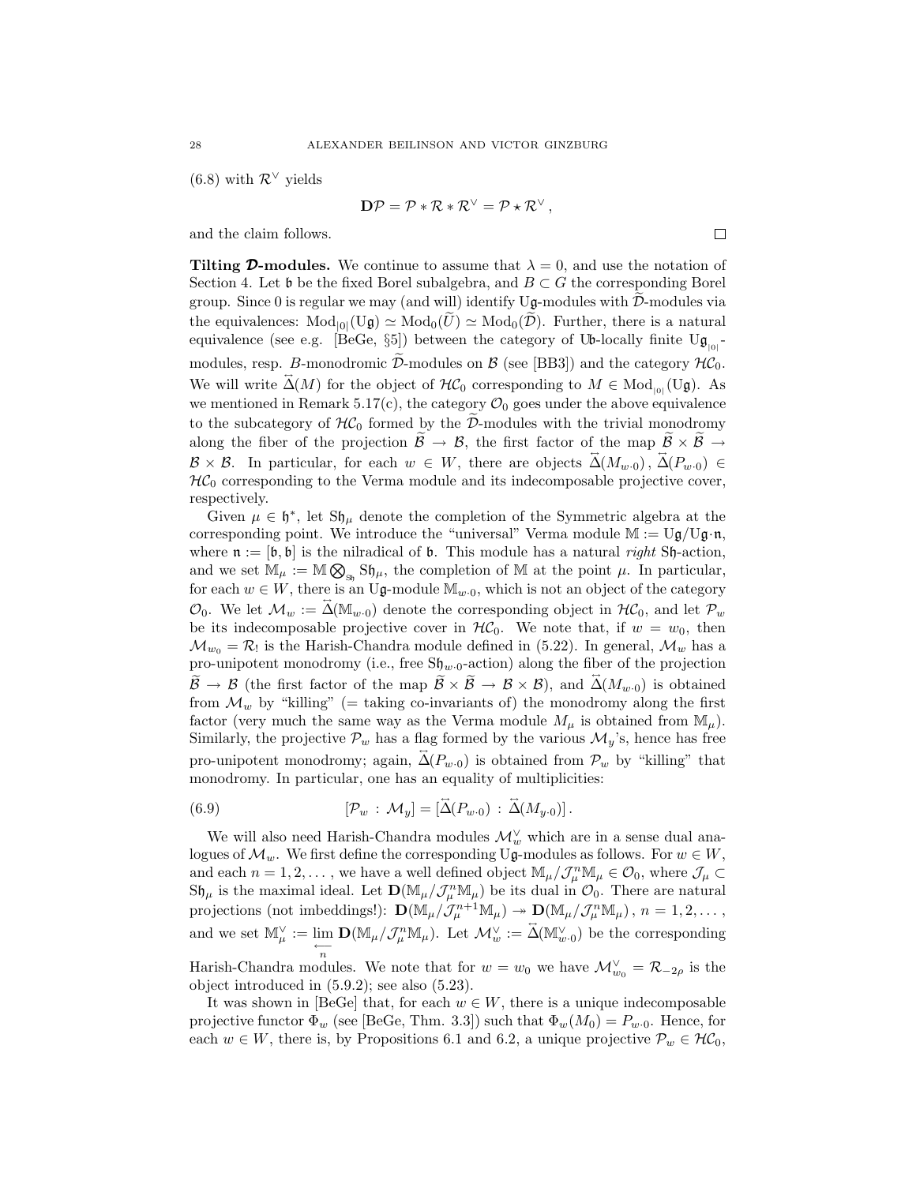(6.8) with $\mathcal{R}^\vee$ yields

$$\mathbf{D}\mathcal{P} = \mathcal{P} * \mathcal{R} * \mathcal{R}^\vee = \mathcal{P} \star \mathcal{R}^\vee ,$$

and the claim follows. □

**Tilting $\mathcal{D}$-modules.** We continue to assume that $\lambda = 0$, and use the notation of Section 4. Let $\mathfrak{b}$ be the fixed Borel subalgebra, and $B \subset G$ the corresponding Borel group. Since 0 is regular we may (and will) identify $\mathrm{U}\mathfrak{g}$-modules with $\widetilde{\mathcal{D}}$-modules via the equivalences: $\mathrm{Mod}_{|0|}(\mathrm{U}\mathfrak{g}) \simeq \mathrm{Mod}_0(\widetilde{U}) \simeq \mathrm{Mod}_0(\widetilde{\mathcal{D}})$. Further, there is a natural equivalence (see e.g. [BeGe, §5]) between the category of $\mathrm{U}\mathfrak{b}$-locally finite $\mathrm{U}\mathfrak{g}_{_{|0|}}$-modules, resp. $B$-monodromic $\widetilde{\mathcal{D}}$-modules on $\mathcal{B}$ (see [BB3]) and the category $\mathcal{HC}_0$. We will write $\overleftrightarrow{\Delta}(M)$ for the object of $\mathcal{HC}_0$ corresponding to $M \in \mathrm{Mod}_{_{|0|}}(\mathrm{U}\mathfrak{g})$. As we mentioned in Remark 5.17(c), the category $\mathcal{O}_0$ goes under the above equivalence to the subcategory of $\mathcal{HC}_0$ formed by the $\widetilde{\mathcal{D}}$-modules with the trivial monodromy along the fiber of the projection $\widetilde{\mathcal{B}} \to \mathcal{B}$, the first factor of the map $\widetilde{\mathcal{B}} \times \widetilde{\mathcal{B}} \to \mathcal{B} \times \mathcal{B}$. In particular, for each $w \in W$, there are objects $\overleftrightarrow{\Delta}(M_{w\cdot 0})$, $\overleftrightarrow{\Delta}(P_{w\cdot 0}) \in \mathcal{HC}_0$ corresponding to the Verma module and its indecomposable projective cover, respectively.

Given $\mu \in \mathfrak{h}^*$, let $\mathrm{S}\mathfrak{h}_\mu$ denote the completion of the Symmetric algebra at the corresponding point. We introduce the "universal" Verma module $\mathbb{M} := \mathrm{U}\mathfrak{g}/\mathrm{U}\mathfrak{g}\cdot\mathfrak{n}$, where $\mathfrak{n} := [\mathfrak{b}, \mathfrak{b}]$ is the nilradical of $\mathfrak{b}$. This module has a natural *right* $\mathrm{S}\mathfrak{h}$-action, and we set $\mathbb{M}_\mu := \mathbb{M} \bigotimes_{\mathrm{S}\mathfrak{h}} \mathrm{S}\mathfrak{h}_\mu$, the completion of $\mathbb{M}$ at the point $\mu$. In particular, for each $w \in W$, there is an $\mathrm{U}\mathfrak{g}$-module $\mathbb{M}_{w\cdot 0}$, which is not an object of the category $\mathcal{O}_0$. We let $\mathcal{M}_w := \overleftrightarrow{\Delta}(\mathbb{M}_{w\cdot 0})$ denote the corresponding object in $\mathcal{HC}_0$, and let $\mathcal{P}_w$ be its indecomposable projective cover in $\mathcal{HC}_0$. We note that, if $w = w_0$, then $\mathcal{M}_{w_0} = \mathcal{R}_!$ is the Harish-Chandra module defined in (5.22). In general, $\mathcal{M}_w$ has a pro-unipotent monodromy (i.e., free $\mathrm{S}\mathfrak{h}_{w\cdot 0}$-action) along the fiber of the projection $\widetilde{\mathcal{B}} \to \mathcal{B}$ (the first factor of the map $\widetilde{\mathcal{B}} \times \widetilde{\mathcal{B}} \to \mathcal{B} \times \mathcal{B}$), and $\overleftrightarrow{\Delta}(M_{w\cdot 0})$ is obtained from $\mathcal{M}_w$ by "killing" (= taking co-invariants of) the monodromy along the first factor (very much the same way as the Verma module $M_\mu$ is obtained from $\mathbb{M}_\mu$). Similarly, the projective $\mathcal{P}_w$ has a flag formed by the various $\mathcal{M}_y$'s, hence has free pro-unipotent monodromy; again, $\overleftrightarrow{\Delta}(P_{w\cdot 0})$ is obtained from $\mathcal{P}_w$ by "killing" that monodromy. In particular, one has an equality of multiplicities:

$$[\mathcal{P}_w : \mathcal{M}_y] = [\overleftrightarrow{\Delta}(P_{w\cdot 0}) : \overleftrightarrow{\Delta}(M_{y\cdot 0})]. \tag{6.9}$$

We will also need Harish-Chandra modules $\mathcal{M}_w^\vee$ which are in a sense dual analogues of $\mathcal{M}_w$. We first define the corresponding $\mathrm{U}\mathfrak{g}$-modules as follows. For $w \in W$, and each $n = 1, 2, \ldots$, we have a well defined object $\mathbb{M}_\mu/\mathcal{J}_\mu^n\mathbb{M}_\mu \in \mathcal{O}_0$, where $\mathcal{J}_\mu \subset \mathrm{S}\mathfrak{h}_\mu$ is the maximal ideal. Let $\mathbf{D}(\mathbb{M}_\mu/\mathcal{J}_\mu^n\mathbb{M}_\mu)$ be its dual in $\mathcal{O}_0$. There are natural projections (not imbeddings!): $\mathbf{D}(\mathbb{M}_\mu/\mathcal{J}_\mu^{n+1}\mathbb{M}_\mu) \twoheadrightarrow \mathbf{D}(\mathbb{M}_\mu/\mathcal{J}_\mu^n\mathbb{M}_\mu)$, $n = 1, 2, \ldots$, and we set $\mathbb{M}_\mu^\vee := \varprojlim_n \mathbf{D}(\mathbb{M}_\mu/\mathcal{J}_\mu^n\mathbb{M}_\mu)$. Let $\mathcal{M}_w^\vee := \overleftrightarrow{\Delta}(\mathbb{M}_{w\cdot 0}^\vee)$ be the corresponding Harish-Chandra modules. We note that for $w = w_0$ we have $\mathcal{M}_{w_0}^\vee = \mathcal{R}_{-2\rho}$ is the object introduced in (5.9.2); see also (5.23).

It was shown in [BeGe] that, for each $w \in W$, there is a unique indecomposable projective functor $\Phi_w$ (see [BeGe, Thm. 3.3]) such that $\Phi_w(M_0) = P_{w\cdot 0}$. Hence, for each $w \in W$, there is, by Propositions 6.1 and 6.2, a unique projective $\mathcal{P}_w \in \mathcal{HC}_0$,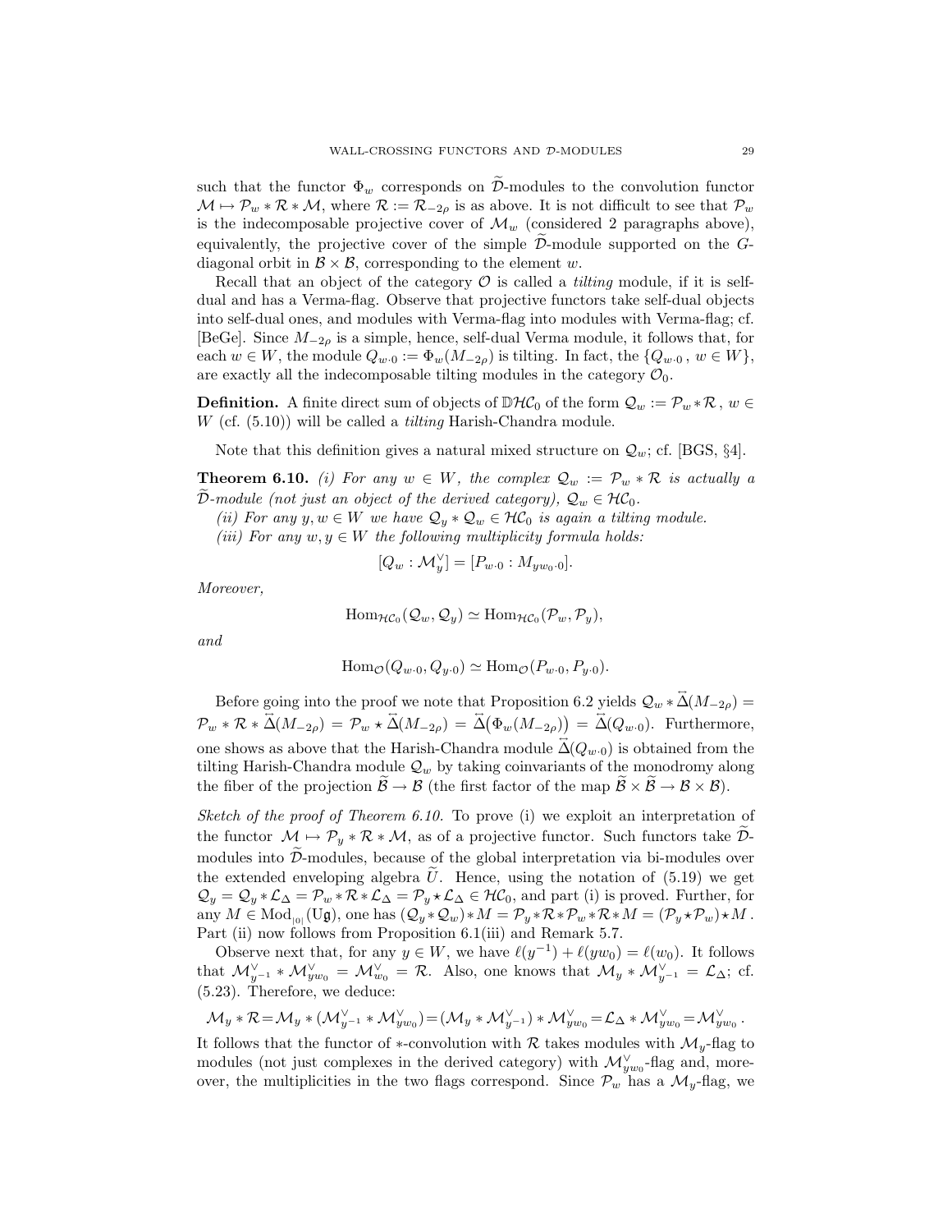such that the functor $\Phi_w$ corresponds on $\widetilde{\mathcal{D}}$-modules to the convolution functor $\mathcal{M} \mapsto \mathcal{P}_w * \mathcal{R} * \mathcal{M}$, where $\mathcal{R} := \mathcal{R}_{-2\rho}$ is as above. It is not difficult to see that $\mathcal{P}_w$ is the indecomposable projective cover of $\mathcal{M}_w$ (considered 2 paragraphs above), equivalently, the projective cover of the simple $\widetilde{\mathcal{D}}$-module supported on the $G$-diagonal orbit in $\mathcal{B} \times \mathcal{B}$, corresponding to the element $w$.

Recall that an object of the category $\mathcal{O}$ is called a *tilting* module, if it is self-dual and has a Verma-flag. Observe that projective functors take self-dual objects into self-dual ones, and modules with Verma-flag into modules with Verma-flag; cf. [BeGe]. Since $M_{-2\rho}$ is a simple, hence, self-dual Verma module, it follows that, for each $w \in W$, the module $Q_{w\cdot 0} := \Phi_w(M_{-2\rho})$ is tilting. In fact, the $\{Q_{w\cdot 0}\,,\ w \in W\}$, are exactly all the indecomposable tilting modules in the category $\mathcal{O}_0$.

**Definition.** A finite direct sum of objects of $\mathbb{D}\mathcal{HC}_0$ of the form $\mathcal{Q}_w := \mathcal{P}_w * \mathcal{R}\,,\ w \in W$ (cf. (5.10)) will be called a *tilting* Harish-Chandra module.

Note that this definition gives a natural mixed structure on $\mathcal{Q}_w$; cf. [BGS, §4].

**Theorem 6.10.** *(i) For any $w \in W$, the complex $\mathcal{Q}_w := \mathcal{P}_w * \mathcal{R}$ is actually a $\widetilde{\mathcal{D}}$-module (not just an object of the derived category), $\mathcal{Q}_w \in \mathcal{HC}_0$.*

*(ii) For any $y, w \in W$ we have $\mathcal{Q}_y * \mathcal{Q}_w \in \mathcal{HC}_0$ is again a tilting module.*

*(iii) For any $w, y \in W$ the following multiplicity formula holds:*

$$[Q_w : \mathcal{M}^\vee_y] = [P_{w\cdot 0} : M_{yw_0\cdot 0}].$$

*Moreover,*

$$\mathrm{Hom}_{\mathcal{HC}_0}(\mathcal{Q}_w, \mathcal{Q}_y) \simeq \mathrm{Hom}_{\mathcal{HC}_0}(\mathcal{P}_w, \mathcal{P}_y),$$

*and*

$$\mathrm{Hom}_{\mathcal{O}}(Q_{w\cdot 0}, Q_{y\cdot 0}) \simeq \mathrm{Hom}_{\mathcal{O}}(P_{w\cdot 0}, P_{y\cdot 0}).$$

Before going into the proof we note that Proposition 6.2 yields $\mathcal{Q}_w * \overleftrightarrow{\Delta}(M_{-2\rho}) = \mathcal{P}_w * \mathcal{R} * \overleftrightarrow{\Delta}(M_{-2\rho}) = \mathcal{P}_w \star \overleftrightarrow{\Delta}(M_{-2\rho}) = \overleftrightarrow{\Delta}\big(\Phi_w(M_{-2\rho})\big) = \overleftrightarrow{\Delta}(Q_{w\cdot 0})$. Furthermore, one shows as above that the Harish-Chandra module $\overleftrightarrow{\Delta}(Q_{w\cdot 0})$ is obtained from the tilting Harish-Chandra module $\mathcal{Q}_w$ by taking coinvariants of the monodromy along the fiber of the projection $\widetilde{\mathcal{B}} \to \mathcal{B}$ (the first factor of the map $\widetilde{\mathcal{B}} \times \widetilde{\mathcal{B}} \to \mathcal{B} \times \mathcal{B}$).

*Sketch of the proof of Theorem 6.10.* To prove (i) we exploit an interpretation of the functor $\mathcal{M} \mapsto \mathcal{P}_y * \mathcal{R} * \mathcal{M}$, as of a projective functor. Such functors take $\widetilde{\mathcal{D}}$-modules into $\widetilde{\mathcal{D}}$-modules, because of the global interpretation via bi-modules over the extended enveloping algebra $\widetilde{U}$. Hence, using the notation of (5.19) we get $\mathcal{Q}_y = \mathcal{Q}_y * \mathcal{L}_\Delta = \mathcal{P}_w * \mathcal{R} * \mathcal{L}_\Delta = \mathcal{P}_y \star \mathcal{L}_\Delta \in \mathcal{HC}_0$, and part (i) is proved. Further, for any $M \in \mathrm{Mod}_{|0|}(\mathrm{U}\mathfrak{g})$, one has $(\mathcal{Q}_y * \mathcal{Q}_w) * M = \mathcal{P}_y * \mathcal{R} * \mathcal{P}_w * \mathcal{R} * M = (\mathcal{P}_y \star \mathcal{P}_w) \star M$. Part (ii) now follows from Proposition 6.1(iii) and Remark 5.7.

Observe next that, for any $y \in W$, we have $\ell(y^{-1}) + \ell(yw_0) = \ell(w_0)$. It follows that $\mathcal{M}^\vee_{y^{-1}} * \mathcal{M}^\vee_{yw_0} = \mathcal{M}^\vee_{w_0} = \mathcal{R}$. Also, one knows that $\mathcal{M}_y * \mathcal{M}^\vee_{y^{-1}} = \mathcal{L}_\Delta$; cf. (5.23). Therefore, we deduce:

$$\mathcal{M}_y * \mathcal{R} = \mathcal{M}_y * (\mathcal{M}^\vee_{y^{-1}} * \mathcal{M}^\vee_{yw_0}) = (\mathcal{M}_y * \mathcal{M}^\vee_{y^{-1}}) * \mathcal{M}^\vee_{yw_0} = \mathcal{L}_\Delta * \mathcal{M}^\vee_{yw_0} = \mathcal{M}^\vee_{yw_0}\,.$$

It follows that the functor of $*$-convolution with $\mathcal{R}$ takes modules with $\mathcal{M}_y$-flag to modules (not just complexes in the derived category) with $\mathcal{M}^\vee_{yw_0}$-flag and, moreover, the multiplicities in the two flags correspond. Since $\mathcal{P}_w$ has a $\mathcal{M}_y$-flag, we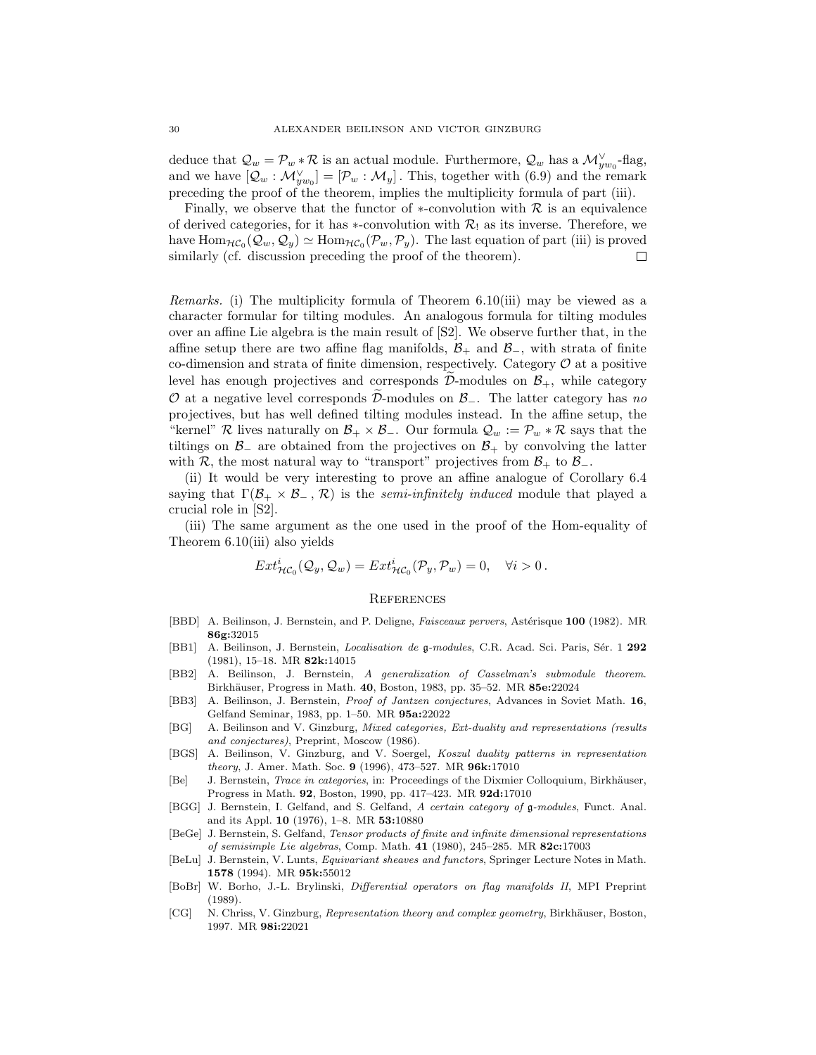deduce that $\mathcal{Q}_w = \mathcal{P}_w * \mathcal{R}$ is an actual module. Furthermore, $\mathcal{Q}_w$ has a $\mathcal{M}^\vee_{yw_0}$-flag, and we have $[\mathcal{Q}_w : \mathcal{M}^\vee_{yw_0}] = [\mathcal{P}_w : \mathcal{M}_y]$ . This, together with (6.9) and the remark preceding the proof of the theorem, implies the multiplicity formula of part (iii).

Finally, we observe that the functor of $*$-convolution with $\mathcal{R}$ is an equivalence of derived categories, for it has $*$-convolution with $\mathcal{R}_!$ as its inverse. Therefore, we have $\mathrm{Hom}_{\mathcal{HC}_0}(\mathcal{Q}_w, \mathcal{Q}_y) \simeq \mathrm{Hom}_{\mathcal{HC}_0}(\mathcal{P}_w, \mathcal{P}_y)$. The last equation of part (iii) is proved similarly (cf. discussion preceding the proof of the theorem). □

*Remarks.* (i) The multiplicity formula of Theorem 6.10(iii) may be viewed as a character formular for tilting modules. An analogous formula for tilting modules over an affine Lie algebra is the main result of [S2]. We observe further that, in the affine setup there are two affine flag manifolds, $\mathcal{B}_+$ and $\mathcal{B}_-$, with strata of finite co-dimension and strata of finite dimension, respectively. Category $\mathcal{O}$ at a positive level has enough projectives and corresponds $\widetilde{\mathcal{D}}$-modules on $\mathcal{B}_+$, while category $\mathcal{O}$ at a negative level corresponds $\widetilde{\mathcal{D}}$-modules on $\mathcal{B}_-$. The latter category has *no* projectives, but has well defined tilting modules instead. In the affine setup, the "kernel" $\mathcal{R}$ lives naturally on $\mathcal{B}_+ \times \mathcal{B}_-$. Our formula $\mathcal{Q}_w := \mathcal{P}_w * \mathcal{R}$ says that the tiltings on $\mathcal{B}_-$ are obtained from the projectives on $\mathcal{B}_+$ by convolving the latter with $\mathcal{R}$, the most natural way to "transport" projectives from $\mathcal{B}_+$ to $\mathcal{B}_-$.

(ii) It would be very interesting to prove an affine analogue of Corollary 6.4 saying that $\Gamma(\mathcal{B}_+ \times \mathcal{B}_-, \mathcal{R})$ is the *semi-infinitely induced* module that played a crucial role in [S2].

(iii) The same argument as the one used in the proof of the Hom-equality of Theorem 6.10(iii) also yields

$$Ext^i_{\mathcal{HC}_0}(\mathcal{Q}_y, \mathcal{Q}_w) = Ext^i_{\mathcal{HC}_0}(\mathcal{P}_y, \mathcal{P}_w) = 0, \quad \forall i > 0\,.$$

## References

- [BBD] A. Beilinson, J. Bernstein, and P. Deligne, *Faisceaux pervers*, Astérisque **100** (1982). MR **86g:**32015
- [BB1] A. Beilinson, J. Bernstein, *Localisation de $\mathfrak{g}$-modules*, C.R. Acad. Sci. Paris, Sér. 1 **292** (1981), 15–18. MR **82k:**14015
- [BB2] A. Beilinson, J. Bernstein, *A generalization of Casselman's submodule theorem.* Birkhäuser, Progress in Math. **40**, Boston, 1983, pp. 35–52. MR **85e:**22024
- [BB3] A. Beilinson, J. Bernstein, *Proof of Jantzen conjectures*, Advances in Soviet Math. **16**, Gelfand Seminar, 1983, pp. 1–50. MR **95a:**22022
- [BG] A. Beilinson and V. Ginzburg, *Mixed categories, Ext-duality and representations (results and conjectures)*, Preprint, Moscow (1986).
- [BGS] A. Beilinson, V. Ginzburg, and V. Soergel, *Koszul duality patterns in representation theory*, J. Amer. Math. Soc. **9** (1996), 473–527. MR **96k:**17010
- [Be] J. Bernstein, *Trace in categories*, in: Proceedings of the Dixmier Colloquium, Birkhäuser, Progress in Math. **92**, Boston, 1990, pp. 417–423. MR **92d:**17010
- [BGG] J. Bernstein, I. Gelfand, and S. Gelfand, *A certain category of $\mathfrak{g}$-modules*, Funct. Anal. and its Appl. **10** (1976), 1–8. MR **53:**10880
- [BeGe] J. Bernstein, S. Gelfand, *Tensor products of finite and infinite dimensional representations of semisimple Lie algebras*, Comp. Math. **41** (1980), 245–285. MR **82c:**17003
- [BeLu] J. Bernstein, V. Lunts, *Equivariant sheaves and functors*, Springer Lecture Notes in Math. **1578** (1994). MR **95k:**55012
- [BoBr] W. Borho, J.-L. Brylinski, *Differential operators on flag manifolds II*, MPI Preprint (1989).
- [CG] N. Chriss, V. Ginzburg, *Representation theory and complex geometry*, Birkhäuser, Boston, 1997. MR **98i:**22021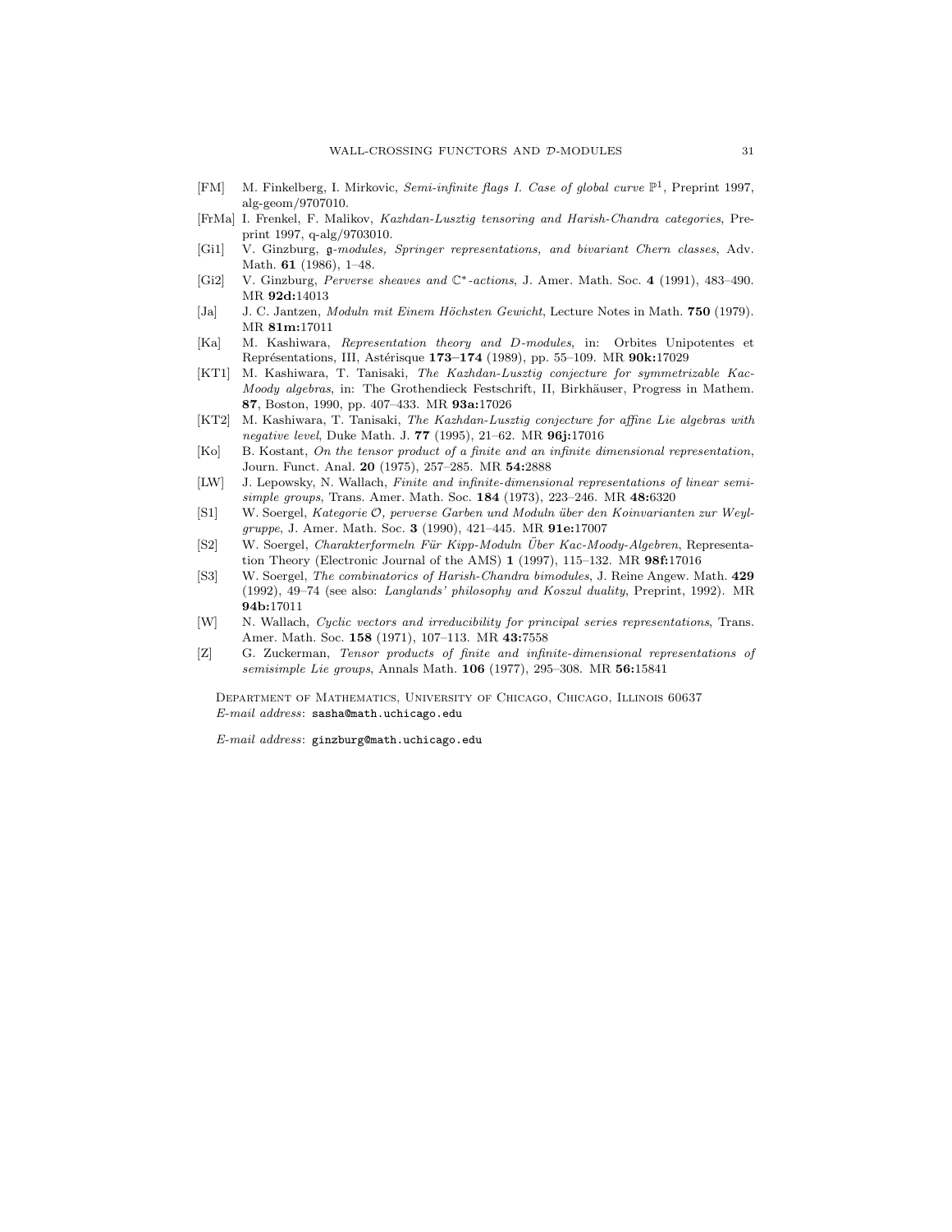[FM] M. Finkelberg, I. Mirkovic, *Semi-infinite flags I. Case of global curve $\mathbb{P}^1$*, Preprint 1997, alg-geom/9707010.

[FrMa] I. Frenkel, F. Malikov, *Kazhdan-Lusztig tensoring and Harish-Chandra categories*, Preprint 1997, q-alg/9703010.

[Gi1] V. Ginzburg, *$\mathfrak{g}$-modules, Springer representations, and bivariant Chern classes*, Adv. Math. **61** (1986), 1–48.

[Gi2] V. Ginzburg, *Perverse sheaves and $\mathbb{C}^*$-actions*, J. Amer. Math. Soc. **4** (1991), 483–490. MR **92d:**14013

[Ja] J. C. Jantzen, *Moduln mit Einem Höchsten Gewicht*, Lecture Notes in Math. **750** (1979). MR **81m:**17011

[Ka] M. Kashiwara, *Representation theory and D-modules*, in: Orbites Unipotentes et Représentations, III, Astérisque **173–174** (1989), pp. 55–109. MR **90k:**17029

[KT1] M. Kashiwara, T. Tanisaki, *The Kazhdan-Lusztig conjecture for symmetrizable Kac-Moody algebras*, in: The Grothendieck Festschrift, II, Birkhäuser, Progress in Mathem. **87**, Boston, 1990, pp. 407–433. MR **93a:**17026

[KT2] M. Kashiwara, T. Tanisaki, *The Kazhdan-Lusztig conjecture for affine Lie algebras with negative level*, Duke Math. J. **77** (1995), 21–62. MR **96j:**17016

[Ko] B. Kostant, *On the tensor product of a finite and an infinite dimensional representation*, Journ. Funct. Anal. **20** (1975), 257–285. MR **54:**2888

[LW] J. Lepowsky, N. Wallach, *Finite and infinite-dimensional representations of linear semisimple groups*, Trans. Amer. Math. Soc. **184** (1973), 223–246. MR **48:**6320

[S1] W. Soergel, *Kategorie $\mathcal{O}$, perverse Garben und Moduln über den Koinvarianten zur Weylgruppe*, J. Amer. Math. Soc. **3** (1990), 421–445. MR **91e:**17007

[S2] W. Soergel, *Charakterformeln Für Kipp-Moduln Über Kac-Moody-Algebren*, Representation Theory (Electronic Journal of the AMS) **1** (1997), 115–132. MR **98f:**17016

[S3] W. Soergel, *The combinatorics of Harish-Chandra bimodules*, J. Reine Angew. Math. **429** (1992), 49–74 (see also: *Langlands' philosophy and Koszul duality*, Preprint, 1992). MR **94b:**17011

[W] N. Wallach, *Cyclic vectors and irreducibility for principal series representations*, Trans. Amer. Math. Soc. **158** (1971), 107–113. MR **43:**7558

[Z] G. Zuckerman, *Tensor products of finite and infinite-dimensional representations of semisimple Lie groups*, Annals Math. **106** (1977), 295–308. MR **56:**15841

Department of Mathematics, University of Chicago, Chicago, Illinois 60637
*E-mail address*: sasha@math.uchicago.edu

*E-mail address*: ginzburg@math.uchicago.edu